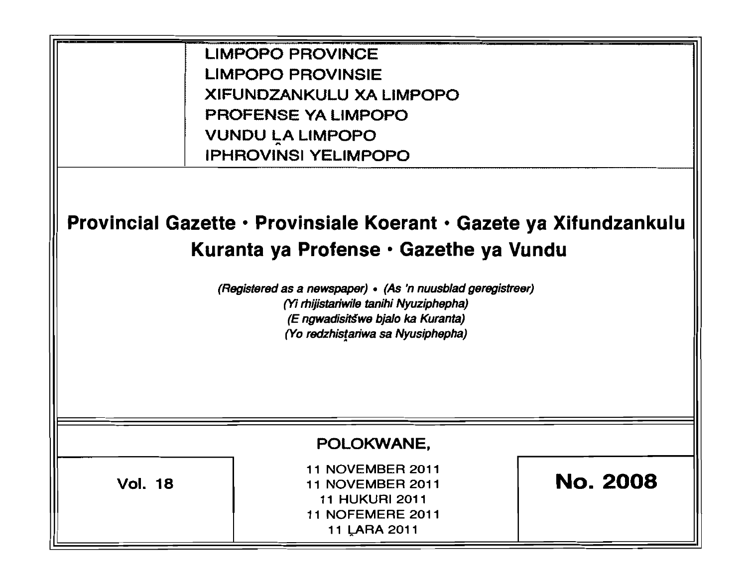LIMPOPO PROVINCE
LIMPOPO PROVINSIE
XIFUNDZANKULU XA LIMPOPO
PROFENSE YA LIMPOPO
VUNDU LA LIMPOPO
IPHROVINSI YELIMPOPO

# Provincial Gazette • Provinsiale Koerant • Gazete ya Xifundzankulu Kuranta ya Profense • Gazethe ya Vundu

*(Registered as a newspaper) • (As 'n nuusblad geregistreer)*
*(Yi rhijistariwile tanihi Nyuziphepha)*
*(E ngwadisitšwe bjalo ka Kuranta)*
*(Yo redzhistariwa sa Nyusiphepha)*

POLOKWANE,

| Vol. 18 | 11 NOVEMBER 2011<br>11 NOVEMBER 2011<br>11 HUKURI 2011<br>11 NOFEMERE 2011<br>11 LARA 2011 | **No. 2008** |
|---|---|---|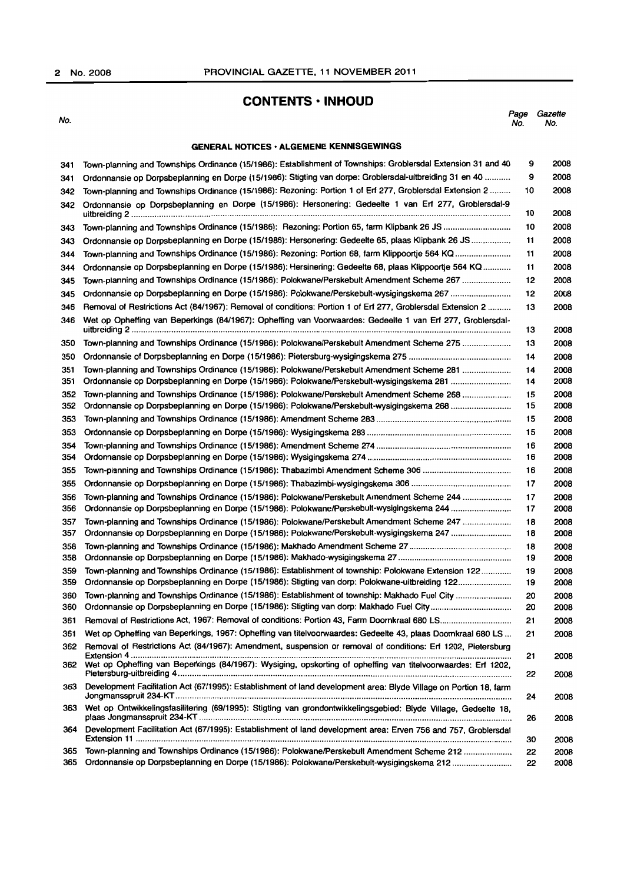# CONTENTS · INHOUD

## GENERAL NOTICES · ALGEMENE KENNISGEWINGS

| No. | | Page No. | Gazette No. |
|---|---|---|---|
| 341 | Town-planning and Townships Ordinance (15/1986): Establishment of Townships: Groblersdal Extension 31 and 40 | 9 | 2008 |
| 341 | Ordonnansie op Dorpsbeplanning en Dorpe (15/1986): Stigting van dorpe: Groblersdal-uitbreiding 31 en 40 | 9 | 2008 |
| 342 | Town-planning and Townships Ordinance (15/1986): Rezoning: Portion 1 of Erf 277, Groblersdal Extension 2 | 10 | 2008 |
| 342 | Ordonnansie op Dorpsbeplanning en Dorpe (15/1986): Hersonering: Gedeelte 1 van Erf 277, Groblersdal-9 uitbreiding 2 | 10 | 2008 |
| 343 | Town-planning and Townships Ordinance (15/1986): Rezoning: Portion 65, farm Klipbank 26 JS | 10 | 2008 |
| 343 | Ordonnansie op Dorpsbeplanning en Dorpe (15/1986): Hersonering: Gedeelte 65, plaas Klipbank 26 JS | 11 | 2008 |
| 344 | Town-planning and Townships Ordinance (15/1986): Rezoning: Portion 68, farm Klippoortje 564 KQ | 11 | 2008 |
| 344 | Ordonnansie op Dorpsbeplanning en Dorpe (15/1986): Hersinering: Gedeelte 68, plaas Klippoortje 564 KQ | 11 | 2008 |
| 345 | Town-planning and Townships Ordinance (15/1986): Polokwane/Perskebult Amendment Scheme 267 | 12 | 2008 |
| 345 | Ordonnansie op Dorpsbeplanning en Dorpe (15/1986): Polokwane/Perskebult-wysigingskema 267 | 12 | 2008 |
| 346 | Removal of Restrictions Act (84/1967): Removal of conditions: Portion 1 of Erf 277, Groblersdal Extension 2 | 13 | 2008 |
| 346 | Wet op Opheffing van Beperkings (84/1967): Opheffing van Voorwaardes: Gedeelte 1 van Erf 277, Groblersdal-uitbreiding 2 | 13 | 2008 |
| 350 | Town-planning and Townships Ordinance (15/1986): Polokwane/Perskebult Amendment Scheme 275 | 13 | 2008 |
| 350 | Ordonnansie of Dorpsbeplanning en Dorpe (15/1986): Pietersburg-wysigingskema 275 | 14 | 2008 |
| 351 | Town-planning and Townships Ordinance (15/1986): Polokwane/Perskebult Amendment Scheme 281 | 14 | 2008 |
| 351 | Ordonnansie op Dorpsbeplanning en Dorpe (15/1986): Polokwane/Perskebult-wysigingskema 281 | 14 | 2008 |
| 352 | Town-planning and Townships Ordinance (15/1986): Polokwane/Perskebult Amendment Scheme 268 | 15 | 2008 |
| 352 | Ordonnansie op Dorpsbeplanning en Dorpe (15/1986): Polokwane/Perskebult-wysigingskema 268 | 15 | 2008 |
| 353 | Town-planning and Townships Ordinance (15/1986): Amendment Scheme 283 | 15 | 2008 |
| 353 | Ordonnansie op Dorpsbeplanning en Dorpe (15/1986): Wysigingskema 283 | 15 | 2008 |
| 354 | Town-planning and Townships Ordinance (15/1986): Amendment Scheme 274 | 16 | 2008 |
| 354 | Ordonnansie op Dorpsbeplanning en Dorpe (15/1986): Wysigingskema 274 | 16 | 2008 |
| 355 | Town-planning and Townships Ordinance (15/1986): Thabazimbi Amendment Scheme 306 | 16 | 2008 |
| 355 | Ordonnansie op Dorpsbeplanning en Dorpe (15/1986): Thabazimbi-wysigingskema 306 | 17 | 2008 |
| 356 | Town-planning and Townships Ordinance (15/1986): Polokwane/Perskebult Amendment Scheme 244 | 17 | 2008 |
| 356 | Ordonnansie op Dorpsbeplanning en Dorpe (15/1986): Polokwane/Perskebult-wysigingskema 244 | 17 | 2008 |
| 357 | Town-planning and Townships Ordinance (15/1986): Polokwane/Perskebult Amendment Scheme 247 | 18 | 2008 |
| 357 | Ordonnansie op Dorpsbeplanning en Dorpe (15/1986): Polokwane/Perskebult-wysigingskema 247 | 18 | 2008 |
| 358 | Town-planning and Townships Ordinance (15/1986): Makhado Amendment Scheme 27 | 18 | 2008 |
| 358 | Ordonnansie op Dorpsbeplanning en Dorpe (15/1986): Makhado-wysigingskema 27 | 19 | 2008 |
| 359 | Town-planning and Townships Ordinance (15/1986): Establishment of township: Polokwane Extension 122 | 19 | 2008 |
| 359 | Ordonnansie op Dorpsbeplanning en Dorpe (15/1986): Stigting van dorp: Polokwane-uitbreiding 122 | 19 | 2008 |
| 360 | Town-planning and Townships Ordinance (15/1986): Establishment of township: Makhado Fuel City | 20 | 2008 |
| 360 | Ordonnansie op Dorpsbeplanning en Dorpe (15/1986): Stigting van dorp: Makhado Fuel City | 20 | 2008 |
| 361 | Removal of Restrictions Act, 1967: Removal of conditions: Portion 43, Farm Doornkraal 680 LS | 21 | 2008 |
| 361 | Wet op Opheffing van Beperkings, 1967: Opheffing van titelvoorwaardes: Gedeelte 43, plaas Doornkraal 680 LS | 21 | 2008 |
| 362 | Removal of Restrictions Act (84/1967): Amendment, suspension or removal of conditions: Erf 1202, Pietersburg Extension 4 | 21 | 2008 |
| 362 | Wet op Opheffing van Beperkings (84/1967): Wysiging, opskorting of opheffing van titelvoorwaardes: Erf 1202, Pietersburg-uitbreiding 4 | 22 | 2008 |
| 363 | Development Facilitation Act (67/1995): Establishment of land development area: Blyde Village on Portion 18, farm Jongmansspruit 234-KT | 24 | 2008 |
| 363 | Wet op Ontwikkelingsfasilitering (69/1995): Stigting van grondontwikkelingsgebied: Blyde Village, Gedeelte 18, plaas Jongmansspruit 234-KT | 26 | 2008 |
| 364 | Development Facilitation Act (67/1995): Establishment of land development area: Erven 756 and 757, Groblersdal Extension 11 | 30 | 2008 |
| 365 | Town-planning and Townships Ordinance (15/1986): Polokwane/Perskebult Amendment Scheme 212 | 22 | 2008 |
| 365 | Ordonnansie op Dorpsbeplanning en Dorpe (15/1986): Polokwane/Perskebult-wysigingskema 212 | 22 | 2008 |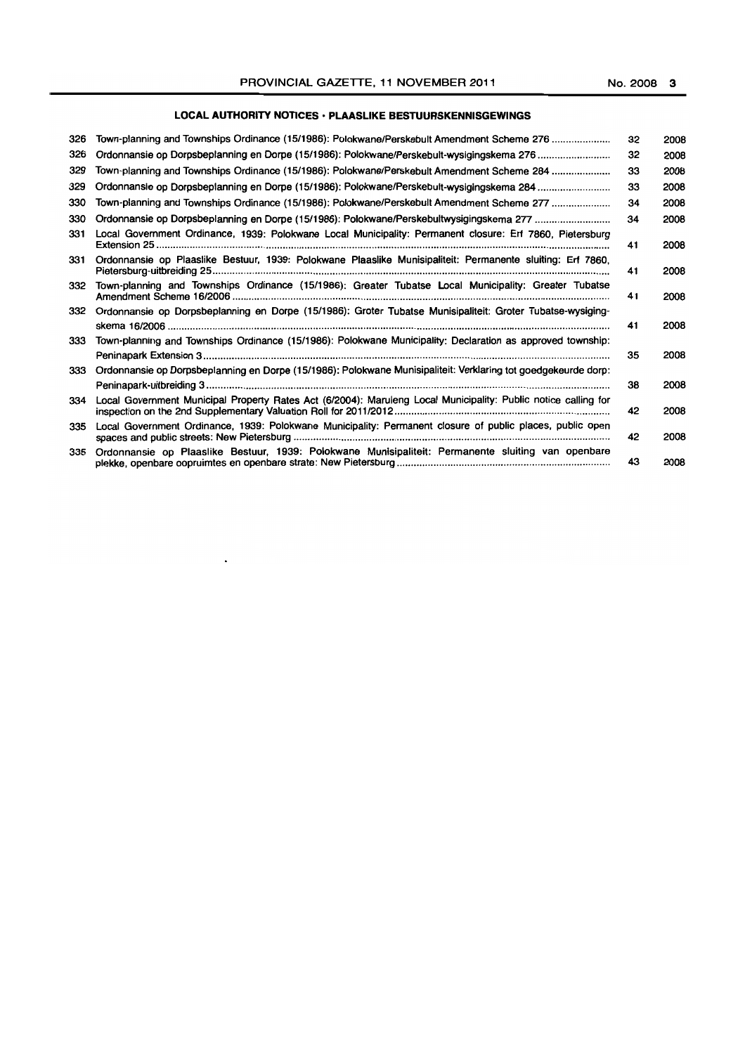## LOCAL AUTHORITY NOTICES · PLAASLIKE BESTUURSKENNISGEWINGS

| | | | |
|---|---|---|---|
| 326 | Town-planning and Townships Ordinance (15/1986): Polokwane/Perskebult Amendment Scheme 276 | 32 | 2008 |
| 326 | Ordonnansie op Dorpsbeplanning en Dorpe (15/1986): Polokwane/Perskebult-wysigingskema 276 | 32 | 2008 |
| 329 | Town-planning and Townships Ordinance (15/1986): Polokwane/Perskebult Amendment Scheme 284 | 33 | 2008 |
| 329 | Ordonnansie op Dorpsbeplanning en Dorpe (15/1986): Polokwane/Perskebult-wysigingskema 284 | 33 | 2008 |
| 330 | Town-planning and Townships Ordinance (15/1986): Polokwane/Perskebult Amendment Scheme 277 | 34 | 2008 |
| 330 | Ordonnansie op Dorpsbeplanning en Dorpe (15/1986): Polokwane/Perskebultwysigingskema 277 | 34 | 2008 |
| 331 | Local Government Ordinance, 1939: Polokwane Local Municipality: Permanent closure: Erf 7860, Pietersburg Extension 25 | 41 | 2008 |
| 331 | Ordonnansie op Plaaslike Bestuur, 1939: Polokwane Plaaslike Munisipaliteit: Permanente sluiting: Erf 7860, Pietersburg-uitbreiding 25 | 41 | 2008 |
| 332 | Town-planning and Townships Ordinance (15/1986): Greater Tubatse Local Municipality: Greater Tubatse Amendment Scheme 16/2006 | 41 | 2008 |
| 332 | Ordonnansie op Dorpsbeplanning en Dorpe (15/1986): Groter Tubatse Munisipaliteit: Groter Tubatse-wysigingskema 16/2006 | 41 | 2008 |
| 333 | Town-planning and Townships Ordinance (15/1986): Polokwane Municipality: Declaration as approved township: Peninapark Extension 3 | 35 | 2008 |
| 333 | Ordonnansie op Dorpsbeplanning en Dorpe (15/1986): Polokwane Munisipaliteit: Verklaring tot goedgekeurde dorp: Peninapark-uitbreiding 3 | 38 | 2008 |
| 334 | Local Government Municipal Property Rates Act (6/2004): Maruleng Local Municipality: Public notice calling for inspection on the 2nd Supplementary Valuation Roll for 2011/2012 | 42 | 2008 |
| 335 | Local Government Ordinance, 1939: Polokwane Municipality: Permanent closure of public places, public open spaces and public streets: New Pietersburg | 42 | 2008 |
| 335 | Ordonnansie op Plaaslike Bestuur, 1939: Polokwane Munisipaliteit: Permanente sluiting van openbare plekke, openbare oopruimtes en openbare strate: New Pietersburg | 43 | 2008 |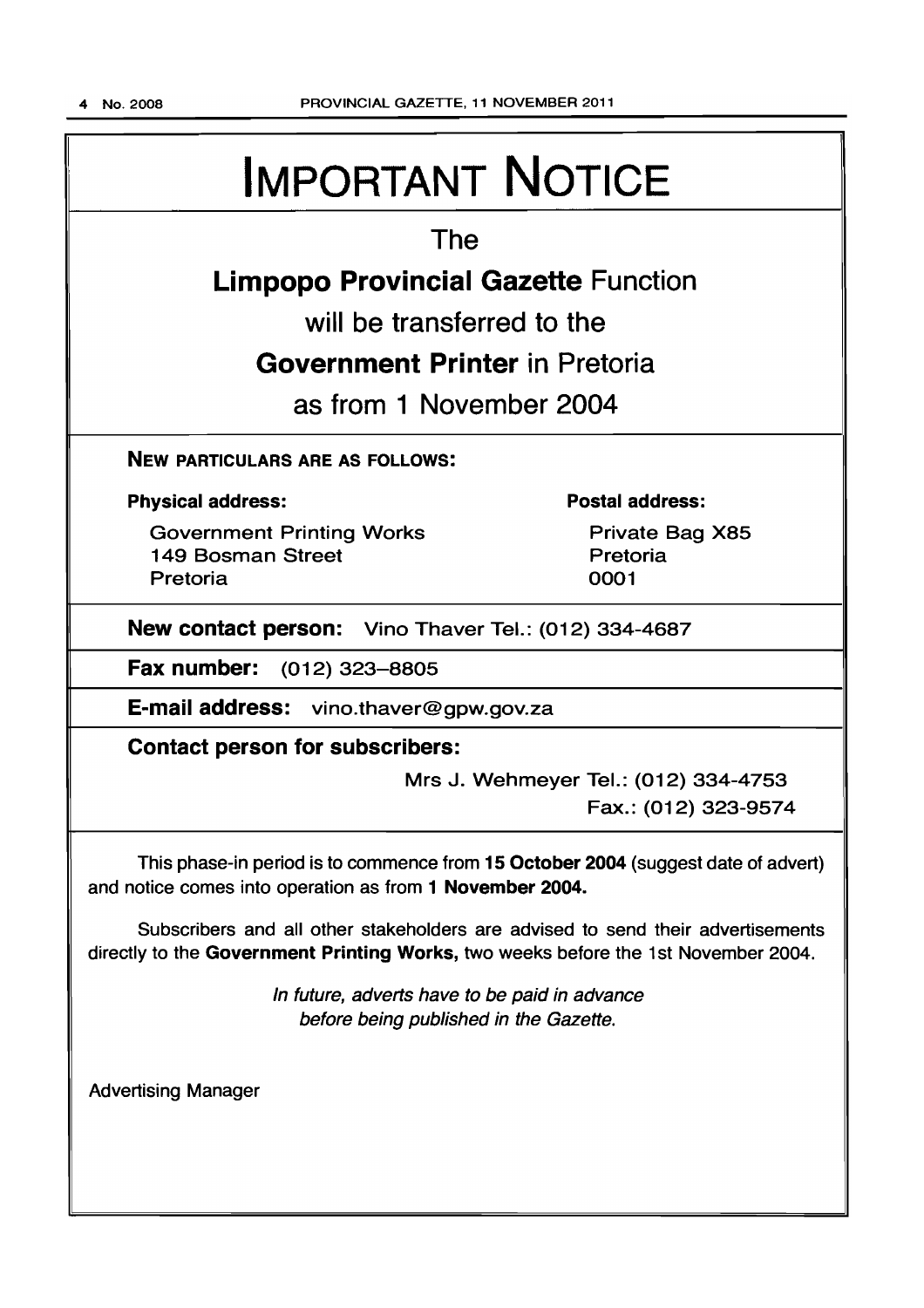# IMPORTANT NOTICE

The

**Limpopo Provincial Gazette** Function

will be transferred to the

**Government Printer** in Pretoria

as from 1 November 2004

**NEW PARTICULARS ARE AS FOLLOWS:**

**Physical address:**

Government Printing Works
149 Bosman Street
Pretoria

**Postal address:**

Private Bag X85
Pretoria
0001

**New contact person:** Vino Thaver Tel.: (012) 334-4687

**Fax number:** (012) 323–8805

**E-mail address:** vino.thaver@gpw.gov.za

**Contact person for subscribers:**

Mrs J. Wehmeyer Tel.: (012) 334-4753
Fax.: (012) 323-9574

This phase-in period is to commence from **15 October 2004** (suggest date of advert) and notice comes into operation as from **1 November 2004.**

Subscribers and all other stakeholders are advised to send their advertisements directly to the **Government Printing Works,** two weeks before the 1st November 2004.

*In future, adverts have to be paid in advance before being published in the Gazette.*

Advertising Manager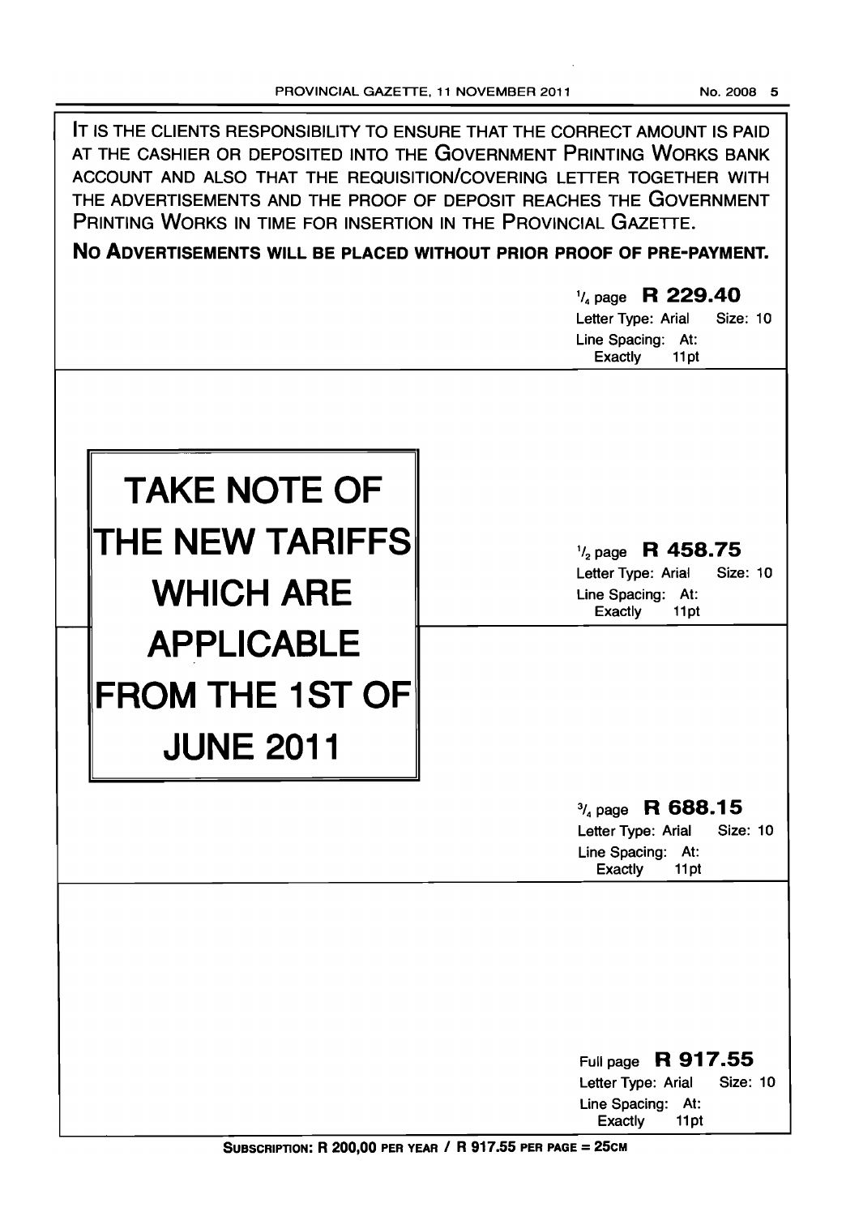IT IS THE CLIENTS RESPONSIBILITY TO ENSURE THAT THE CORRECT AMOUNT IS PAID AT THE CASHIER OR DEPOSITED INTO THE GOVERNMENT PRINTING WORKS BANK ACCOUNT AND ALSO THAT THE REQUISITION/COVERING LETTER TOGETHER WITH THE ADVERTISEMENTS AND THE PROOF OF DEPOSIT REACHES THE GOVERNMENT PRINTING WORKS IN TIME FOR INSERTION IN THE PROVINCIAL GAZETTE.

**NO ADVERTISEMENTS WILL BE PLACED WITHOUT PRIOR PROOF OF PRE-PAYMENT.**

1/4 page **R 229.40**
Letter Type: Arial Size: 10
Line Spacing: At: Exactly 11pt

# TAKE NOTE OF THE NEW TARIFFS WHICH ARE APPLICABLE FROM THE 1ST OF JUNE 2011

1/2 page **R 458.75**
Letter Type: Arial Size: 10
Line Spacing: At: Exactly 11pt

3/4 page **R 688.15**
Letter Type: Arial Size: 10
Line Spacing: At: Exactly 11pt

Full page **R 917.55**
Letter Type: Arial Size: 10
Line Spacing: At: Exactly 11pt

**SUBSCRIPTION: R 200,00 PER YEAR / R 917.55 PER PAGE = 25CM**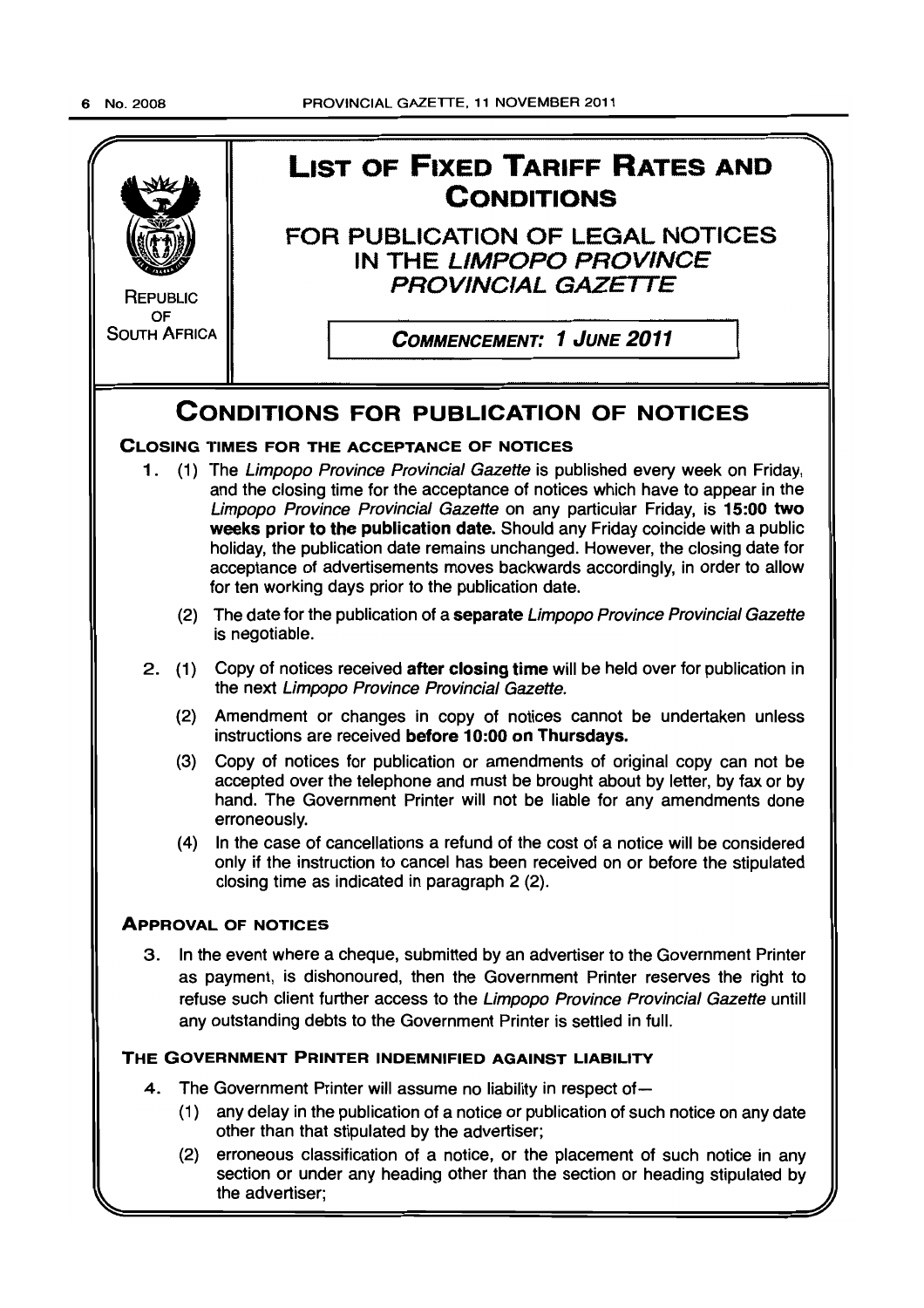REPUBLIC OF SOUTH AFRICA

# LIST OF FIXED TARIFF RATES AND CONDITIONS

## FOR PUBLICATION OF LEGAL NOTICES IN THE *LIMPOPO PROVINCE PROVINCIAL GAZETTE*

***COMMENCEMENT: 1 JUNE 2011***

## CONDITIONS FOR PUBLICATION OF NOTICES

### CLOSING TIMES FOR THE ACCEPTANCE OF NOTICES

1. (1) The *Limpopo Province Provincial Gazette* is published every week on Friday, and the closing time for the acceptance of notices which have to appear in the *Limpopo Province Provincial Gazette* on any particular Friday, is **15:00 two weeks prior to the publication date.** Should any Friday coincide with a public holiday, the publication date remains unchanged. However, the closing date for acceptance of advertisements moves backwards accordingly, in order to allow for ten working days prior to the publication date.

   (2) The date for the publication of a **separate** *Limpopo Province Provincial Gazette* is negotiable.

2. (1) Copy of notices received **after closing time** will be held over for publication in the next *Limpopo Province Provincial Gazette.*

   (2) Amendment or changes in copy of notices cannot be undertaken unless instructions are received **before 10:00 on Thursdays.**

   (3) Copy of notices for publication or amendments of original copy can not be accepted over the telephone and must be brought about by letter, by fax or by hand. The Government Printer will not be liable for any amendments done erroneously.

   (4) In the case of cancellations a refund of the cost of a notice will be considered only if the instruction to cancel has been received on or before the stipulated closing time as indicated in paragraph 2 (2).

### APPROVAL OF NOTICES

3. In the event where a cheque, submitted by an advertiser to the Government Printer as payment, is dishonoured, then the Government Printer reserves the right to refuse such client further access to the *Limpopo Province Provincial Gazette* untill any outstanding debts to the Government Printer is settled in full.

### THE GOVERNMENT PRINTER INDEMNIFIED AGAINST LIABILITY

4. The Government Printer will assume no liability in respect of—

   (1) any delay in the publication of a notice or publication of such notice on any date other than that stipulated by the advertiser;

   (2) erroneous classification of a notice, or the placement of such notice in any section or under any heading other than the section or heading stipulated by the advertiser;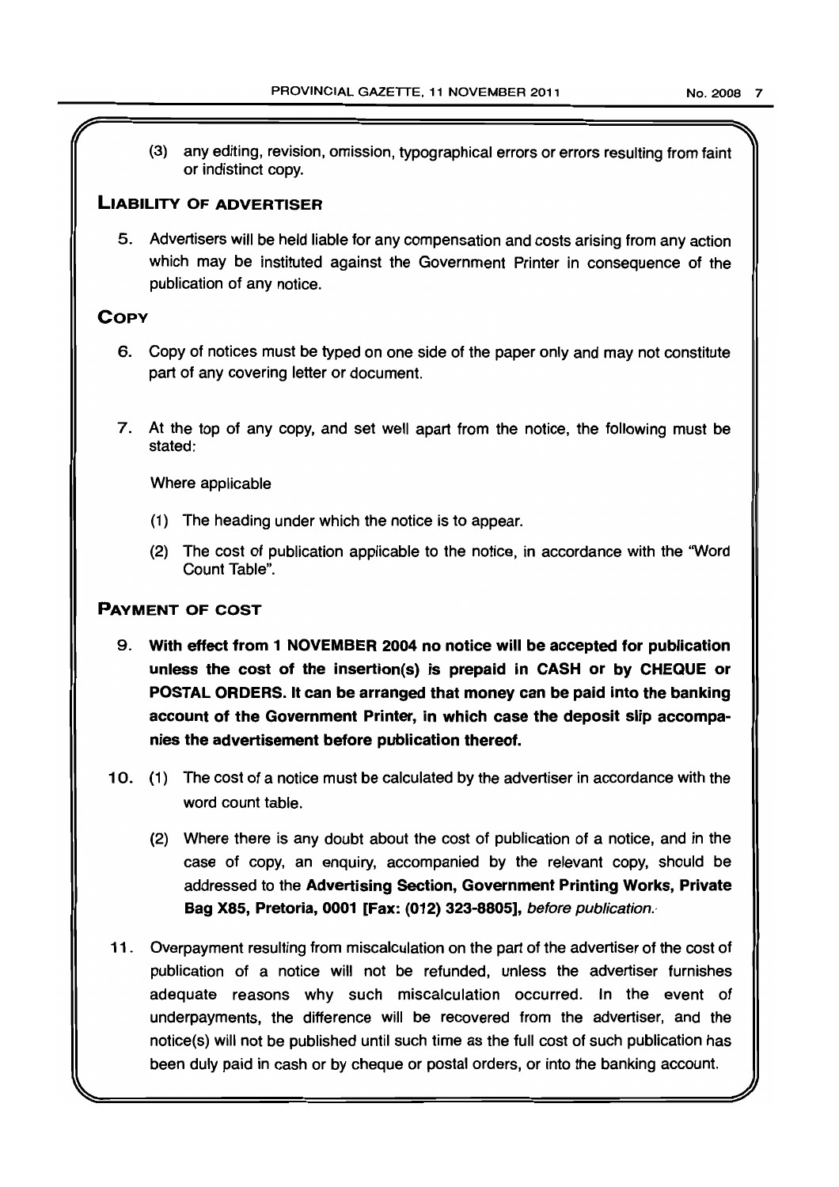(3) any editing, revision, omission, typographical errors or errors resulting from faint or indistinct copy.

## LIABILITY OF ADVERTISER

5. Advertisers will be held liable for any compensation and costs arising from any action which may be instituted against the Government Printer in consequence of the publication of any notice.

## COPY

6. Copy of notices must be typed on one side of the paper only and may not constitute part of any covering letter or document.

7. At the top of any copy, and set well apart from the notice, the following must be stated:

   Where applicable

   (1) The heading under which the notice is to appear.

   (2) The cost of publication applicable to the notice, in accordance with the "Word Count Table".

## PAYMENT OF COST

9. **With effect from 1 NOVEMBER 2004 no notice will be accepted for publication unless the cost of the insertion(s) is prepaid in CASH or by CHEQUE or POSTAL ORDERS. It can be arranged that money can be paid into the banking account of the Government Printer, in which case the deposit slip accompanies the advertisement before publication thereof.**

10. (1) The cost of a notice must be calculated by the advertiser in accordance with the word count table.

    (2) Where there is any doubt about the cost of publication of a notice, and in the case of copy, an enquiry, accompanied by the relevant copy, should be addressed to the **Advertising Section, Government Printing Works, Private Bag X85, Pretoria, 0001 [Fax: (012) 323-8805],** *before publication.*

11. Overpayment resulting from miscalculation on the part of the advertiser of the cost of publication of a notice will not be refunded, unless the advertiser furnishes adequate reasons why such miscalculation occurred. In the event of underpayments, the difference will be recovered from the advertiser, and the notice(s) will not be published until such time as the full cost of such publication has been duly paid in cash or by cheque or postal orders, or into the banking account.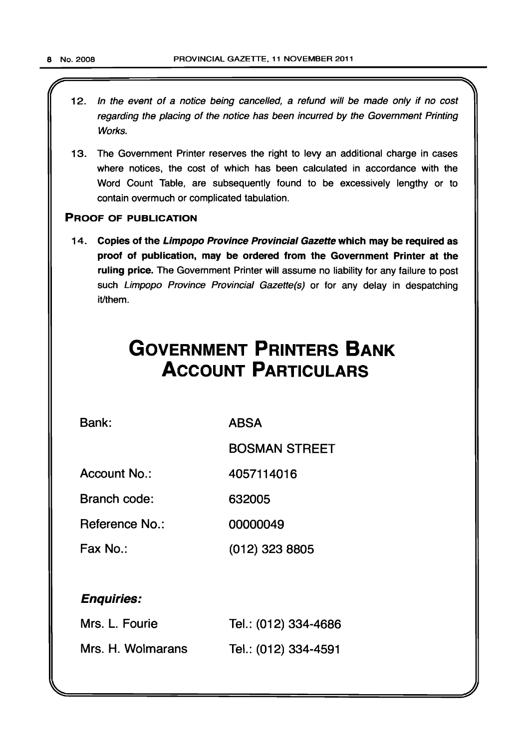12. *In the event of a notice being cancelled, a refund will be made only if no cost regarding the placing of the notice has been incurred by the Government Printing Works.*

13. The Government Printer reserves the right to levy an additional charge in cases where notices, the cost of which has been calculated in accordance with the Word Count Table, are subsequently found to be excessively lengthy or to contain overmuch or complicated tabulation.

### PROOF OF PUBLICATION

14. **Copies of the *Limpopo Province Provincial Gazette* which may be required as proof of publication, may be ordered from the Government Printer at the ruling price.** The Government Printer will assume no liability for any failure to post such *Limpopo Province Provincial Gazette(s)* or for any delay in despatching it/them.

# GOVERNMENT PRINTERS BANK ACCOUNT PARTICULARS

| | |
|---|---|
| Bank: | ABSA |
| | BOSMAN STREET |
| Account No.: | 4057114016 |
| Branch code: | 632005 |
| Reference No.: | 00000049 |
| Fax No.: | (012) 323 8805 |

***Enquiries:***

| | |
|---|---|
| Mrs. L. Fourie | Tel.: (012) 334-4686 |
| Mrs. H. Wolmarans | Tel.: (012) 334-4591 |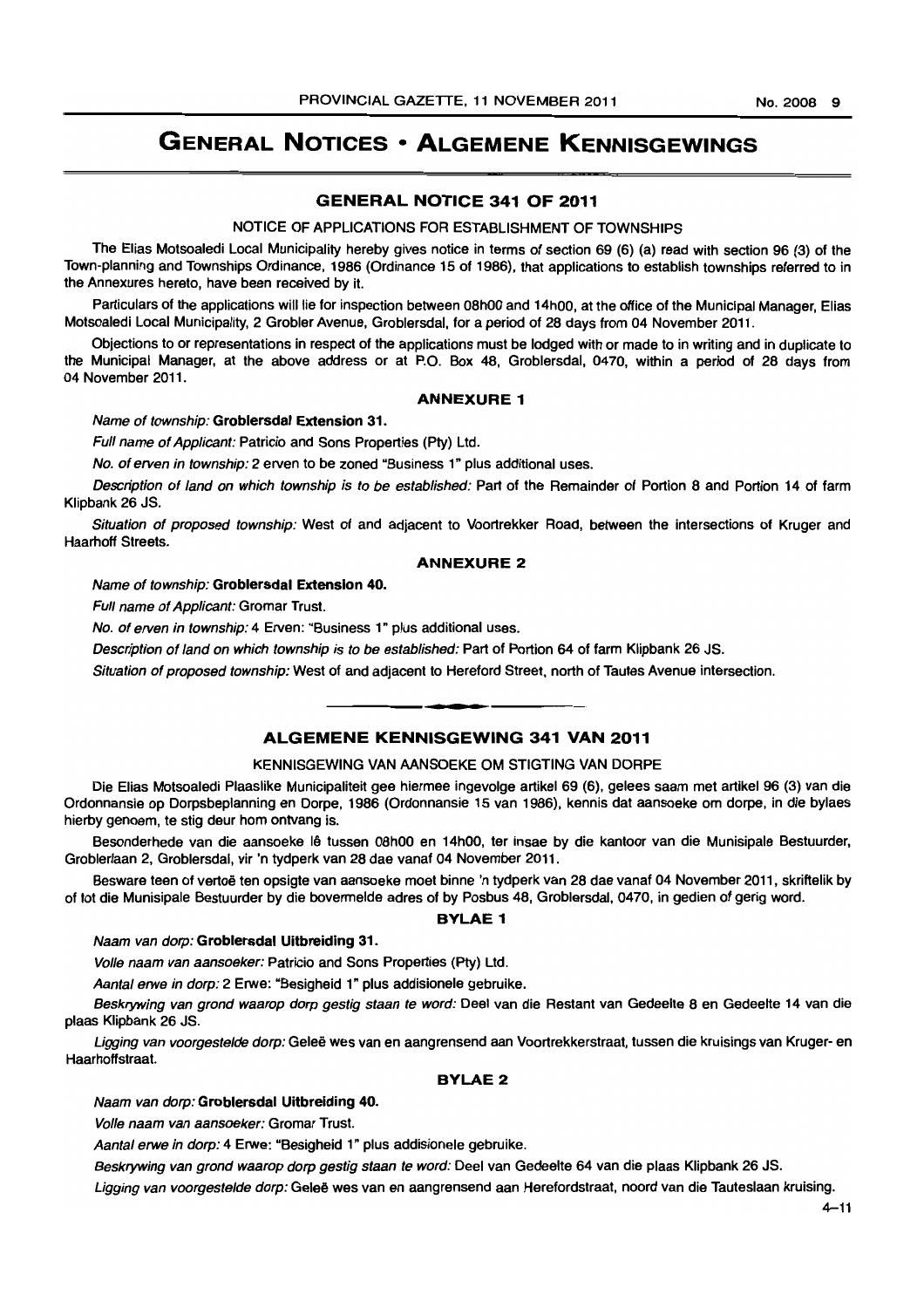# GENERAL NOTICES • ALGEMENE KENNISGEWINGS

## GENERAL NOTICE 341 OF 2011

NOTICE OF APPLICATIONS FOR ESTABLISHMENT OF TOWNSHIPS

The Elias Motsoaledi Local Municipality hereby gives notice in terms of section 69 (6) (a) read with section 96 (3) of the Town-planning and Townships Ordinance, 1986 (Ordinance 15 of 1986), that applications to establish townships referred to in the Annexures hereto, have been received by it.

Particulars of the applications will lie for inspection between 08h00 and 14h00, at the office of the Municipal Manager, Elias Motsoaledi Local Municipality, 2 Grobler Avenue, Groblersdal, for a period of 28 days from 04 November 2011.

Objections to or representations in respect of the applications must be lodged with or made to in writing and in duplicate to the Municipal Manager, at the above address or at P.O. Box 48, Groblersdal, 0470, within a period of 28 days from 04 November 2011.

### ANNEXURE 1

*Name of township:* **Groblersdal Extension 31.**

*Full name of Applicant:* Patricio and Sons Properties (Pty) Ltd.

*No. of erven in township:* 2 erven to be zoned "Business 1" plus additional uses.

*Description of land on which township is to be established:* Part of the Remainder of Portion 8 and Portion 14 of farm Klipbank 26 JS.

*Situation of proposed township:* West of and adjacent to Voortrekker Road, between the intersections of Kruger and Haarhoff Streets.

### ANNEXURE 2

*Name of township:* **Groblersdal Extension 40.**

*Full name of Applicant:* Gromar Trust.

*No. of erven in township:* 4 Erven: "Business 1" plus additional uses.

*Description of land on which township is to be established:* Part of Portion 64 of farm Klipbank 26 JS.

*Situation of proposed township:* West of and adjacent to Hereford Street, north of Tautes Avenue intersection.

---

## ALGEMENE KENNISGEWING 341 VAN 2011

KENNISGEWING VAN AANSOEKE OM STIGTING VAN DORPE

Die Elias Motsoaledi Plaaslike Municipaliteit gee hiermee ingevolge artikel 69 (6), gelees saam met artikel 96 (3) van die Ordonnansie op Dorpsbeplanning en Dorpe, 1986 (Ordonnansie 15 van 1986), kennis dat aansoeke om dorpe, in die bylaes hierby genoem, te stig deur hom ontvang is.

Besonderhede van die aansoeke lê tussen 08h00 en 14h00, ter insae by die kantoor van die Munisipale Bestuurder, Groblerlaan 2, Groblersdal, vir 'n tydperk van 28 dae vanaf 04 November 2011.

Besware teen of vertoë ten opsigte van aansoeke moet binne 'n tydperk van 28 dae vanaf 04 November 2011, skriftelik by of tot die Munisipale Bestuurder by die bovermelde adres of by Posbus 48, Groblersdal, 0470, in gedien of gerig word.

### BYLAE 1

*Naam van dorp:* **Groblersdal Uitbreiding 31.**

*Volle naam van aansoeker:* Patricio and Sons Properties (Pty) Ltd.

*Aantal erwe in dorp:* 2 Erwe: "Besigheid 1" plus addisionele gebruike.

*Beskrywing van grond waarop dorp gestig staan te word:* Deel van die Restant van Gedeelte 8 en Gedeelte 14 van die plaas Klipbank 26 JS.

*Ligging van voorgestelde dorp:* Geleë wes van en aangrensend aan Voortrekkerstraat, tussen die kruisings van Kruger- en Haarhoffstraat.

### BYLAE 2

*Naam van dorp:* **Groblersdal Uitbreiding 40.**

*Volle naam van aansoeker:* Gromar Trust.

*Aantal erwe in dorp:* 4 Erwe: "Besigheid 1" plus addisionele gebruike.

*Beskrywing van grond waarop dorp gestig staan te word:* Deel van Gedeelte 64 van die plaas Klipbank 26 JS.

*Ligging van voorgestelde dorp:* Geleë wes van en aangrensend aan Herefordstraat, noord van die Tauteslaan kruising.

4–11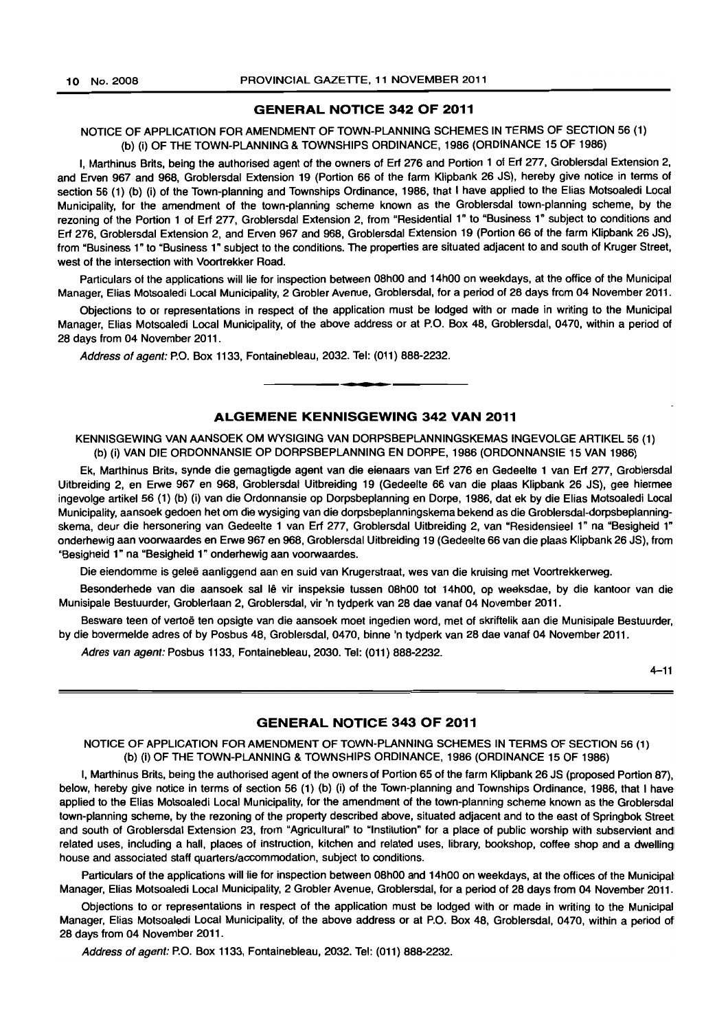## GENERAL NOTICE 342 OF 2011

NOTICE OF APPLICATION FOR AMENDMENT OF TOWN-PLANNING SCHEMES IN TERMS OF SECTION 56 (1) (b) (i) OF THE TOWN-PLANNING & TOWNSHIPS ORDINANCE, 1986 (ORDINANCE 15 OF 1986)

I, Marthinus Brits, being the authorised agent of the owners of Erf 276 and Portion 1 of Erf 277, Groblersdal Extension 2, and Erven 967 and 968, Groblersdal Extension 19 (Portion 66 of the farm Klipbank 26 JS), hereby give notice in terms of section 56 (1) (b) (i) of the Town-planning and Townships Ordinance, 1986, that I have applied to the Elias Motsoaledi Local Municipality, for the amendment of the town-planning scheme known as the Groblersdal town-planning scheme, by the rezoning of the Portion 1 of Erf 277, Groblersdal Extension 2, from "Residential 1" to "Business 1" subject to conditions and Erf 276, Groblersdal Extension 2, and Erven 967 and 968, Groblersdal Extension 19 (Portion 66 of the farm Klipbank 26 JS), from "Business 1" to "Business 1" subject to the conditions. The properties are situated adjacent to and south of Kruger Street, west of the intersection with Voortrekker Road.

Particulars of the applications will lie for inspection between 08h00 and 14h00 on weekdays, at the office of the Municipal Manager, Elias Motsoaledi Local Municipality, 2 Grobler Avenue, Groblersdal, for a period of 28 days from 04 November 2011.

Objections to or representations in respect of the application must be lodged with or made in writing to the Municipal Manager, Elias Motsoaledi Local Municipality, of the above address or at P.O. Box 48, Groblersdal, 0470, within a period of 28 days from 04 November 2011.

*Address of agent:* P.O. Box 1133, Fontainebleau, 2032. Tel: (011) 888-2232.

---

## ALGEMENE KENNISGEWING 342 VAN 2011

KENNISGEWING VAN AANSOEK OM WYSIGING VAN DORPSBEPLANNINGSKEMAS INGEVOLGE ARTIKEL 56 (1) (b) (i) VAN DIE ORDONNANSIE OP DORPSBEPLANNING EN DORPE, 1986 (ORDONNANSIE 15 VAN 1986)

Ek, Marthinus Brits, synde die gemagtigde agent van die eienaars van Erf 276 en Gedeelte 1 van Erf 277, Groblersdal Uitbreiding 2, en Erwe 967 en 968, Groblersdal Uitbreiding 19 (Gedeelte 66 van die plaas Klipbank 26 JS), gee hiermee ingevolge artikel 56 (1) (b) (i) van die Ordonnansie op Dorpsbeplanning en Dorpe, 1986, dat ek by die Elias Motsoaledi Local Municipality, aansoek gedoen het om die wysiging van die dorpsbeplanningskema bekend as die Groblersdal-dorpsbeplanningskema, deur die hersonering van Gedeelte 1 van Erf 277, Groblersdal Uitbreiding 2, van "Residensieel 1" na "Besigheid 1" onderhewig aan voorwaardes en Erwe 967 en 968, Groblersdal Uitbreiding 19 (Gedeelte 66 van die plaas Klipbank 26 JS), from "Besigheid 1" na "Besigheid 1" onderhewig aan voorwaardes.

Die eiendomme is geleë aanliggend aan en suid van Krugerstraat, wes van die kruising met Voortrekkerweg.

Besonderhede van die aansoek sal lê vir inspeksie tussen 08h00 tot 14h00, op weeksdae, by die kantoor van die Munisipale Bestuurder, Groblerlaan 2, Groblersdal, vir 'n tydperk van 28 dae vanaf 04 November 2011.

Besware teen of vertoë ten opsigte van die aansoek moet ingedien word, met of skriftelik aan die Munisipale Bestuurder, by die bovermelde adres of by Posbus 48, Groblersdal, 0470, binne 'n tydperk van 28 dae vanaf 04 November 2011.

*Adres van agent:* Posbus 1133, Fontainebleau, 2030. Tel: (011) 888-2232.

4–11

---

## GENERAL NOTICE 343 OF 2011

NOTICE OF APPLICATION FOR AMENDMENT OF TOWN-PLANNING SCHEMES IN TERMS OF SECTION 56 (1) (b) (i) OF THE TOWN-PLANNING & TOWNSHIPS ORDINANCE, 1986 (ORDINANCE 15 OF 1986)

I, Marthinus Brits, being the authorised agent of the owners of Portion 65 of the farm Klipbank 26 JS (proposed Portion 87), below, hereby give notice in terms of section 56 (1) (b) (i) of the Town-planning and Townships Ordinance, 1986, that I have applied to the Elias Motsoaledi Local Municipality, for the amendment of the town-planning scheme known as the Groblersdal town-planning scheme, by the rezoning of the property described above, situated adjacent and to the east of Springbok Street and south of Groblersdal Extension 23, from "Agricultural" to "Institution" for a place of public worship with subservient and related uses, including a hall, places of instruction, kitchen and related uses, library, bookshop, coffee shop and a dwelling house and associated staff quarters/accommodation, subject to conditions.

Particulars of the applications will lie for inspection between 08h00 and 14h00 on weekdays, at the offices of the Municipal Manager, Elias Motsoaledi Local Municipality, 2 Grobler Avenue, Groblersdal, for a period of 28 days from 04 November 2011.

Objections to or representations in respect of the application must be lodged with or made in writing to the Municipal Manager, Elias Motsoaledi Local Municipality, of the above address or at P.O. Box 48, Groblersdal, 0470, within a period of 28 days from 04 November 2011.

*Address of agent:* P.O. Box 1133, Fontainebleau, 2032. Tel: (011) 888-2232.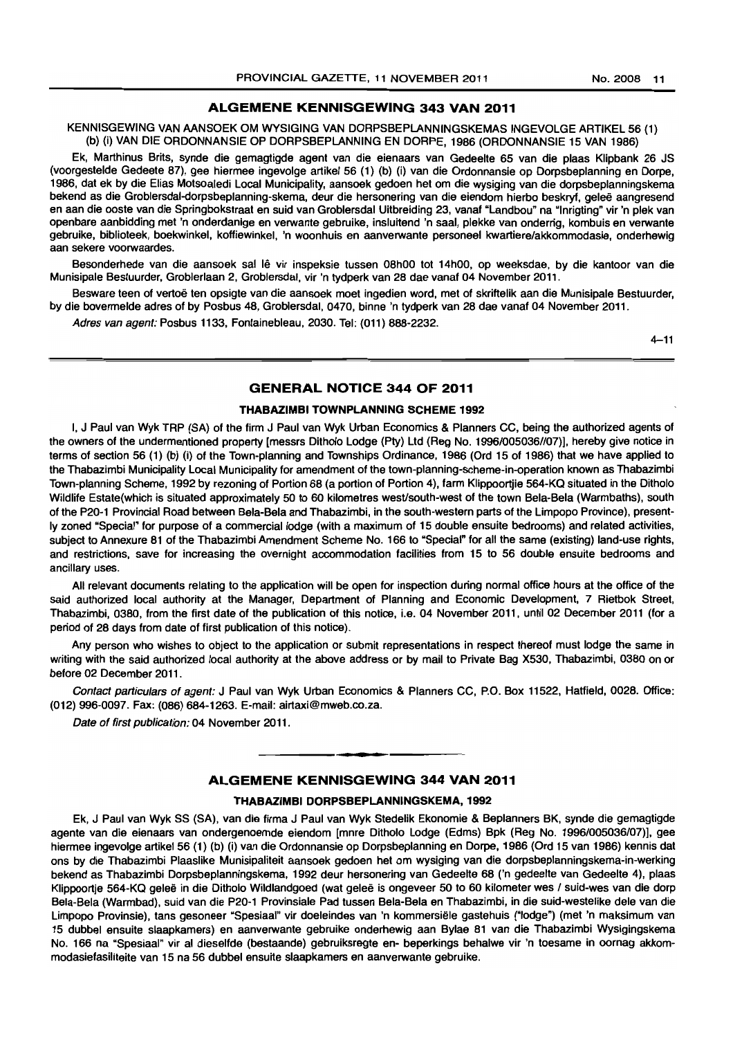## ALGEMENE KENNISGEWING 343 VAN 2011

KENNISGEWING VAN AANSOEK OM WYSIGING VAN DORPSBEPLANNINGSKEMAS INGEVOLGE ARTIKEL 56 (1) (b) (i) VAN DIE ORDONNANSIE OP DORPSBEPLANNING EN DORPE, 1986 (ORDONNANSIE 15 VAN 1986)

Ek, Marthinus Brits, synde die gemagtigde agent van die eienaars van Gedeelte 65 van die plaas Klipbank 26 JS (voorgestelde Gedeete 87), gee hiermee ingevolge artikel 56 (1) (b) (i) van die Ordonnansie op Dorpsbeplanning en Dorpe, 1986, dat ek by die Elias Motsoaledi Local Municipality, aansoek gedoen het om die wysiging van die dorpsbeplanningskema bekend as die Groblersdal-dorpsbeplanning-skema, deur die hersonering van die eiendom hierbo beskryf, geleë aangresend en aan die ooste van die Springbokstraat en suid van Groblersdal Uitbreiding 23, vanaf "Landbou" na "Inrigting" vir 'n plek van openbare aanbidding met 'n onderdanige en verwante gebruike, insluitend 'n saal, plekke van onderrig, kombuis en verwante gebruike, biblioteek, boekwinkel, koffiewinkel, 'n woonhuis en aanverwante personeel kwartiere/akkommodasie, onderhewig aan sekere voorwaardes.

Besonderhede van die aansoek sal lê vir inspeksie tussen 08h00 tot 14h00, op weeksdae, by die kantoor van die Munisipale Bestuurder, Groblerlaan 2, Groblersdal, vir 'n tydperk van 28 dae vanaf 04 November 2011.

Besware teen of vertoë ten opsigte van die aansoek moet ingedien word, met of skriftelik aan die Munisipale Bestuurder, by die bovermelde adres of by Posbus 48, Groblersdal, 0470, binne 'n tydperk van 28 dae vanaf 04 November 2011.

*Adres van agent:* Posbus 1133, Fontainebleau, 2030. Tel: (011) 888-2232.

4–11

## GENERAL NOTICE 344 OF 2011

### THABAZIMBI TOWNPLANNING SCHEME 1992

I, J Paul van Wyk TRP (SA) of the firm J Paul van Wyk Urban Economics & Planners CC, being the authorized agents of the owners of the undermentioned property [messrs Ditholo Lodge (Pty) Ltd (Reg No. 1996/005036//07)], hereby give notice in terms of section 56 (1) (b) (i) of the Town-planning and Townships Ordinance, 1986 (Ord 15 of 1986) that we have applied to the Thabazimbi Municipality Local Municipality for amendment of the town-planning-scheme-in-operation known as Thabazimbi Town-planning Scheme, 1992 by rezoning of Portion 68 (a portion of Portion 4), farm Klippoortjie 564-KQ situated in the Ditholo Wildlife Estate(which is situated approximately 50 to 60 kilometres west/south-west of the town Bela-Bela (Warmbaths), south of the P20-1 Provincial Road between Bela-Bela and Thabazimbi, in the south-western parts of the Limpopo Province), presently zoned "Special" for purpose of a commercial lodge (with a maximum of 15 double ensuite bedrooms) and related activities, subject to Annexure 81 of the Thabazimbi Amendment Scheme No. 166 to "Special" for all the same (existing) land-use rights, and restrictions, save for increasing the overnight accommodation facilities from 15 to 56 double ensuite bedrooms and ancillary uses.

All relevant documents relating to the application will be open for inspection during normal office hours at the office of the said authorized local authority at the Manager, Department of Planning and Economic Development, 7 Rietbok Street, Thabazimbi, 0380, from the first date of the publication of this notice, i.e. 04 November 2011, until 02 December 2011 (for a period of 28 days from date of first publication of this notice).

Any person who wishes to object to the application or submit representations in respect thereof must lodge the same in writing with the said authorized local authority at the above address or by mail to Private Bag X530, Thabazimbi, 0380 on or before 02 December 2011.

*Contact particulars of agent:* J Paul van Wyk Urban Economics & Planners CC, P.O. Box 11522, Hatfield, 0028. Office: (012) 996-0097. Fax: (086) 684-1263. E-mail: airtaxi@mweb.co.za.

*Date of first publication:* 04 November 2011.

## ALGEMENE KENNISGEWING 344 VAN 2011

### THABAZIMBI DORPSBEPLANNINGSKEMA, 1992

Ek, J Paul van Wyk SS (SA), van die firma J Paul van Wyk Stedelik Ekonomie & Beplanners BK, synde die gemagtigde agente van die eienaars van ondergenoemde eiendom [mnre Ditholo Lodge (Edms) Bpk (Reg No. 1996/005036/07)], gee hiermee ingevolge artikel 56 (1) (b) (i) van die Ordonnansie op Dorpsbeplanning en Dorpe, 1986 (Ord 15 van 1986) kennis dat ons by die Thabazimbi Plaaslike Munisipaliteit aansoek gedoen het om wysiging van die dorpsbeplanningskema-in-werking bekend as Thabazimbi Dorpsbeplanningskema, 1992 deur hersonering van Gedeelte 68 ('n gedeelte van Gedeelte 4), plaas Klippoortjie 564-KQ geleë in die Ditholo Wildlandgoed (wat geleë is ongeveer 50 to 60 kilometer wes / suid-wes van die dorp Bela-Bela (Warmbad), suid van die P20-1 Provinsiale Pad tussen Bela-Bela en Thabazimbi, in die suid-westelike dele van die Limpopo Provinsie), tans gesoneer "Spesiaal" vir doeleindes van 'n kommersiële gastehuis ("lodge") (met 'n maksimum van 15 dubbel ensuite slaapkamers) en aanverwante gebruike onderhewig aan Bylae 81 van die Thabazimbi Wysigingskema No. 166 na "Spesiaal" vir al dieselfde (bestaande) gebruiksregte en- beperkings behalwe vir 'n toesame in oornag akkommodasiefasiliteite van 15 na 56 dubbel ensuite slaapkamers en aanverwante gebruike.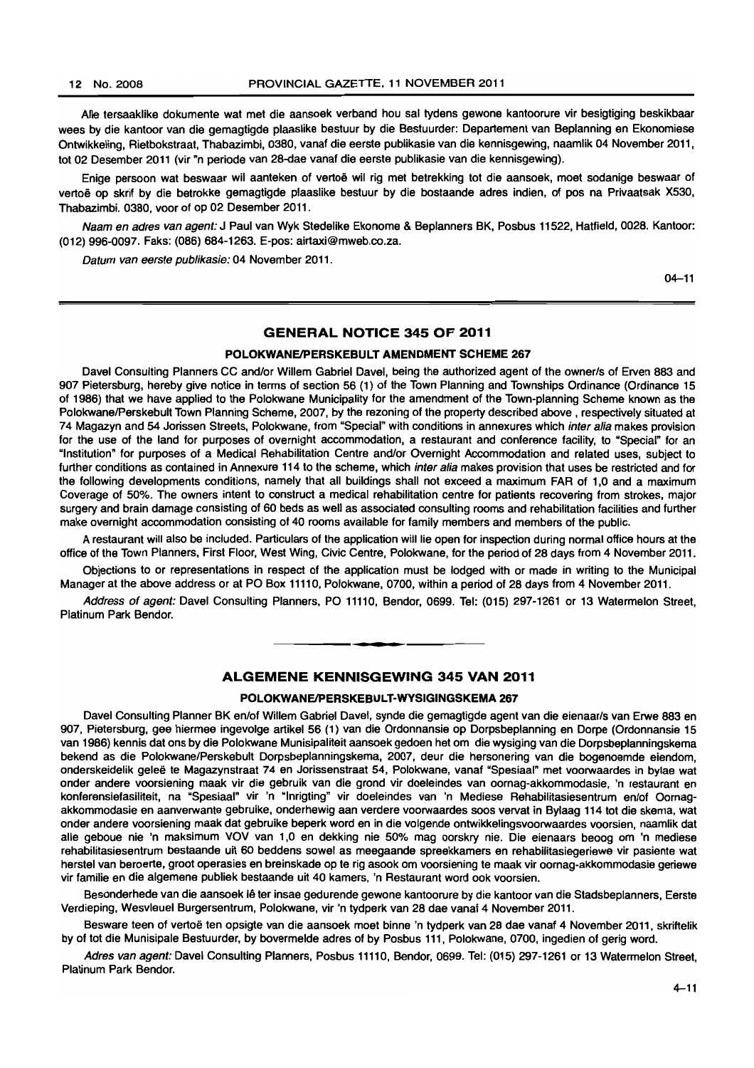Alle tersaaklike dokumente wat met die aansoek verband hou sal tydens gewone kantoorure vir besigtiging beskikbaar wees by die kantoor van die gemagtigde plaaslike bestuur by die Bestuurder: Departement van Beplanning en Ekonomiese Ontwikkeling, Rietbokstraat, Thabazimbi, 0380, vanaf die eerste publikasie van die kennisgewing, naamlik 04 November 2011, tot 02 Desember 2011 (vir 'n periode van 28-dae vanaf die eerste publikasie van die kennisgewing).

Enige persoon wat beswaar wil aanteken of vertoë wil rig met betrekking tot die aansoek, moet sodanige beswaar of vertoë op skrif by die betrokke gemagtigde plaaslike bestuur by die bostaande adres indien, of pos na Privaatsak X530, Thabazimbi. 0380, voor of op 02 Desember 2011.

*Naam en adres van agent:* J Paul van Wyk Stedelike Ekonome & Beplanners BK, Posbus 11522, Hatfield, 0028. Kantoor: (012) 996-0097. Faks: (086) 684-1263. E-pos: airtaxi@mweb.co.za.

*Datum van eerste publikasie:* 04 November 2011.

04–11

## GENERAL NOTICE 345 OF 2011

### POLOKWANE/PERSKEBULT AMENDMENT SCHEME 267

Davel Consulting Planners CC and/or Willem Gabriel Davel, being the authorized agent of the owner/s of Erven 883 and 907 Pietersburg, hereby give notice in terms of section 56 (1) of the Town Planning and Townships Ordinance (Ordinance 15 of 1986) that we have applied to the Polokwane Municipality for the amendment of the Town-planning Scheme known as the Polokwane/Perskebult Town Planning Scheme, 2007, by the rezoning of the property described above , respectively situated at 74 Magazyn and 54 Jorissen Streets, Polokwane, from "Special" with conditions in annexures which *inter alia* makes provision for the use of the land for purposes of overnight accommodation, a restaurant and conference facility, to "Special" for an "Institution" for purposes of a Medical Rehabilitation Centre and/or Overnight Accommodation and related uses, subject to further conditions as contained in Annexure 114 to the scheme, which *inter alia* makes provision that uses be restricted and for the following developments conditions, namely that all buildings shall not exceed a maximum FAR of 1,0 and a maximum Coverage of 50%. The owners intent to construct a medical rehabilitation centre for patients recovering from strokes, major surgery and brain damage consisting of 60 beds as well as associated consulting rooms and rehabilitation facilities and further make overnight accommodation consisting of 40 rooms available for family members and members of the public.

A restaurant will also be included. Particulars of the application will lie open for inspection during normal office hours at the office of the Town Planners, First Floor, West Wing, Civic Centre, Polokwane, for the period of 28 days from 4 November 2011.

Objections to or representations in respect of the application must be lodged with or made in writing to the Municipal Manager at the above address or at PO Box 11110, Polokwane, 0700, within a period of 28 days from 4 November 2011.

*Address of agent:* Davel Consulting Planners, PO 11110, Bendor, 0699. Tel: (015) 297-1261 or 13 Watermelon Street, Platinum Park Bendor.

## ALGEMENE KENNISGEWING 345 VAN 2011

### POLOKWANE/PERSKEBULT-WYSIGINGSKEMA 267

Davel Consulting Planner BK en/of Willem Gabriel Davel, synde die gemagtigde agent van die eienaar/s van Erwe 883 en 907, Pietersburg, gee hiermee ingevolge artikel 56 (1) van die Ordonnansie op Dorpsbeplanning en Dorpe (Ordonnansie 15 van 1986) kennis dat ons by die Polokwane Munisipaliteit aansoek gedoen het om die wysiging van die Dorpsbeplanningskema bekend as die Polokwane/Perskebult Dorpsbeplanningskema, 2007, deur die hersonering van die bogenoemde eiendom, onderskeidelik geleë te Magazynstraat 74 en Jorissenstraat 54, Polokwane, vanaf "Spesiaal" met voorwaardes in bylae wat onder andere voorsiening maak vir die gebruik van die grond vir doeleindes van oornag-akkommodasie, 'n restaurant en konferensiefasiliteit, na "Spesiaal" vir 'n "Inrigting" vir doeleindes van 'n Mediese Rehabilitasiesentrum en/of Oornag-akkommodasie en aanverwante gebruike, onderhewig aan verdere voorwaardes soos vervat in Bylaag 114 tot die skema, wat onder andere voorsiening maak dat gebruike beperk word en in die volgende ontwikkelingsvoorwaardes voorsien, naamlik dat alle geboue nie 'n maksimum VOV van 1,0 en dekking nie 50% mag oorskry nie. Die eienaars beoog om 'n mediese rehabilitasiesentrum bestaande uit 60 beddens sowel as meegaande spreekkamers en rehabilitasiegeriewe vir pasiente wat herstel van beroerte, groot operasies en breinskade op te rig asook om voorsiening te maak vir oornag-akkommodasie geriewe vir familie en die algemene publiek bestaande uit 40 kamers, 'n Restaurant word ook voorsien.

Besonderhede van die aansoek lê ter insae gedurende gewone kantoorure by die kantoor van die Stadsbeplanners, Eerste Verdieping, Wesvleuel Burgersentrum, Polokwane, vir 'n tydperk van 28 dae vanaf 4 November 2011.

Besware teen of vertoë ten opsigte van die aansoek moet binne 'n tydperk van 28 dae vanaf 4 November 2011, skriftelik by of tot die Munisipale Bestuurder, by bovermelde adres of by Posbus 111, Polokwane, 0700, ingedien of gerig word.

*Adres van agent:* Davel Consulting Planners, Posbus 11110, Bendor, 0699. Tel: (015) 297-1261 or 13 Watermelon Street, Platinum Park Bendor.

4–11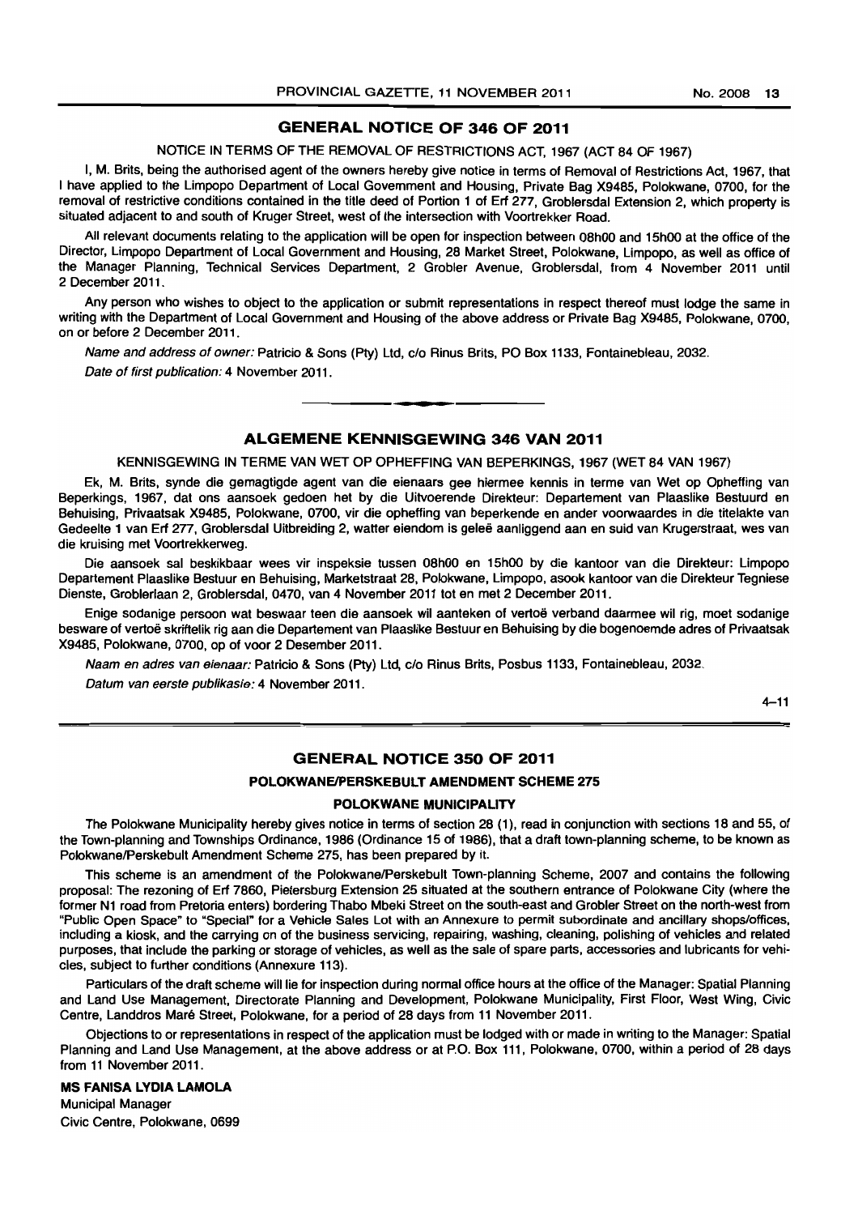## GENERAL NOTICE OF 346 OF 2011

NOTICE IN TERMS OF THE REMOVAL OF RESTRICTIONS ACT, 1967 (ACT 84 OF 1967)

I, M. Brits, being the authorised agent of the owners hereby give notice in terms of Removal of Restrictions Act, 1967, that I have applied to the Limpopo Department of Local Government and Housing, Private Bag X9485, Polokwane, 0700, for the removal of restrictive conditions contained in the title deed of Portion 1 of Erf 277, Groblersdal Extension 2, which property is situated adjacent to and south of Kruger Street, west of the intersection with Voortrekker Road.

All relevant documents relating to the application will be open for inspection between 08h00 and 15h00 at the office of the Director, Limpopo Department of Local Government and Housing, 28 Market Street, Polokwane, Limpopo, as well as office of the Manager Planning, Technical Services Department, 2 Grobler Avenue, Groblersdal, from 4 November 2011 until 2 December 2011.

Any person who wishes to object to the application or submit representations in respect thereof must lodge the same in writing with the Department of Local Government and Housing of the above address or Private Bag X9485, Polokwane, 0700, on or before 2 December 2011.

*Name and address of owner:* Patricio & Sons (Pty) Ltd, c/o Rinus Brits, PO Box 1133, Fontainebleau, 2032.

*Date of first publication:* 4 November 2011.

---

## ALGEMENE KENNISGEWING 346 VAN 2011

KENNISGEWING IN TERME VAN WET OP OPHEFFING VAN BEPERKINGS, 1967 (WET 84 VAN 1967)

Ek, M. Brits, synde die gemagtigde agent van die eienaars gee hiermee kennis in terme van Wet op Opheffing van Beperkings, 1967, dat ons aansoek gedoen het by die Uitvoerende Direkteur: Departement van Plaaslike Bestuurd en Behuising, Privaatsak X9485, Polokwane, 0700, vir die opheffing van beperkende en ander voorwaardes in die titelakte van Gedeelte 1 van Erf 277, Groblersdal Uitbreiding 2, watter eiendom is geleë aanliggend aan en suid van Krugerstraat, wes van die kruising met Voortrekkerweg.

Die aansoek sal beskikbaar wees vir inspeksie tussen 08h00 en 15h00 by die kantoor van die Direkteur: Limpopo Departement Plaaslike Bestuur en Behuising, Marketstraat 28, Polokwane, Limpopo, asook kantoor van die Direkteur Tegniese Dienste, Groblerlaan 2, Groblersdal, 0470, van 4 November 2011 tot en met 2 December 2011.

Enige sodanige persoon wat beswaar teen die aansoek wil aanteken of vertoë verband daarmee wil rig, moet sodanige besware of vertoë skriftelik rig aan die Departement van Plaaslike Bestuur en Behuising by die bogenoemde adres of Privaatsak X9485, Polokwane, 0700, op of voor 2 Desember 2011.

*Naam en adres van eienaar:* Patricio & Sons (Pty) Ltd, c/o Rinus Brits, Posbus 1133, Fontainebleau, 2032.

*Datum van eerste publikasie:* 4 November 2011.

4–11

---

## GENERAL NOTICE 350 OF 2011

### POLOKWANE/PERSKEBULT AMENDMENT SCHEME 275

### POLOKWANE MUNICIPALITY

The Polokwane Municipality hereby gives notice in terms of section 28 (1), read in conjunction with sections 18 and 55, of the Town-planning and Townships Ordinance, 1986 (Ordinance 15 of 1986), that a draft town-planning scheme, to be known as Polokwane/Perskebult Amendment Scheme 275, has been prepared by it.

This scheme is an amendment of the Polokwane/Perskebult Town-planning Scheme, 2007 and contains the following proposal: The rezoning of Erf 7860, Pietersburg Extension 25 situated at the southern entrance of Polokwane City (where the former N1 road from Pretoria enters) bordering Thabo Mbeki Street on the south-east and Grobler Street on the north-west from "Public Open Space" to "Special" for a Vehicle Sales Lot with an Annexure to permit subordinate and ancillary shops/offices, including a kiosk, and the carrying on of the business servicing, repairing, washing, cleaning, polishing of vehicles and related purposes, that include the parking or storage of vehicles, as well as the sale of spare parts, accessories and lubricants for vehicles, subject to further conditions (Annexure 113).

Particulars of the draft scheme will lie for inspection during normal office hours at the office of the Manager: Spatial Planning and Land Use Management, Directorate Planning and Development, Polokwane Municipality, First Floor, West Wing, Civic Centre, Landdros Maré Street, Polokwane, for a period of 28 days from 11 November 2011.

Objections to or representations in respect of the application must be lodged with or made in writing to the Manager: Spatial Planning and Land Use Management, at the above address or at P.O. Box 111, Polokwane, 0700, within a period of 28 days from 11 November 2011.

**MS FANISA LYDIA LAMOLA**
Municipal Manager
Civic Centre, Polokwane, 0699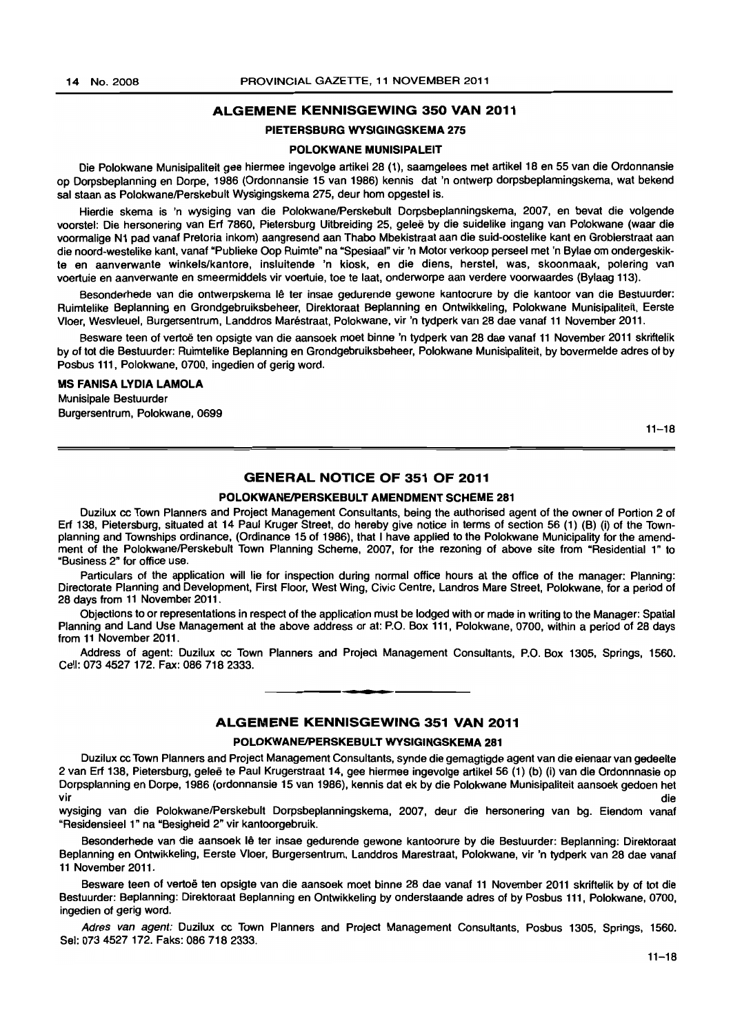## ALGEMENE KENNISGEWING 350 VAN 2011

### PIETERSBURG WYSIGINGSKEMA 275

### POLOKWANE MUNISIPALEIT

Die Polokwane Munisipaliteit gee hiermee ingevolge artikel 28 (1), saamgelees met artikel 18 en 55 van die Ordonnansie op Dorpsbeplanning en Dorpe, 1986 (Ordonnansie 15 van 1986) kennis dat 'n ontwerp dorpsbeplanningskema, wat bekend sal staan as Polokwane/Perskebult Wysigingskema 275, deur hom opgestel is.

Hierdie skema is 'n wysiging van die Polokwane/Perskebult Dorpsbeplanningskema, 2007, en bevat die volgende voorstel: Die hersonering van Erf 7860, Pietersburg Uitbreiding 25, geleë by die suidelike ingang van Polokwane (waar die voormalige N1 pad vanaf Pretoria inkom) aangresend aan Thabo Mbekistraat aan die suid-oostelike kant en Groblerstraat aan die noord-westelike kant, vanaf "Publieke Oop Ruimte" na "Spesiaal" vir 'n Motor verkoop perseel met 'n Bylae om ondergeskikte en aanverwante winkels/kantore, insluitende 'n kiosk, en die diens, herstel, was, skoonmaak, polering van voertuie en aanverwante en smeermiddels vir voertuie, toe te laat, onderworpe aan verdere voorwaardes (Bylaag 113).

Besonderhede van die ontwerpskema lê ter insae gedurende gewone kantoorure by die kantoor van die Bestuurder: Ruimtelike Beplanning en Grondgebruiksbeheer, Direktoraat Beplanning en Ontwikkeling, Polokwane Munisipaliteit, Eerste Vloer, Wesvleuel, Burgersentrum, Landdros Maréstraat, Polokwane, vir 'n tydperk van 28 dae vanaf 11 November 2011.

Besware teen of vertoë ten opsigte van die aansoek moet binne 'n tydperk van 28 dae vanaf 11 November 2011 skriftelik by of tot die Bestuurder: Ruimtelike Beplanning en Grondgebruiksbeheer, Polokwane Munisipaliteit, by bovermelde adres of by Posbus 111, Polokwane, 0700, ingedien of gerig word.

**MS FANISA LYDIA LAMOLA**
Munisipale Bestuurder
Burgersentrum, Polokwane, 0699

11–18

---

## GENERAL NOTICE OF 351 OF 2011

### POLOKWANE/PERSKEBULT AMENDMENT SCHEME 281

Duzilux cc Town Planners and Project Management Consultants, being the authorised agent of the owner of Portion 2 of Erf 138, Pietersburg, situated at 14 Paul Kruger Street, do hereby give notice in terms of section 56 (1) (B) (i) of the Town-planning and Townships ordinance, (Ordinance 15 of 1986), that I have applied to the Polokwane Municipality for the amendment of the Polokwane/Perskebult Town Planning Scheme, 2007, for the rezoning of above site from "Residential 1" to "Business 2" for office use.

Particulars of the application will lie for inspection during normal office hours at the office of the manager: Planning: Directorate Planning and Development, First Floor, West Wing, Civic Centre, Landros Mare Street, Polokwane, for a period of 28 days from 11 November 2011.

Objections to or representations in respect of the application must be lodged with or made in writing to the Manager: Spatial Planning and Land Use Management at the above address or at: P.O. Box 111, Polokwane, 0700, within a period of 28 days from 11 November 2011.

Address of agent: Duzilux cc Town Planners and Project Management Consultants, P.O. Box 1305, Springs, 1560. Cell: 073 4527 172. Fax: 086 718 2333.

---

## ALGEMENE KENNISGEWING 351 VAN 2011

### POLOKWANE/PERSKEBULT WYSIGINGSKEMA 281

Duzilux cc Town Planners and Project Management Consultants, synde die gemagtigde agent van die eienaar van gedeelte 2 van Erf 138, Pietersburg, geleë te Paul Krugerstraat 14, gee hiermee ingevolge artikel 56 (1) (b) (i) van die Ordonnnasie op Dorpsplanning en Dorpe, 1986 (ordonnansie 15 van 1986), kennis dat ek by die Polokwane Munisipaliteit aansoek gedoen het vir die wysiging van die Polokwane/Perskebult Dorpsbeplanningskema, 2007, deur die hersonering van bg. Eiendom vanaf "Residensieel 1" na "Besigheid 2" vir kantoorgebruik.

Besonderhede van die aansoek lê ter insae gedurende gewone kantoorure by die Bestuurder: Beplanning: Direktoraat Beplanning en Ontwikkeling, Eerste Vloer, Burgersentrum, Landdros Marestraat, Polokwane, vir 'n tydperk van 28 dae vanaf 11 November 2011.

Besware teen of vertoë ten opsigte van die aansoek moet binne 28 dae vanaf 11 November 2011 skriftelik by of tot die Bestuurder: Beplanning: Direktoraat Beplanning en Ontwikkeling by onderstaande adres of by Posbus 111, Polokwane, 0700, ingedien of gerig word.

*Adres van agent:* Duzilux cc Town Planners and Project Management Consultants, Posbus 1305, Springs, 1560. Sel: 073 4527 172. Faks: 086 718 2333.

11–18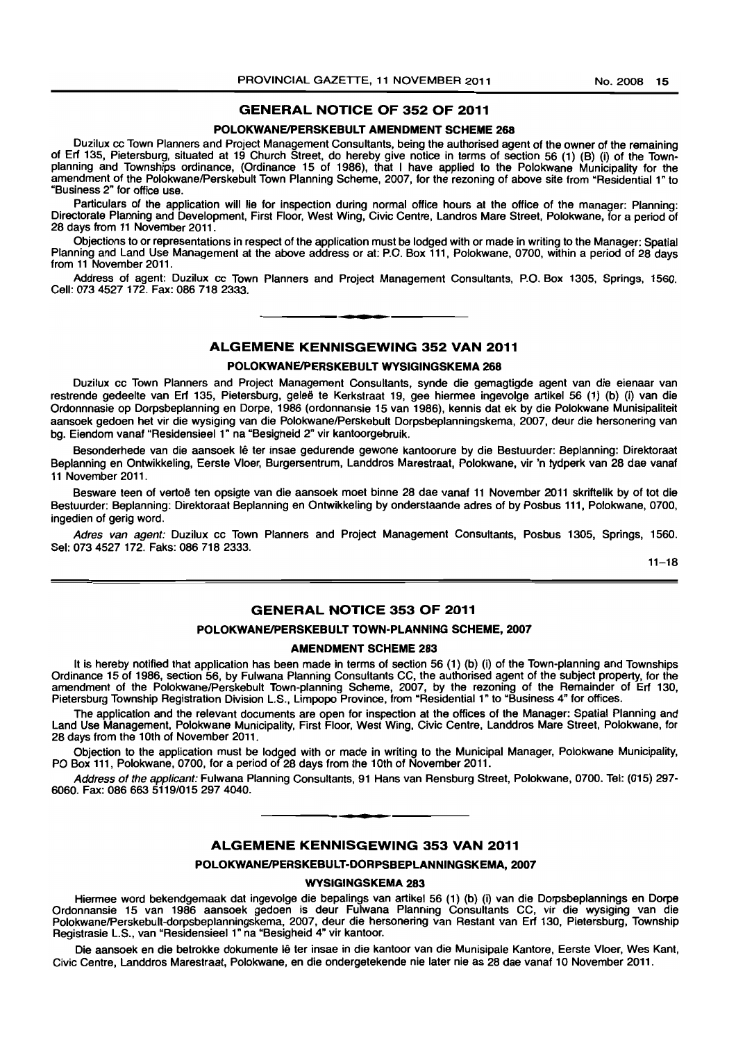## GENERAL NOTICE OF 352 OF 2011

### POLOKWANE/PERSKEBULT AMENDMENT SCHEME 268

Duzilux cc Town Planners and Project Management Consultants, being the authorised agent of the owner of the remaining of Erf 135, Pietersburg, situated at 19 Church Street, do hereby give notice in terms of section 56 (1) (B) (i) of the Town-planning and Townships ordinance, (Ordinance 15 of 1986), that I have applied to the Polokwane Municipality for the amendment of the Polokwane/Perskebult Town Planning Scheme, 2007, for the rezoning of above site from "Residential 1" to "Business 2" for office use.

Particulars of the application will lie for inspection during normal office hours at the office of the manager: Planning: Directorate Planning and Development, First Floor, West Wing, Civic Centre, Landros Mare Street, Polokwane, for a period of 28 days from 11 November 2011.

Objections to or representations in respect of the application must be lodged with or made in writing to the Manager: Spatial Planning and Land Use Management at the above address or at: P.O. Box 111, Polokwane, 0700, within a period of 28 days from 11 November 2011.

Address of agent: Duzilux cc Town Planners and Project Management Consultants, P.O. Box 1305, Springs, 1560. Cell: 073 4527 172. Fax: 086 718 2333.

---

## ALGEMENE KENNISGEWING 352 VAN 2011

### POLOKWANE/PERSKEBULT WYSIGINGSKEMA 268

Duzilux cc Town Planners and Project Management Consultants, synde die gemagtigde agent van die eienaar van restrende gedeelte van Erf 135, Pietersburg, geleë te Kerkstraat 19, gee hiermee ingevolge artikel 56 (1) (b) (i) van die Ordonnnasie op Dorpsbeplanning en Dorpe, 1986 (ordonnansie 15 van 1986), kennis dat ek by die Polokwane Munisipaliteit aansoek gedoen het vir die wysiging van die Polokwane/Perskebult Dorpsbeplanningskema, 2007, deur die hersonering van bg. Eiendom vanaf "Residensieel 1" na "Besigheid 2" vir kantoorgebruik.

Besonderhede van die aansoek lê ter insae gedurende gewone kantoorure by die Bestuurder: Beplanning: Direktoraat Beplanning en Ontwikkeling, Eerste Vloer, Burgersentrum, Landdros Marestraat, Polokwane, vir 'n tydperk van 28 dae vanaf 11 November 2011.

Besware teen of vertoë ten opsigte van die aansoek moet binne 28 dae vanaf 11 November 2011 skriftelik by of tot die Bestuurder: Beplanning: Direktoraat Beplanning en Ontwikkeling by onderstaande adres of by Posbus 111, Polokwane, 0700, ingedien of gerig word.

*Adres van agent:* Duzilux cc Town Planners and Project Management Consultants, Posbus 1305, Springs, 1560. Sel: 073 4527 172. Faks: 086 718 2333.

11–18

---

## GENERAL NOTICE 353 OF 2011

### POLOKWANE/PERSKEBULT TOWN-PLANNING SCHEME, 2007

### AMENDMENT SCHEME 283

It is hereby notified that application has been made in terms of section 56 (1) (b) (i) of the Town-planning and Townships Ordinance 15 of 1986, section 56, by Fulwana Planning Consultants CC, the authorised agent of the subject property, for the amendment of the Polokwane/Perskebult Town-planning Scheme, 2007, by the rezoning of the Remainder of Erf 130, Pietersburg Township Registration Division L.S., Limpopo Province, from "Residential 1" to "Business 4" for offices.

The application and the relevant documents are open for inspection at the offices of the Manager: Spatial Planning and Land Use Management, Polokwane Municipality, First Floor, West Wing, Civic Centre, Landdros Mare Street, Polokwane, for 28 days from the 10th of November 2011.

Objection to the application must be lodged with or made in writing to the Municipal Manager, Polokwane Municipality, PO Box 111, Polokwane, 0700, for a period of 28 days from the 10th of November 2011.

*Address of the applicant:* Fulwana Planning Consultants, 91 Hans van Rensburg Street, Polokwane, 0700. Tel: (015) 297-6060. Fax: 086 663 5119/015 297 4040.

---

## ALGEMENE KENNISGEWING 353 VAN 2011

### POLOKWANE/PERSKEBULT-DORPSBEPLANNINGSKEMA, 2007

### WYSIGINGSKEMA 283

Hiermee word bekendgemaak dat ingevolge die bepalings van artikel 56 (1) (b) (i) van die Dorpsbeplannings en Dorpe Ordonnansie 15 van 1986 aansoek gedoen is deur Fulwana Planning Consultants CC, vir die wysiging van die Polokwane/Perskebult-dorpsbeplanningskema, 2007, deur die hersonering van Restant van Erf 130, Pietersburg, Township Registrasie L.S., van "Residensieel 1" na "Besigheid 4" vir kantoor.

Die aansoek en die betrokke dokumente lê ter insae in die kantoor van die Munisipale Kantore, Eerste Vloer, Wes Kant, Civic Centre, Landdros Marestraat, Polokwane, en die ondergetekende nie later nie as 28 dae vanaf 10 November 2011.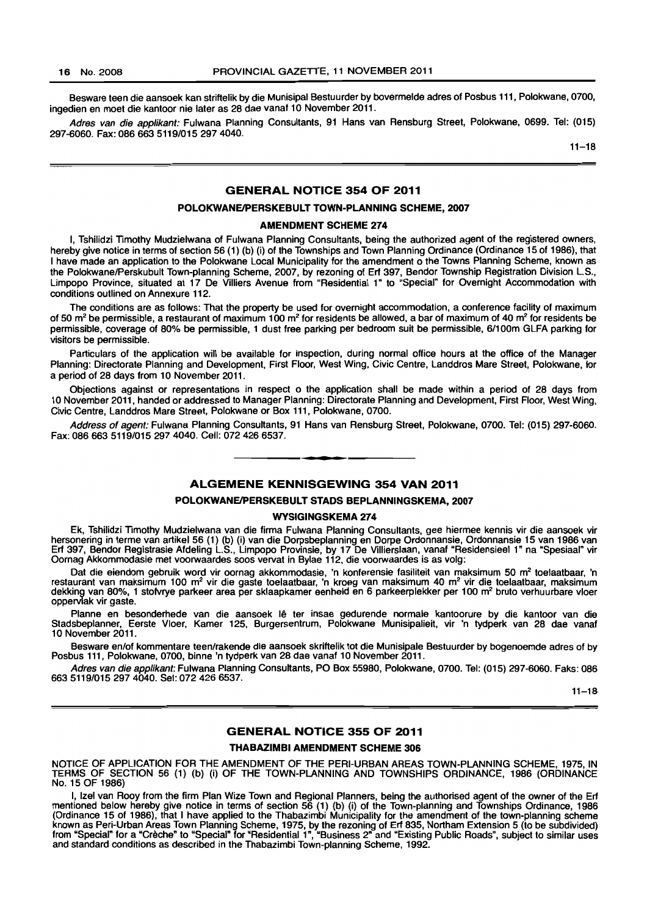Besware teen die aansoek kan striftelik by die Munisipal Bestuurder by bovermelde adres of Posbus 111, Polokwane, 0700, ingedien en moet die kantoor nie later as 28 dae vanaf 10 November 2011.

*Adres van die applikant:* Fulwana Planning Consultants, 91 Hans van Rensburg Street, Polokwane, 0699. Tel: (015) 297-6060. Fax: 086 663 5119/015 297 4040.

11–18

## GENERAL NOTICE 354 OF 2011

### POLOKWANE/PERSKEBULT TOWN-PLANNING SCHEME, 2007

### AMENDMENT SCHEME 274

I, Tshilidzi Timothy Mudzielwana of Fulwana Planning Consultants, being the authorized agent of the registered owners, hereby give notice in terms of section 56 (1) (b) (i) of the Townships and Town Planning Ordinance (Ordinance 15 of 1986), that I have made an application to the Polokwane Local Municipality for the amendment o the Towns Planning Scheme, known as the Polokwane/Perskubult Town-planning Scheme, 2007, by rezoning of Erf 397, Bendor Township Registration Division L.S., Limpopo Province, situated at 17 De Villiers Avenue from "Residential 1" to "Special" for Overnight Accommodation with conditions outlined on Annexure 112.

The conditions are as follows: That the property be used for overnight accommodation, a conference facility of maximum of 50 m² be permissible, a restaurant of maximum 100 m² for residents be allowed, a bar of maximum of 40 m² for residents be permissible, coverage of 80% be permissible, 1 dust free parking per bedroom suit be permissible, 6/100m GLFA parking for visitors be permissible.

Particulars of the application will be available for inspection, during normal office hours at the office of the Manager Planning: Directorate Planning and Development, First Floor, West Wing, Civic Centre, Landdros Mare Street, Polokwane, for a period of 28 days from 10 November 2011.

Objections against or representations in respect o the application shall be made within a period of 28 days from 10 November 2011, handed or addressed to Manager Planning: Directorate Planning and Development, First Floor, West Wing, Civic Centre, Landdros Mare Street, Polokwane or Box 111, Polokwane, 0700.

*Address of agent:* Fulwana Planning Consultants, 91 Hans van Rensburg Street, Polokwane, 0700. Tel: (015) 297-6060. Fax: 086 663 5119/015 297 4040. Cell: 072 426 6537.

---

## ALGEMENE KENNISGEWING 354 VAN 2011

### POLOKWANE/PERSKEBULT STADS BEPLANNINGSKEMA, 2007

### WYSIGINGSKEMA 274

Ek, Tshilidzi Timothy Mudzielwana van die firma Fulwana Planning Consultants, gee hiermee kennis vir die aansoek vir hersonering in terme van artikel 56 (1) (b) (i) van die Dorpsbeplanning en Dorpe Ordonnansie, Ordonnansie 15 van 1986 van Erf 397, Bendor Registrasie Afdeling L.S., Limpopo Provinsie, by 17 De Villierslaan, vanaf "Residensieel 1" na "Spesiaal" vir Oornag Akkommodasie met voorwaardes soos vervat in Bylae 112, die voorwaardes is as volg:

Dat die eiendom gebruik word vir oornag akkommodasie, 'n konferensie fasiliteit van maksimum 50 m² toelaatbaar, 'n restaurant van maksimum 100 m² vir die gaste toelaatbaar, 'n kroeg van maksimum 40 m² vir die toelaatbaar, maksimum dekking van 80%, 1 stofvrye parkeer area per slaapkamer eenheid en 6 parkeerplekker per 100 m² bruto verhuurbare vloer oppervlak vir gaste.

Planne en besonderhede van die aansoek lê ter insae gedurende normale kantoorure by die kantoor van die Stadsbeplanner, Eerste Vloer, Kamer 125, Burgersentrum, Polokwane Munisipalieit, vir 'n tydperk van 28 dae vanaf 10 November 2011.

Besware en/of kommentare teen/rakende die aansoek skriftelik tot die Munisipale Bestuurder by bogenoemde adres of by Posbus 111, Polokwane, 0700, binne 'n tydperk van 28 dae vanaf 10 November 2011.

*Adres van die applikant:* Fulwana Planning Consultants, PO Box 55980, Polokwane, 0700. Tel: (015) 297-6060. Faks: 086 663 5119/015 297 4040. Sel: 072 426 6537.

11–18

## GENERAL NOTICE 355 OF 2011

### THABAZIMBI AMENDMENT SCHEME 306

NOTICE OF APPLICATION FOR THE AMENDMENT OF THE PERI-URBAN AREAS TOWN-PLANNING SCHEME, 1975, IN TERMS OF SECTION 56 (1) (b) (i) OF THE TOWN-PLANNING AND TOWNSHIPS ORDINANCE, 1986 (ORDINANCE No. 15 OF 1986)

I, Izel van Rooy from the firm Plan Wize Town and Regional Planners, being the authorised agent of the owner of the Erf mentioned below hereby give notice in terms of section 56 (1) (b) (i) of the Town-planning and Townships Ordinance, 1986 (Ordinance 15 of 1986), that I have applied to the Thabazimbi Municipality for the amendment of the town-planning scheme known as Peri-Urban Areas Town Planning Scheme, 1975, by the rezoning of Erf 835, Northam Extension 5 (to be subdivided) from "Special" for a "Crèche" to "Special" for "Residential 1", "Business 2" and "Existing Public Roads", subject to similar uses and standard conditions as described in the Thabazimbi Town-planning Scheme, 1992.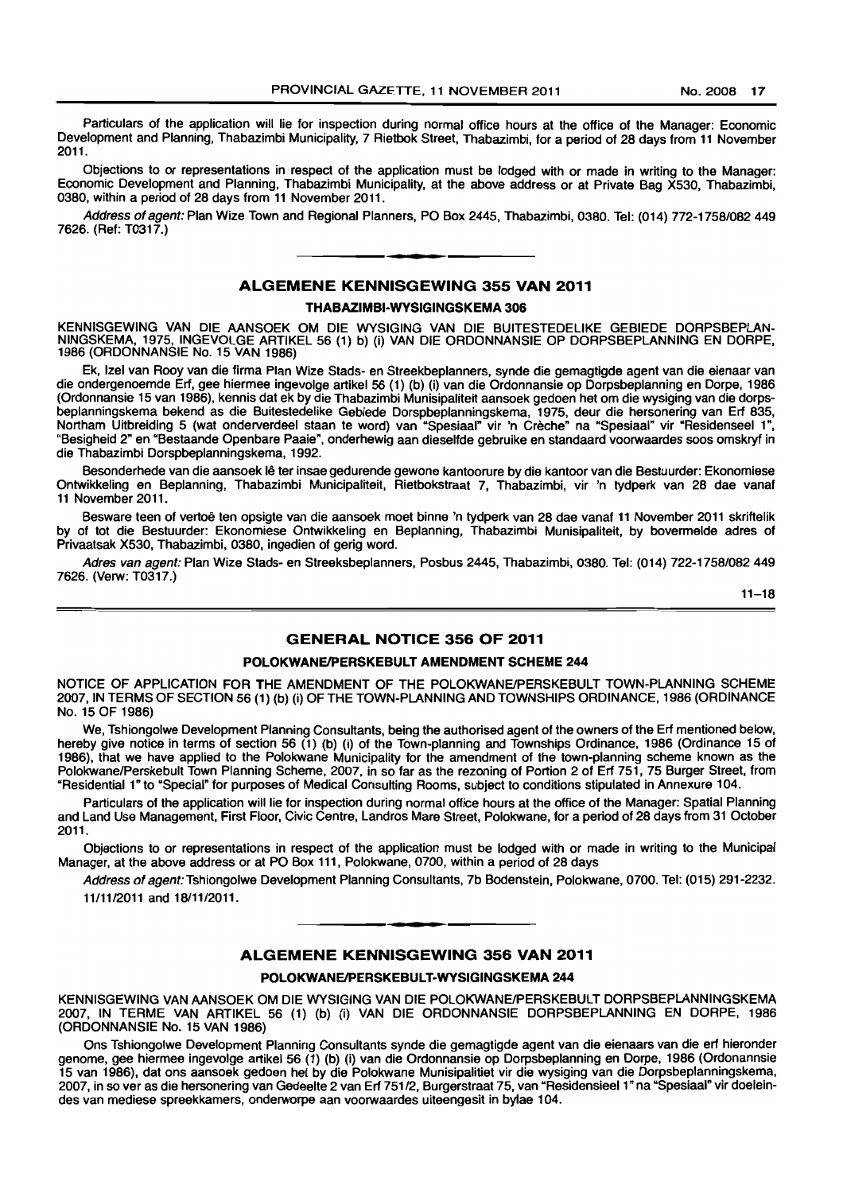Particulars of the application will lie for inspection during normal office hours at the office of the Manager: Economic Development and Planning, Thabazimbi Municipality, 7 Rietbok Street, Thabazimbi, for a period of 28 days from 11 November 2011.

Objections to or representations in respect of the application must be lodged with or made in writing to the Manager: Economic Development and Planning, Thabazimbi Municipality, at the above address or at Private Bag X530, Thabazimbi, 0380, within a period of 28 days from 11 November 2011.

*Address of agent:* Plan Wize Town and Regional Planners, PO Box 2445, Thabazimbi, 0380. Tel: (014) 772-1758/082 449 7626. (Ref: T0317.)

## ALGEMENE KENNISGEWING 355 VAN 2011

### THABAZIMBI-WYSIGINGSKEMA 306

KENNISGEWING VAN DIE AANSOEK OM DIE WYSIGING VAN DIE BUITESTEDELIKE GEBIEDE DORPSBEPLANNINGSKEMA, 1975, INGEVOLGE ARTIKEL 56 (1) b) (i) VAN DIE ORDONNANSIE OP DORPSBEPLANNING EN DORPE, 1986 (ORDONNANSIE No. 15 VAN 1986)

Ek, Izel van Rooy van die firma Plan Wize Stads- en Streekbeplanners, synde die gemagtigde agent van die eienaar van die ondergenoemde Erf, gee hiermee ingevolge artikel 56 (1) (b) (i) van die Ordonnansie op Dorpsbeplanning en Dorpe, 1986 (Ordonnansie 15 van 1986), kennis dat ek by die Thabazimbi Munisipaliteit aansoek gedoen het om die wysiging van die dorpsbeplanningskema bekend as die Buitestedelike Gebiede Dorpsbeplanningskema, 1975, deur die hersonering van Erf 835, Northam Uitbreiding 5 (wat onderverdeel staan te word) van "Spesiaal" vir 'n Crèche" na "Spesiaal" vir "Residenseel 1", "Besigheid 2" en "Bestaande Openbare Paaie", onderhewig aan dieselfde gebruike en standaard voorwaardes soos omskryf in die Thabazimbi Dorpsbeplanningskema, 1992.

Besonderhede van die aansoek lê ter insae gedurende gewone kantoorure by die kantoor van die Bestuurder: Ekonomiese Ontwikkeling en Beplanning, Thabazimbi Municipaliteit, Rietbokstraat 7, Thabazimbi, vir 'n tydperk van 28 dae vanaf 11 November 2011.

Besware teen of vertoë ten opsigte van die aansoek moet binne 'n tydperk van 28 dae vanaf 11 November 2011 skriftelik by of tot die Bestuurder: Ekonomiese Ontwikkeling en Beplanning, Thabazimbi Munisipaliteit, by bovermelde adres of Privaatsak X530, Thabazimbi, 0380, ingedien of gerig word.

*Adres van agent:* Plan Wize Stads- en Streeksbeplanners, Posbus 2445, Thabazimbi, 0380. Tel: (014) 722-1758/082 449 7626. (Verw: T0317.)

11–18

## GENERAL NOTICE 356 OF 2011

### POLOKWANE/PERSKEBULT AMENDMENT SCHEME 244

NOTICE OF APPLICATION FOR THE AMENDMENT OF THE POLOKWANE/PERSKEBULT TOWN-PLANNING SCHEME 2007, IN TERMS OF SECTION 56 (1) (b) (i) OF THE TOWN-PLANNING AND TOWNSHIPS ORDINANCE, 1986 (ORDINANCE No. 15 OF 1986)

We, Tshiongolwe Development Planning Consultants, being the authorised agent of the owners of the Erf mentioned below, hereby give notice in terms of section 56 (1) (b) (i) of the Town-planning and Townships Ordinance, 1986 (Ordinance 15 of 1986), that we have applied to the Polokwane Municipality for the amendment of the town-planning scheme known as the Polokwane/Perskebult Town Planning Scheme, 2007, in so far as the rezoning of Portion 2 of Erf 751, 75 Burger Street, from "Residential 1" to "Special" for purposes of Medical Consulting Rooms, subject to conditions stipulated in Annexure 104.

Particulars of the application will lie for inspection during normal office hours at the office of the Manager: Spatial Planning and Land Use Management, First Floor, Civic Centre, Landros Mare Street, Polokwane, for a period of 28 days from 31 October 2011.

Objections to or representations in respect of the application must be lodged with or made in writing to the Municipal Manager, at the above address or at PO Box 111, Polokwane, 0700, within a period of 28 days

*Address of agent:* Tshiongolwe Development Planning Consultants, 7b Bodenstein, Polokwane, 0700. Tel: (015) 291-2232. 11/11/2011 and 18/11/2011.

## ALGEMENE KENNISGEWING 356 VAN 2011

### POLOKWANE/PERSKEBULT-WYSIGINGSKEMA 244

KENNISGEWING VAN AANSOEK OM DIE WYSIGING VAN DIE POLOKWANE/PERSKEBULT DORPSBEPLANNINGSKEMA 2007, IN TERME VAN ARTIKEL 56 (1) (b) (i) VAN DIE ORDONNANSIE DORPSBEPLANNING EN DORPE, 1986 (ORDONNANSIE No. 15 VAN 1986)

Ons Tshiongolwe Development Planning Consultants synde die gemagtigde agent van die eienaars van die erf hieronder genome, gee hiermee ingevolge artikel 56 (1) (b) (i) van die Ordonnansie op Dorpsbeplanning en Dorpe, 1986 (Ordonannsie 15 van 1986), dat ons aansoek gedoen het by die Polokwane Munisipalitiet vir die wysiging van die Dorpsbeplanningskema, 2007, in so ver as die hersonering van Gedeelte 2 van Erf 751/2, Burgerstraat 75, van "Residensieel 1" na "Spesiaal" vir doeleindes van mediese spreekkamers, onderworpe aan voorwaardes uiteengesit in bylae 104.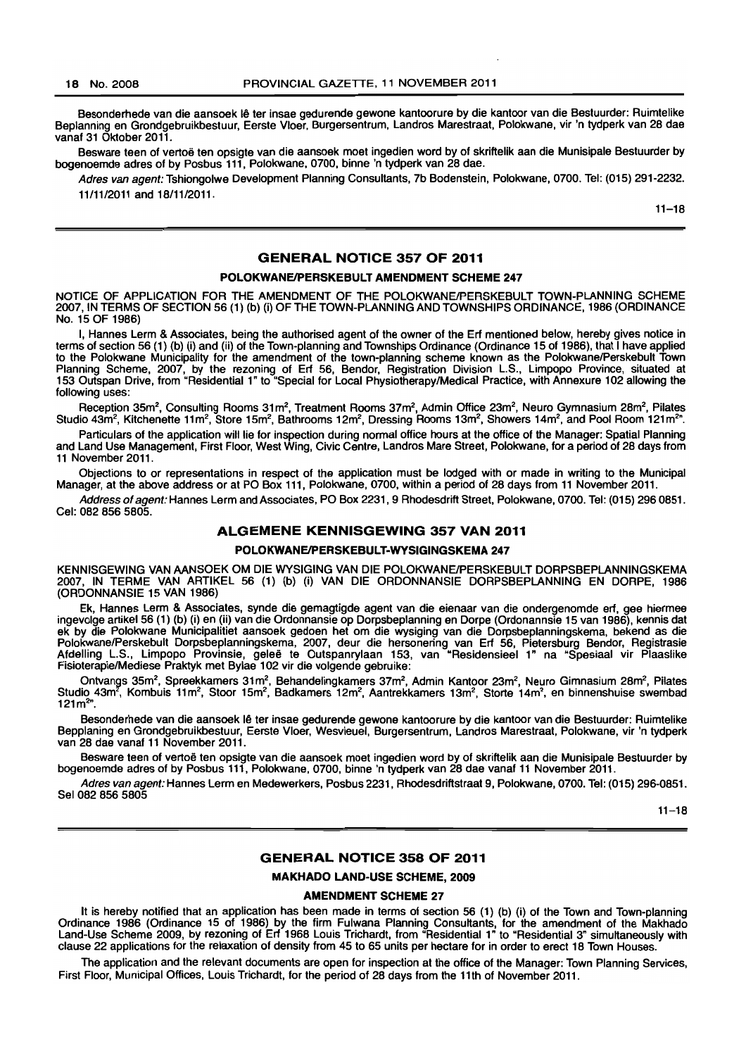Besonderhede van die aansoek lê ter insae gedurende gewone kantoorure by die kantoor van die Bestuurder: Ruimtelike Beplanning en Grondgebruikbestuur, Eerste Vloer, Burgersentrum, Landros Marestraat, Polokwane, vir 'n tydperk van 28 dae vanaf 31 Oktober 2011.

Besware teen of vertoë ten opsigte van die aansoek moet ingedien word by of skriftelik aan die Munisipale Bestuurder by bogenoemde adres of by Posbus 111, Polokwane, 0700, binne 'n tydperk van 28 dae.

*Adres van agent:* Tshiongolwe Development Planning Consultants, 7b Bodenstein, Polokwane, 0700. Tel: (015) 291-2232. 11/11/2011 and 18/11/2011.

11–18

## GENERAL NOTICE 357 OF 2011

### POLOKWANE/PERSKEBULT AMENDMENT SCHEME 247

NOTICE OF APPLICATION FOR THE AMENDMENT OF THE POLOKWANE/PERSKEBULT TOWN-PLANNING SCHEME 2007, IN TERMS OF SECTION 56 (1) (b) (i) OF THE TOWN-PLANNING AND TOWNSHIPS ORDINANCE, 1986 (ORDINANCE No. 15 OF 1986)

I, Hannes Lerm & Associates, being the authorised agent of the owner of the Erf mentioned below, hereby gives notice in terms of section 56 (1) (b) (i) and (ii) of the Town-planning and Townships Ordinance (Ordinance 15 of 1986), that I have applied to the Polokwane Municipality for the amendment of the town-planning scheme known as the Polokwane/Perskebult Town Planning Scheme, 2007, by the rezoning of Erf 56, Bendor, Registration Division L.S., Limpopo Province, situated at 153 Outspan Drive, from "Residential 1" to "Special for Local Physiotherapy/Medical Practice, with Annexure 102 allowing the following uses:

Reception 35m², Consulting Rooms 31m², Treatment Rooms 37m², Admin Office 23m², Neuro Gymnasium 28m², Pilates Studio 43m², Kitchenette 11m², Store 15m², Bathrooms 12m², Dressing Rooms 13m², Showers 14m², and Pool Room 121m²".

Particulars of the application will lie for inspection during normal office hours at the office of the Manager: Spatial Planning and Land Use Management, First Floor, West Wing, Civic Centre, Landros Mare Street, Polokwane, for a period of 28 days from 11 November 2011.

Objections to or representations in respect of the application must be lodged with or made in writing to the Municipal Manager, at the above address or at PO Box 111, Polokwane, 0700, within a period of 28 days from 11 November 2011.

*Address of agent:* Hannes Lerm and Associates, PO Box 2231, 9 Rhodesdrift Street, Polokwane, 0700. Tel: (015) 296 0851. Cel: 082 856 5805.

## ALGEMENE KENNISGEWING 357 VAN 2011

### POLOKWANE/PERSKEBULT-WYSIGINGSKEMA 247

KENNISGEWING VAN AANSOEK OM DIE WYSIGING VAN DIE POLOKWANE/PERSKEBULT DORPSBEPLANNINGSKEMA 2007, IN TERME VAN ARTIKEL 56 (1) (b) (i) VAN DIE ORDONNANSIE DORPSBEPLANNING EN DORPE, 1986 (ORDONNANSIE 15 VAN 1986)

Ek, Hannes Lerm & Associates, synde die gemagtigde agent van die eienaar van die ondergenoemde erf, gee hiermee ingevolge artikel 56 (1) (b) (i) en (ii) van die Ordonnansie op Dorpsbeplanning en Dorpe (Ordonannsie 15 van 1986), kennis dat ek by die Polokwane Municipaliteit aansoek gedoen het om die wysiging van die Dorpsbeplanningskema, bekend as die Polokwane/Perskebult Dorpsbeplanningskema, 2007, deur die hersonering van Erf 56, Pietersburg Bendor, Registrasie Afdelling L.S., Limpopo Provinsie, geleë te Outspanrylaan 153, van "Residensieel 1" na "Spesiaal vir Plaaslike Fisioterapie/Mediese Praktyk met Bylae 102 vir die volgende gebruike:

Ontvangs 35m², Spreekkamers 31m², Behandelingkamers 37m², Admin Kantoor 23m², Neuro Gimnasium 28m², Pilates Studio 43m², Kombuis 11m², Stoor 15m², Badkamers 12m², Aantrekkamers 13m², Storte 14m², en binnenshuise swembad 121m²".

Besonderhede van die aansoek lê ter insae gedurende gewone kantoorure by die kantoor van die Bestuurder: Ruimtelike Bepplaning en Grondgebruikbestuur, Eerste Vloer, Wesvieuel, Burgersentrum, Landros Marestraat, Polokwane, vir 'n tydperk van 28 dae vanaf 11 November 2011.

Besware teen of vertoë ten opsigte van die aansoek moet ingedien word by of skriftelik aan die Munisipale Bestuurder by bogenoemde adres of by Posbus 111, Polokwane, 0700, binne 'n tydperk van 28 dae vanaf 11 November 2011.

*Adres van agent:* Hannes Lerm en Medewerkers, Posbus 2231, Rhodesdriftstraat 9, Polokwane, 0700. Tel: (015) 296-0851. Sel 082 856 5805

11–18

## GENERAL NOTICE 358 OF 2011

### MAKHADO LAND-USE SCHEME, 2009

### AMENDMENT SCHEME 27

It is hereby notified that an application has been made in terms of section 56 (1) (b) (i) of the Town and Town-planning Ordinance 1986 (Ordinance 15 of 1986) by the firm Fulwana Planning Consultants, for the amendment of the Makhado Land-Use Scheme 2009, by rezoning of Erf 1968 Louis Trichardt, from "Residential 1" to "Residential 3" simultaneously with clause 22 applications for the relaxation of density from 45 to 65 units per hectare for in order to erect 18 Town Houses.

The application and the relevant documents are open for inspection at the office of the Manager: Town Planning Services, First Floor, Municipal Offices, Louis Trichardt, for the period of 28 days from the 11th of November 2011.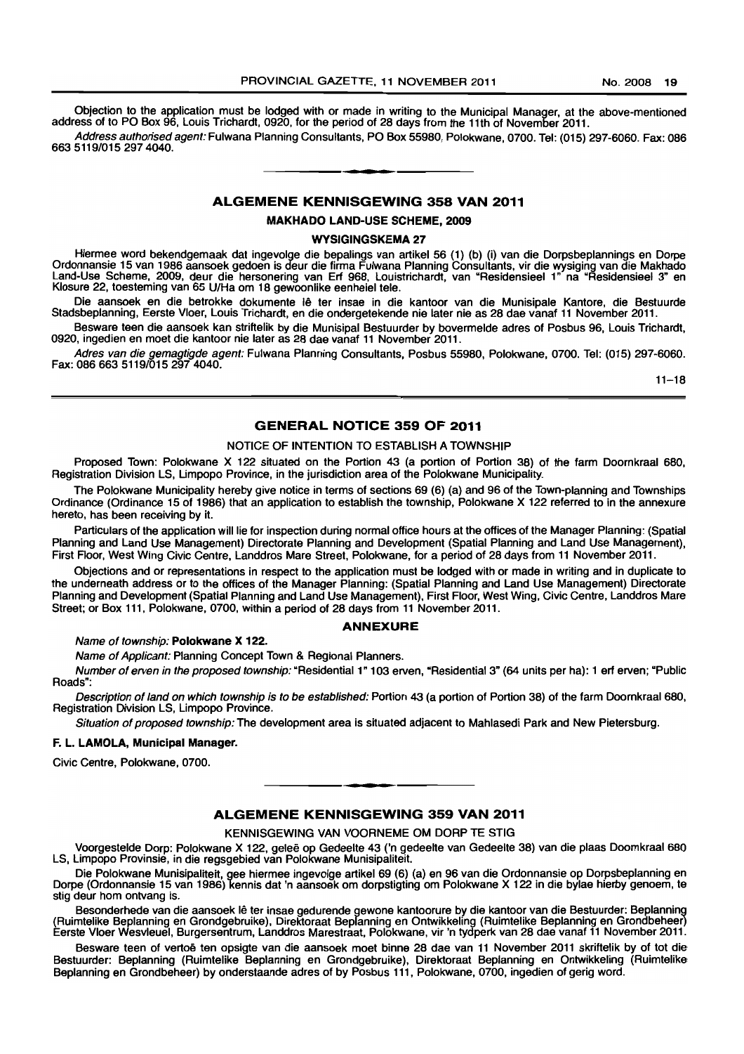Objection to the application must be lodged with or made in writing to the Municipal Manager, at the above-mentioned address of to PO Box 96, Louis Trichardt, 0920, for the period of 28 days from the 11th of November 2011.

*Address authorised agent:* Fulwana Planning Consultants, PO Box 55980, Polokwane, 0700. Tel: (015) 297-6060. Fax: 086 663 5119/015 297 4040.

---

## ALGEMENE KENNISGEWING 358 VAN 2011

### MAKHADO LAND-USE SCHEME, 2009

### WYSIGINGSKEMA 27

Hiermee word bekendgemaak dat ingevolge die bepalings van artikel 56 (1) (b) (i) van die Dorpsbeplannings en Dorpe Ordonnansie 15 van 1986 aansoek gedoen is deur die firma Fulwana Planning Consultants, vir die wysiging van die Makhado Land-Use Scheme, 2009, deur die hersonering van Erf 968, Louistrichardt, van "Residensieel 1" na "Residensieel 3" en Klosure 22, toestemming van 65 U/Ha om 18 gewoonlike eenheiel tele.

Die aansoek en die betrokke dokumente lê ter insae in die kantoor van die Munisipale Kantore, die Bestuurde Stadsbeplanning, Eerste Vloer, Louis Trichardt, en die ondergetekende nie later nie as 28 dae vanaf 11 November 2011.

Besware teen die aansoek kan striftelik by die Munisipal Bestuurder by bovermelde adres of Posbus 96, Louis Trichardt, 0920, ingedien en moet die kantoor nie later as 28 dae vanaf 11 November 2011.

*Adres van die gemagtigde agent:* Fulwana Planning Consultants, Posbus 55980, Polokwane, 0700. Tel: (015) 297-6060. Fax: 086 663 5119/015 297 4040.

11–18

---

## GENERAL NOTICE 359 OF 2011

NOTICE OF INTENTION TO ESTABLISH A TOWNSHIP

Proposed Town: Polokwane X 122 situated on the Portion 43 (a portion of Portion 38) of the farm Doornkraal 680, Registration Division LS, Limpopo Province, in the jurisdiction area of the Polokwane Municipality.

The Polokwane Municipality hereby give notice in terms of sections 69 (6) (a) and 96 of the Town-planning and Townships Ordinance (Ordinance 15 of 1986) that an application to establish the township, Polokwane X 122 referred to in the annexure hereto, has been receiving by it.

Particulars of the application will lie for inspection during normal office hours at the offices of the Manager Planning: (Spatial Planning and Land Use Management) Directorate Planning and Development (Spatial Planning and Land Use Management), First Floor, West Wing Civic Centre, Landdros Mare Street, Polokwane, for a period of 28 days from 11 November 2011.

Objections and or representations in respect to the application must be lodged with or made in writing and in duplicate to the underneath address or to the offices of the Manager Planning: (Spatial Planning and Land Use Management) Directorate Planning and Development (Spatial Planning and Land Use Management), First Floor, West Wing, Civic Centre, Landdros Mare Street; or Box 111, Polokwane, 0700, within a period of 28 days from 11 November 2011.

### ANNEXURE

*Name of township:* **Polokwane X 122.**

*Name of Applicant:* Planning Concept Town & Regional Planners.

*Number of erven in the proposed township:* "Residential 1" 103 erven, "Residential 3" (64 units per ha): 1 erf erven; "Public Roads":

*Description of land on which township is to be established:* Portion 43 (a portion of Portion 38) of the farm Doornkraal 680, Registration Division LS, Limpopo Province.

*Situation of proposed township:* The development area is situated adjacent to Mahlasedi Park and New Pietersburg.

**F. L. LAMOLA, Municipal Manager.**

Civic Centre, Polokwane, 0700.

---

## ALGEMENE KENNISGEWING 359 VAN 2011

KENNISGEWING VAN VOORNEME OM DORP TE STIG

Voorgestelde Dorp: Polokwane X 122, geleë op Gedeelte 43 ('n gedeelte van Gedeelte 38) van die plaas Doornkraal 680 LS, Limpopo Provinsie, in die regsgebied van Polokwane Munisipaliteit.

Die Polokwane Munisipaliteit, gee hiermee ingevolge artikel 69 (6) (a) en 96 van die Ordonnansie op Dorpsbeplanning en Dorpe (Ordonnansie 15 van 1986) kennis dat 'n aansoek om dorpstigting om Polokwane X 122 in die bylae hierby genoem, te stig deur hom ontvang is.

Besonderhede van die aansoek lê ter insae gedurende gewone kantoorure by die kantoor van die Bestuurder: Beplanning (Ruimtelike Beplanning en Grondgebruike), Direktoraat Beplanning en Ontwikkeling (Ruimtelike Beplanning en Grondbeheer) Eerste Vloer Wesvleuel, Burgersentrum, Landdros Marestraat, Polokwane, vir 'n tydperk van 28 dae vanaf 11 November 2011.

Besware teen of vertoë ten opsigte van die aansoek moet binne 28 dae van 11 November 2011 skriftelik by of tot die Bestuurder: Beplanning (Ruimtelike Beplanning en Grondgebruike), Direktoraat Beplanning en Ontwikkeling (Ruimtelike Beplanning en Grondbeheer) by onderstaande adres of by Posbus 111, Polokwane, 0700, ingedien of gerig word.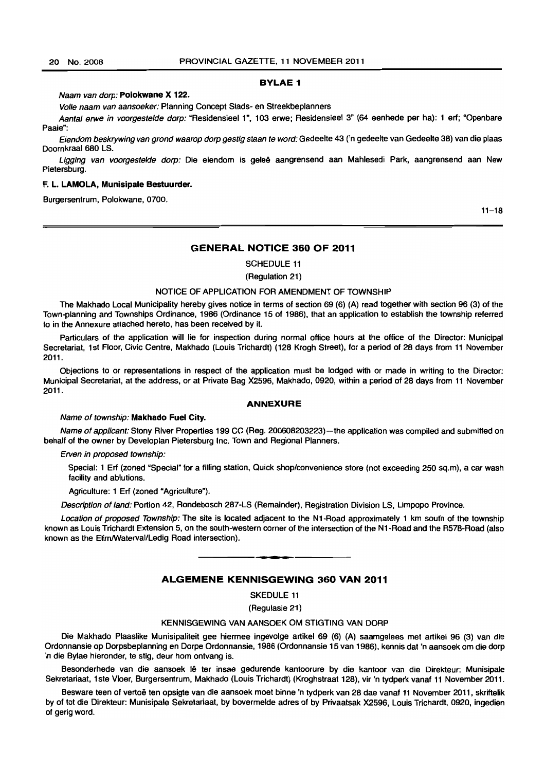**BYLAE 1**

*Naam van dorp:* **Polokwane X 122.**

*Volle naam van aansoeker:* Planning Concept Stads- en Streekbeplanners

*Aantal erwe in voorgestelde dorp:* "Residensieel 1", 103 erwe; Residensieel 3" (64 eenhede per ha): 1 erf; "Openbare Paaie":

*Eiendom beskrywing van grond waarop dorp gestig staan te word:* Gedeelte 43 ('n gedeelte van Gedeelte 38) van die plaas Doornkraal 680 LS.

*Ligging van voorgestelde dorp:* Die eiendom is geleë aangrensend aan Mahlesedi Park, aangrensend aan New Pietersburg.

**F. L. LAMOLA, Munisipale Bestuurder.**

Burgersentrum, Polokwane, 0700.

11–18

## GENERAL NOTICE 360 OF 2011

SCHEDULE 11

(Regulation 21)

NOTICE OF APPLICATION FOR AMENDMENT OF TOWNSHIP

The Makhado Local Municipality hereby gives notice in terms of section 69 (6) (A) read together with section 96 (3) of the Town-planning and Townships Ordinance, 1986 (Ordinance 15 of 1986), that an application to establish the township referred to in the Annexure attached hereto, has been received by it.

Particulars of the application will lie for inspection during normal office hours at the office of the Director: Municipal Secretariat, 1st Floor, Civic Centre, Makhado (Louis Trichardt) (128 Krogh Street), for a period of 28 days from 11 November 2011.

Objections to or representations in respect of the application must be lodged with or made in writing to the Director: Municipal Secretariat, at the address, or at Private Bag X2596, Makhado, 0920, within a period of 28 days from 11 November 2011.

**ANNEXURE**

*Name of township:* **Makhado Fuel City.**

*Name of applicant:* Stony River Properties 199 CC (Reg. 200608203223)—the application was compiled and submitted on behalf of the owner by Developlan Pietersburg Inc. Town and Regional Planners.

*Erven in proposed township:*

Special: 1 Erf (zoned "Special" for a filling station, Quick shop/convenience store (not exceeding 250 sq.m), a car wash facility and ablutions.

Agriculture: 1 Erf (zoned "Agriculture").

*Description of land:* Portion 42, Rondebosch 287-LS (Remainder), Registration Division LS, Limpopo Province.

*Location of proposed Township:* The site is located adjacent to the N1-Road approximately 1 km south of the township known as Louis Trichardt Extension 5, on the south-western corner of the intersection of the N1-Road and the R578-Road (also known as the Elim/Waterval/Ledig Road intersection).

## ALGEMENE KENNISGEWING 360 VAN 2011

SKEDULE 11

(Regulasie 21)

KENNISGEWING VAN AANSOEK OM STIGTING VAN DORP

Die Makhado Plaaslike Munisipaliteit gee hiermee ingevolge artikel 69 (6) (A) saamgelees met artikel 96 (3) van die Ordonnansie op Dorpsbeplanning en Dorpe Ordonnansie, 1986 (Ordonnansie 15 van 1986), kennis dat 'n aansoek om die dorp in die Bylae hieronder, te stig, deur hom ontvang is.

Besonderhede van die aansoek lê ter insae gedurende kantoorure by die kantoor van die Direkteur: Munisipale Sekretariaat, 1ste Vloer, Burgersentrum, Makhado (Louis Trichardt) (Kroghstraat 128), vir 'n tydperk vanaf 11 November 2011.

Besware teen of vertoë ten opsigte van die aansoek moet binne 'n tydperk van 28 dae vanaf 11 November 2011, skriftelik by of tot die Direkteur: Munisipale Sekretariaat, by bovermelde adres of by Privaatsak X2596, Louis Trichardt, 0920, ingedien of gerig word.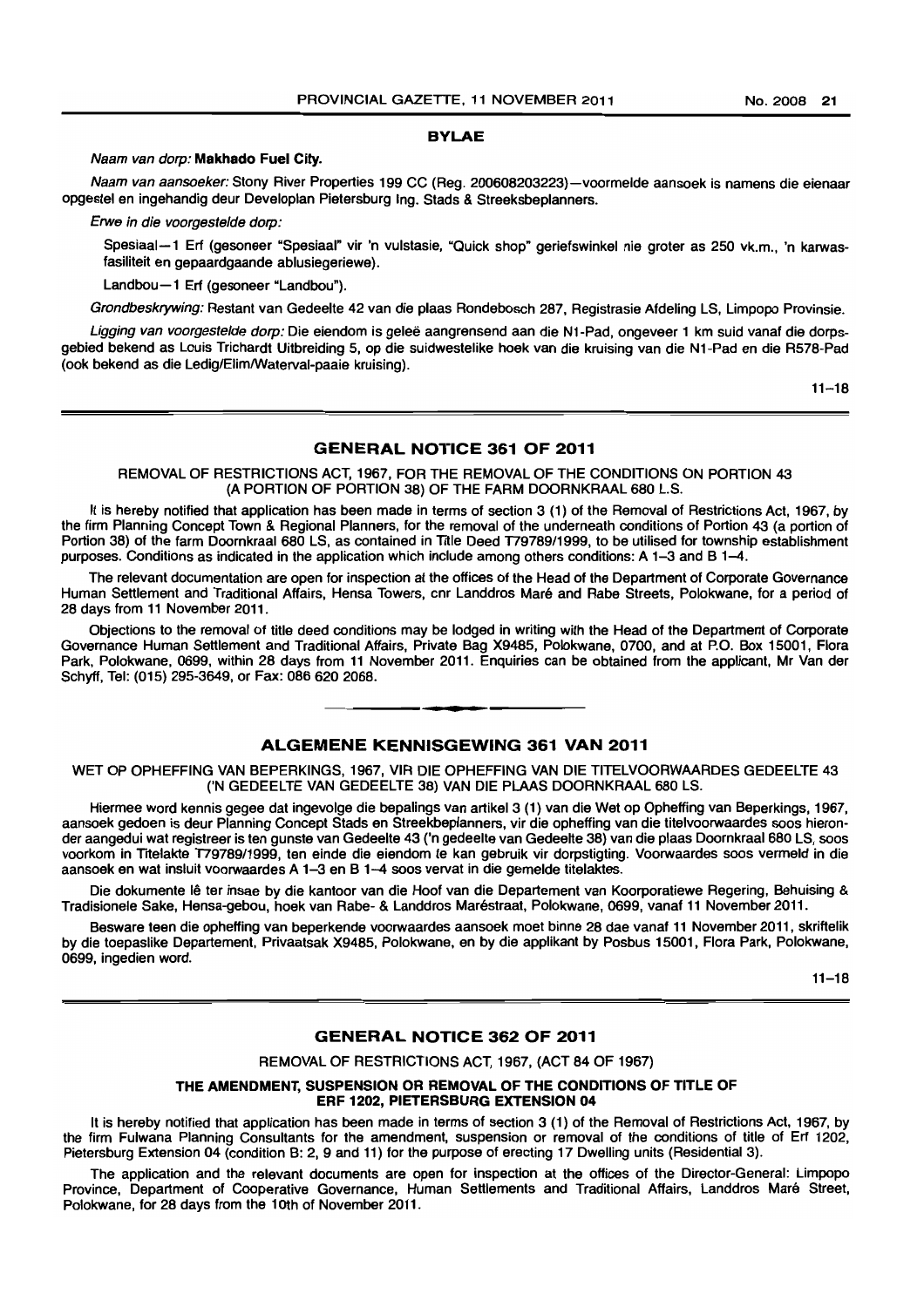## BYLAE

*Naam van dorp:* **Makhado Fuel City.**

*Naam van aansoeker:* Stony River Properties 199 CC (Reg. 200608203223)—voormelde aansoek is namens die eienaar opgestel en ingehandig deur Developlan Pietersburg Ing. Stads & Streeksbeplanners.

*Erwe in die voorgestelde dorp:*

Spesiaal—1 Erf (gesoneer "Spesiaal" vir 'n vulstasie, "Quick shop" geriefswinkel nie groter as 250 vk.m., 'n karwasfasiliteit en gepaardgaande ablusiegeriewe).

Landbou—1 Erf (gesoneer "Landbou").

*Grondbeskrywing:* Restant van Gedeelte 42 van die plaas Rondebosch 287, Registrasie Afdeling LS, Limpopo Provinsie.

*Ligging van voorgestelde dorp:* Die eiendom is geleë aangrensend aan die N1-Pad, ongeveer 1 km suid vanaf die dorpsgebied bekend as Louis Trichardt Uitbreiding 5, op die suidwestelike hoek van die kruising van die N1-Pad en die R578-Pad (ook bekend as die Ledig/Elim/Waterval-paaie kruising).

11–18

## GENERAL NOTICE 361 OF 2011

REMOVAL OF RESTRICTIONS ACT, 1967, FOR THE REMOVAL OF THE CONDITIONS ON PORTION 43 (A PORTION OF PORTION 38) OF THE FARM DOORNKRAAL 680 L.S.

It is hereby notified that application has been made in terms of section 3 (1) of the Removal of Restrictions Act, 1967, by the firm Planning Concept Town & Regional Planners, for the removal of the underneath conditions of Portion 43 (a portion of Portion 38) of the farm Doornkraal 680 LS, as contained in Title Deed T79789/1999, to be utilised for township establishment purposes. Conditions as indicated in the application which include among others conditions: A 1–3 and B 1–4.

The relevant documentation are open for inspection at the offices of the Head of the Department of Corporate Governance Human Settlement and Traditional Affairs, Hensa Towers, cnr Landdros Maré and Rabe Streets, Polokwane, for a period of 28 days from 11 November 2011.

Objections to the removal of title deed conditions may be lodged in writing with the Head of the Department of Corporate Governance Human Settlement and Traditional Affairs, Private Bag X9485, Polokwane, 0700, and at P.O. Box 15001, Flora Park, Polokwane, 0699, within 28 days from 11 November 2011. Enquiries can be obtained from the applicant, Mr Van der Schyff, Tel: (015) 295-3649, or Fax: 086 620 2068.

## ALGEMENE KENNISGEWING 361 VAN 2011

WET OP OPHEFFING VAN BEPERKINGS, 1967, VIR DIE OPHEFFING VAN DIE TITELVOORWAARDES GEDEELTE 43 ('N GEDEELTE VAN GEDEELTE 38) VAN DIE PLAAS DOORNKRAAL 680 LS.

Hiermee word kennis gegee dat ingevolge die bepalings van artikel 3 (1) van die Wet op Opheffing van Beperkings, 1967, aansoek gedoen is deur Planning Concept Stads en Streekbeplanners, vir die opheffing van die titelvoorwaardes soos hieronder aangedui wat registreer is ten gunste van Gedeelte 43 ('n gedeelte van Gedeelte 38) van die plaas Doornkraal 680 LS, soos voorkom in Titelakte T79789/1999, ten einde die eiendom te kan gebruik vir dorpstigting. Voorwaardes soos vermeld in die aansoek en wat insluit voorwaardes A 1–3 en B 1–4 soos vervat in die gemelde titelaktes.

Die dokumente lê ter insae by die kantoor van die Hoof van die Departement van Koorporatiewe Regering, Behuising & Tradisionele Sake, Hensa-gebou, hoek van Rabe- & Landdros Maréstraat, Polokwane, 0699, vanaf 11 November 2011.

Besware teen die opheffing van beperkende voorwaardes aansoek moet binne 28 dae vanaf 11 November 2011, skriftelik by die toepaslike Departement, Privaatsak X9485, Polokwane, en by die applikant by Posbus 15001, Flora Park, Polokwane, 0699, ingedien word.

11–18

## GENERAL NOTICE 362 OF 2011

REMOVAL OF RESTRICTIONS ACT, 1967, (ACT 84 OF 1967)

**THE AMENDMENT, SUSPENSION OR REMOVAL OF THE CONDITIONS OF TITLE OF ERF 1202, PIETERSBURG EXTENSION 04**

It is hereby notified that application has been made in terms of section 3 (1) of the Removal of Restrictions Act, 1967, by the firm Fulwana Planning Consultants for the amendment, suspension or removal of the conditions of title of Erf 1202, Pietersburg Extension 04 (condition B: 2, 9 and 11) for the purpose of erecting 17 Dwelling units (Residential 3).

The application and the relevant documents are open for inspection at the offices of the Director-General: Limpopo Province, Department of Cooperative Governance, Human Settlements and Traditional Affairs, Landdros Maré Street, Polokwane, for 28 days from the 10th of November 2011.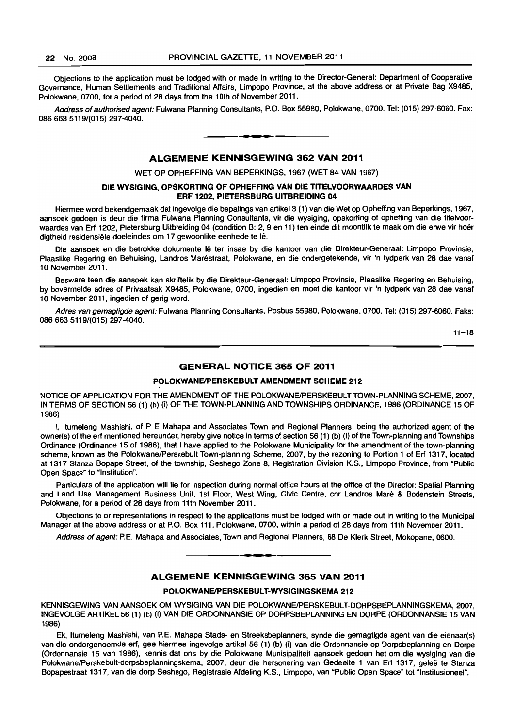Objections to the application must be lodged with or made in writing to the Director-General: Department of Cooperative Governance, Human Settlements and Traditional Affairs, Limpopo Province, at the above address or at Private Bag X9485, Polokwane, 0700, for a period of 28 days from the 10th of November 2011.

*Address of authorised agent:* Fulwana Planning Consultants, P.O. Box 55980, Polokwane, 0700. Tel: (015) 297-6060. Fax: 086 663 5119/(015) 297-4040.

---

## ALGEMENE KENNISGEWING 362 VAN 2011

WET OP OPHEFFING VAN BEPERKINGS, 1967 (WET 84 VAN 1967)

**DIE WYSIGING, OPSKORTING OF OPHEFFING VAN DIE TITELVOORWAARDES VAN ERF 1202, PIETERSBURG UITBREIDING 04**

Hiermee word bekendgemaak dat ingevolge die bepalings van artikel 3 (1) van die Wet op Opheffing van Beperkings, 1967, aansoek gedoen is deur die firma Fulwana Planning Consultants, vir die wysiging, opskorting of opheffing van die titelvoorwaardes van Erf 1202, Pietersburg Uitbreiding 04 (condition B: 2, 9 en 11) ten einde dit moontlik te maak om die erwe vir hoër digtheid residensiële doeleindes om 17 gewoonlike eenhede te lê.

Die aansoek en die betrokke dokumente lê ter insae by die kantoor van die Direkteur-Generaal: Limpopo Provinsie, Plaaslike Regering en Behuising, Landros Maréstraat, Polokwane, en die ondergetekende, vir 'n tydperk van 28 dae vanaf 10 November 2011.

Besware teen die aansoek kan skriftelik by die Direkteur-Generaal: Limpopo Provinsie, Plaaslike Regering en Behuising, by bovermelde adres of Privaatsak X9485, Polokwane, 0700, ingedien en moet die kantoor vir 'n tydperk van 28 dae vanaf 10 November 2011, ingedien of gerig word.

*Adres van gemagtigde agent:* Fulwana Planning Consultants, Posbus 55980, Polokwane, 0700. Tel: (015) 297-6060. Faks: 086 663 5119/(015) 297-4040.

11–18

---

## GENERAL NOTICE 365 OF 2011

**POLOKWANE/PERSKEBULT AMENDMENT SCHEME 212**

NOTICE OF APPLICATION FOR THE AMENDMENT OF THE POLOKWANE/PERSKEBULT TOWN-PLANNING SCHEME, 2007, IN TERMS OF SECTION 56 (1) (b) (i) OF THE TOWN-PLANNING AND TOWNSHIPS ORDINANCE, 1986 (ORDINANCE 15 OF 1986)

I, Itumeleng Mashishi, of P E Mahapa and Associates Town and Regional Planners, being the authorized agent of the owner(s) of the erf mentioned hereunder, hereby give notice in terms of section 56 (1) (b) (i) of the Town-planning and Townships Ordinance (Ordinance 15 of 1986), that I have applied to the Polokwane Municipality for the amendment of the town-planning scheme, known as the Polokwane/Perskebult Town-planning Scheme, 2007, by the rezoning to Portion 1 of Erf 1317, located at 1317 Stanza Bopape Street, of the township, Seshego Zone 8, Registration Division K.S., Limpopo Province, from "Public Open Space" to "Institution".

Particulars of the application will lie for inspection during normal office hours at the office of the Director: Spatial Planning and Land Use Management Business Unit, 1st Floor, West Wing, Civic Centre, cnr Landros Maré & Bodenstein Streets, Polokwane, for a period of 28 days from 11th November 2011.

Objections to or representations in respect to the applications must be lodged with or made out in writing to the Municipal Manager at the above address or at P.O. Box 111, Polokwane, 0700, within a period of 28 days from 11th November 2011.

*Address of agent:* P.E. Mahapa and Associates, Town and Regional Planners, 68 De Klerk Street, Mokopane, 0600.

---

## ALGEMENE KENNISGEWING 365 VAN 2011

**POLOKWANE/PERSKEBULT-WYSIGINGSKEMA 212**

KENNISGEWING VAN AANSOEK OM WYSIGING VAN DIE POLOKWANE/PERSKEBULT-DORPSBEPLANNINGSKEMA, 2007, INGEVOLGE ARTIKEL 56 (1) (b) (i) VAN DIE ORDONNANSIE OP DORPSBEPLANNING EN DORPE (ORDONNANSIE 15 VAN 1986)

Ek, Itumeleng Mashishi, van P.E. Mahapa Stads- en Streeksbeplanners, synde die gemagtigde agent van die eienaar(s) van die ondergenoemde erf, gee hiermee ingevolge artikel 56 (1) (b) (i) van die Ordonnansie op Dorpsbeplanning en Dorpe (Ordonnansie 15 van 1986), kennis dat ons by die Polokwane Munisipaliteit aansoek gedoen het om die wysiging van die Polokwane/Perskebult-dorpsbeplanningskema, 2007, deur die hersonering van Gedeelte 1 van Erf 1317, geleë te Stanza Bopapestraat 1317, van die dorp Seshego, Registrasie Afdeling K.S., Limpopo, van "Public Open Space" tot "Institusioneel".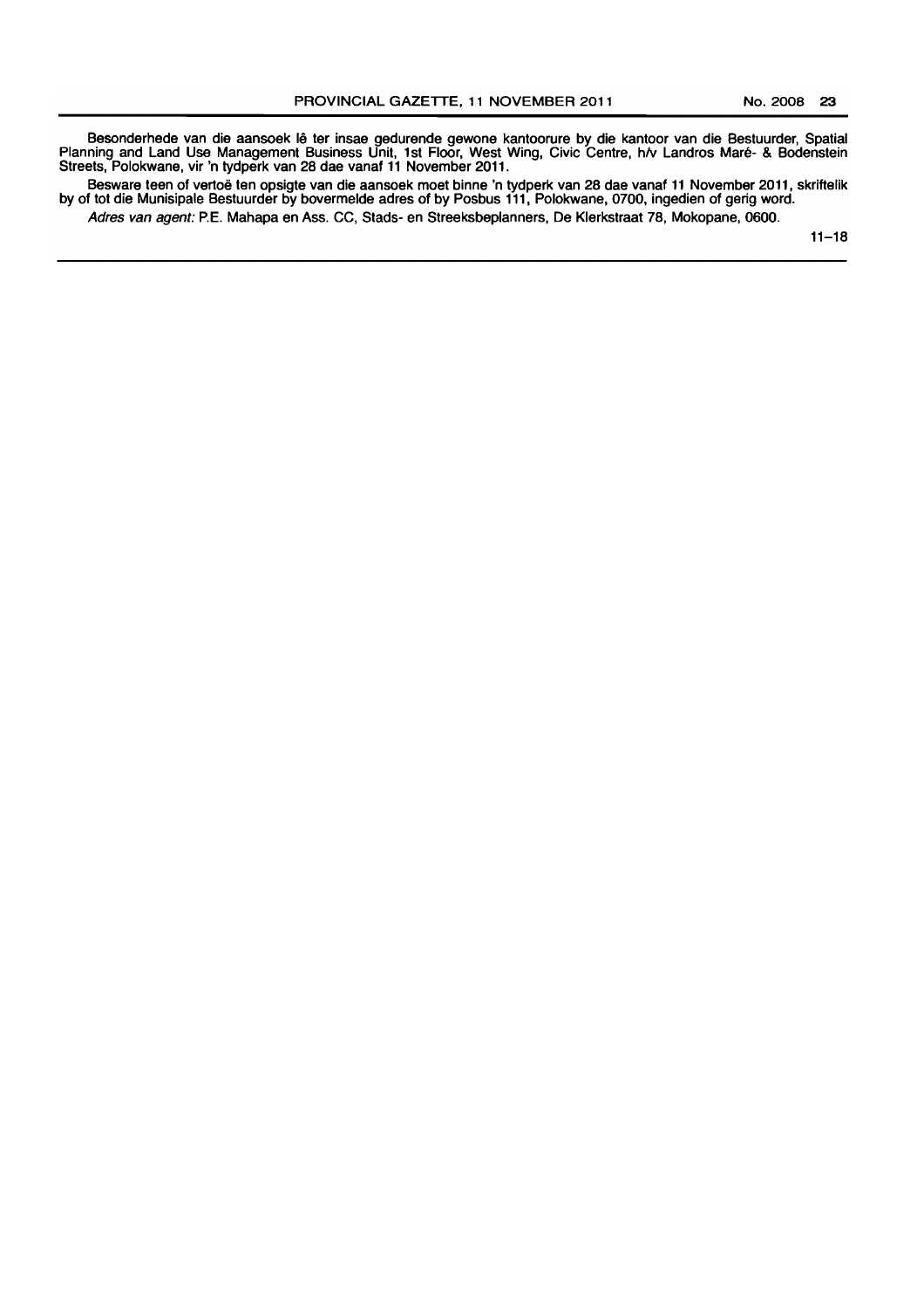Besonderhede van die aansoek lê ter insae gedurende gewone kantoorure by die kantoor van die Bestuurder, Spatial Planning and Land Use Management Business Unit, 1st Floor, West Wing, Civic Centre, h/v Landros Maré- & Bodenstein Streets, Polokwane, vir 'n tydperk van 28 dae vanaf 11 November 2011.

Besware teen of vertoë ten opsigte van die aansoek moet binne 'n tydperk van 28 dae vanaf 11 November 2011, skriftelik by of tot die Munisipale Bestuurder by bovermelde adres of by Posbus 111, Polokwane, 0700, ingedien of gerig word.

*Adres van agent:* P.E. Mahapa en Ass. CC, Stads- en Streeksbeplanners, De Klerkstraat 78, Mokopane, 0600.

11–18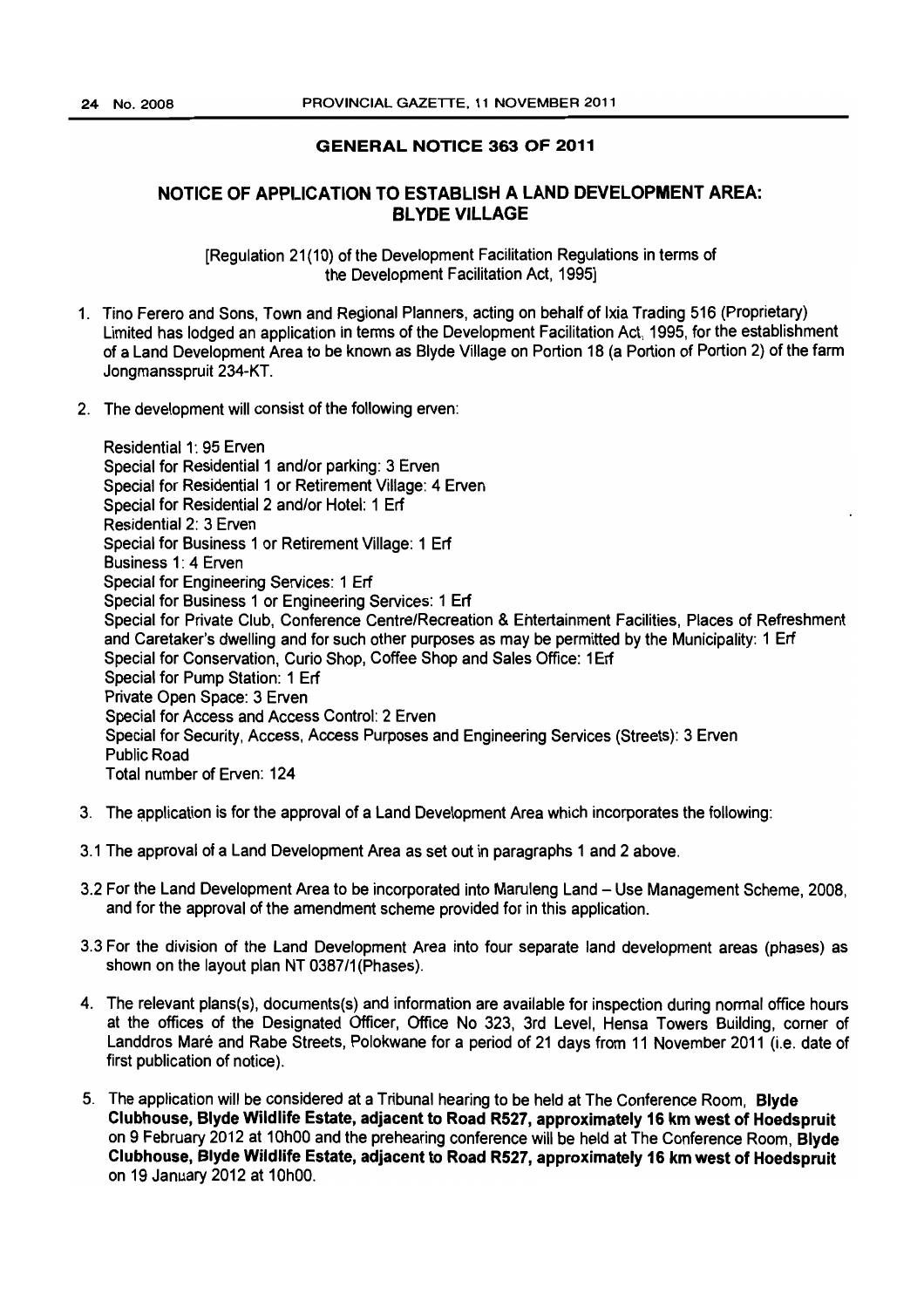## GENERAL NOTICE 363 OF 2011

## NOTICE OF APPLICATION TO ESTABLISH A LAND DEVELOPMENT AREA: BLYDE VILLAGE

[Regulation 21(10) of the Development Facilitation Regulations in terms of the Development Facilitation Act, 1995]

1. Tino Ferero and Sons, Town and Regional Planners, acting on behalf of Ixia Trading 516 (Proprietary) Limited has lodged an application in terms of the Development Facilitation Act, 1995, for the establishment of a Land Development Area to be known as Blyde Village on Portion 18 (a Portion of Portion 2) of the farm Jongmansspruit 234-KT.

2. The development will consist of the following erven:

   Residential 1: 95 Erven
   Special for Residential 1 and/or parking: 3 Erven
   Special for Residential 1 or Retirement Village: 4 Erven
   Special for Residential 2 and/or Hotel: 1 Erf
   Residential 2: 3 Erven
   Special for Business 1 or Retirement Village: 1 Erf
   Business 1: 4 Erven
   Special for Engineering Services: 1 Erf
   Special for Business 1 or Engineering Services: 1 Erf
   Special for Private Club, Conference Centre/Recreation & Entertainment Facilities, Places of Refreshment and Caretaker's dwelling and for such other purposes as may be permitted by the Municipality: 1 Erf
   Special for Conservation, Curio Shop, Coffee Shop and Sales Office: 1Erf
   Special for Pump Station: 1 Erf
   Private Open Space: 3 Erven
   Special for Access and Access Control: 2 Erven
   Special for Security, Access, Access Purposes and Engineering Services (Streets): 3 Erven
   Public Road
   Total number of Erven: 124

3. The application is for the approval of a Land Development Area which incorporates the following:

3.1 The approval of a Land Development Area as set out in paragraphs 1 and 2 above.

3.2 For the Land Development Area to be incorporated into Maruleng Land – Use Management Scheme, 2008, and for the approval of the amendment scheme provided for in this application.

3.3 For the division of the Land Development Area into four separate land development areas (phases) as shown on the layout plan NT 0387/1(Phases).

4. The relevant plans(s), documents(s) and information are available for inspection during normal office hours at the offices of the Designated Officer, Office No 323, 3rd Level, Hensa Towers Building, corner of Landdros Maré and Rabe Streets, Polokwane for a period of 21 days from 11 November 2011 (i.e. date of first publication of notice).

5. The application will be considered at a Tribunal hearing to be held at The Conference Room, **Blyde Clubhouse, Blyde Wildlife Estate, adjacent to Road R527, approximately 16 km west of Hoedspruit** on 9 February 2012 at 10h00 and the prehearing conference will be held at The Conference Room, **Blyde Clubhouse, Blyde Wildlife Estate, adjacent to Road R527, approximately 16 km west of Hoedspruit** on 19 January 2012 at 10h00.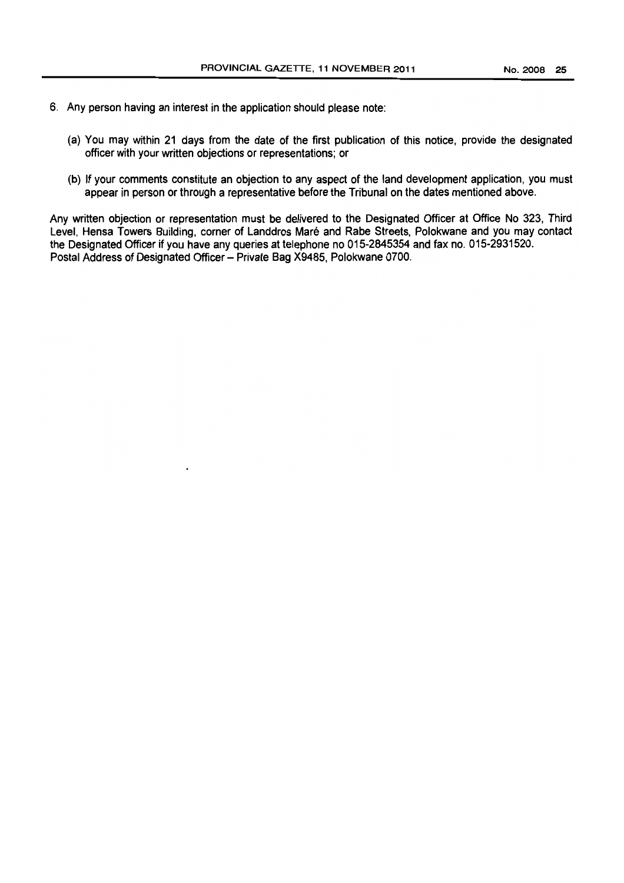6. Any person having an interest in the application should please note:

   (a) You may within 21 days from the date of the first publication of this notice, provide the designated officer with your written objections or representations; or

   (b) If your comments constitute an objection to any aspect of the land development application, you must appear in person or through a representative before the Tribunal on the dates mentioned above.

Any written objection or representation must be delivered to the Designated Officer at Office No 323, Third Level, Hensa Towers Building, corner of Landdros Maré and Rabe Streets, Polokwane and you may contact the Designated Officer if you have any queries at telephone no 015-2845354 and fax no. 015-2931520.
Postal Address of Designated Officer – Private Bag X9485, Polokwane 0700.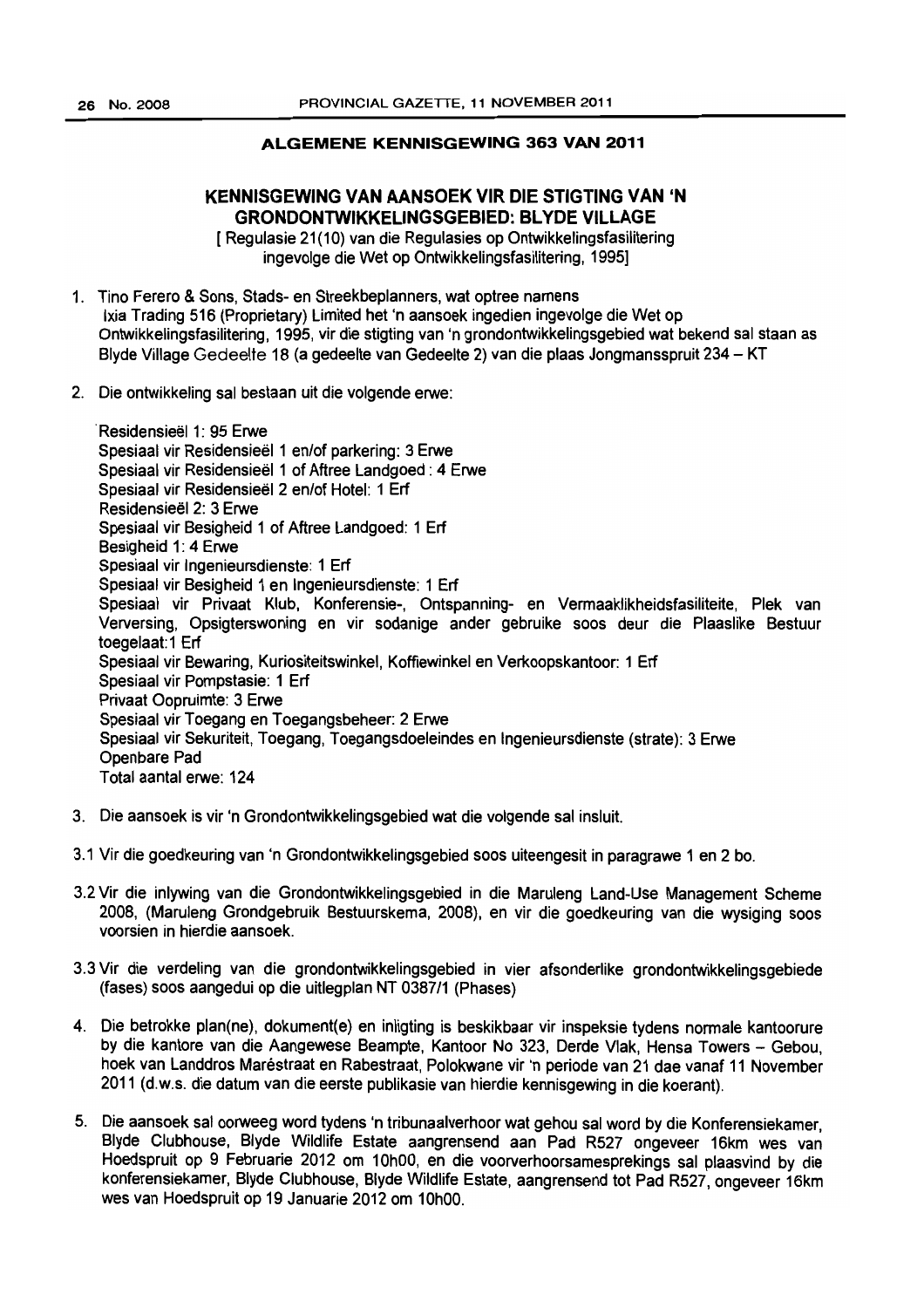## ALGEMENE KENNISGEWING 363 VAN 2011

### KENNISGEWING VAN AANSOEK VIR DIE STIGTING VAN 'N GRONDONTWIKKELINGSGEBIED: BLYDE VILLAGE

[ Regulasie 21(10) van die Regulasies op Ontwikkelingsfasilitering ingevolge die Wet op Ontwikkelingsfasilitering, 1995]

1. Tino Ferero & Sons, Stads- en Streekbeplanners, wat optree namens Ixia Trading 516 (Proprietary) Limited het 'n aansoek ingedien ingevolge die Wet op Ontwikkelingsfasilitering, 1995, vir die stigting van 'n grondontwikkelingsgebied wat bekend sal staan as Blyde Village Gedeelte 18 (a gedeelte van Gedeelte 2) van die plaas Jongmansspruit 234 – KT

2. Die ontwikkeling sal bestaan uit die volgende erwe:

   Residensieël 1: 95 Erwe
   Spesiaal vir Residensieël 1 en/of parkering: 3 Erwe
   Spesiaal vir Residensieël 1 of Aftree Landgoed : 4 Erwe
   Spesiaal vir Residensieël 2 en/of Hotel: 1 Erf
   Residensieël 2: 3 Erwe
   Spesiaal vir Besigheid 1 of Aftree Landgoed: 1 Erf
   Besigheid 1: 4 Erwe
   Spesiaal vir Ingenieursdienste: 1 Erf
   Spesiaal vir Besigheid 1 en Ingenieursdienste: 1 Erf
   Spesiaal vir Privaat Klub, Konferensie-, Ontspanning- en Vermaaklikheidsfasiliteite, Plek van Verversing, Opsigterswoning en vir sodanige ander gebruike soos deur die Plaaslike Bestuur toegelaat:1 Erf
   Spesiaal vir Bewaring, Kuriositeitswinkel, Koffiewinkel en Verkoopskantoor: 1 Erf
   Spesiaal vir Pompstasie: 1 Erf
   Privaat Oopruimte: 3 Erwe
   Spesiaal vir Toegang en Toegangsbeheer: 2 Erwe
   Spesiaal vir Sekuriteit, Toegang, Toegangsdoeleindes en Ingenieursdienste (strate): 3 Erwe
   Openbare Pad
   Total aantal erwe: 124

3. Die aansoek is vir 'n Grondontwikkelingsgebied wat die volgende sal insluit.

3.1 Vir die goedkeuring van 'n Grondontwikkelingsgebied soos uiteengesit in paragrawe 1 en 2 bo.

3.2 Vir die inlywing van die Grondontwikkelingsgebied in die Maruleng Land-Use Management Scheme 2008, (Maruleng Grondgebruik Bestuurskema, 2008), en vir die goedkeuring van die wysiging soos voorsien in hierdie aansoek.

3.3 Vir die verdeling van die grondontwikkelingsgebied in vier afsonderlike grondontwikkelingsgebiede (fases) soos aangedui op die uitlegplan NT 0387/1 (Phases)

4. Die betrokke plan(ne), dokument(e) en inligting is beskikbaar vir inspeksie tydens normale kantoorure by die kantore van die Aangewese Beampte, Kantoor No 323, Derde Vlak, Hensa Towers – Gebou, hoek van Landdros Maréstraat en Rabestraat, Polokwane vir 'n periode van 21 dae vanaf 11 November 2011 (d.w.s. die datum van die eerste publikasie van hierdie kennisgewing in die koerant).

5. Die aansoek sal oorweeg word tydens 'n tribunaalverhoor wat gehou sal word by die Konferensiekamer, Blyde Clubhouse, Blyde Wildlife Estate aangrensend aan Pad R527 ongeveer 16km wes van Hoedspruit op 9 Februarie 2012 om 10h00, en die voorverhoorsamesprekings sal plaasvind by die konferensiekamer, Blyde Clubhouse, Blyde Wildlife Estate, aangrensend tot Pad R527, ongeveer 16km wes van Hoedspruit op 19 Januarie 2012 om 10h00.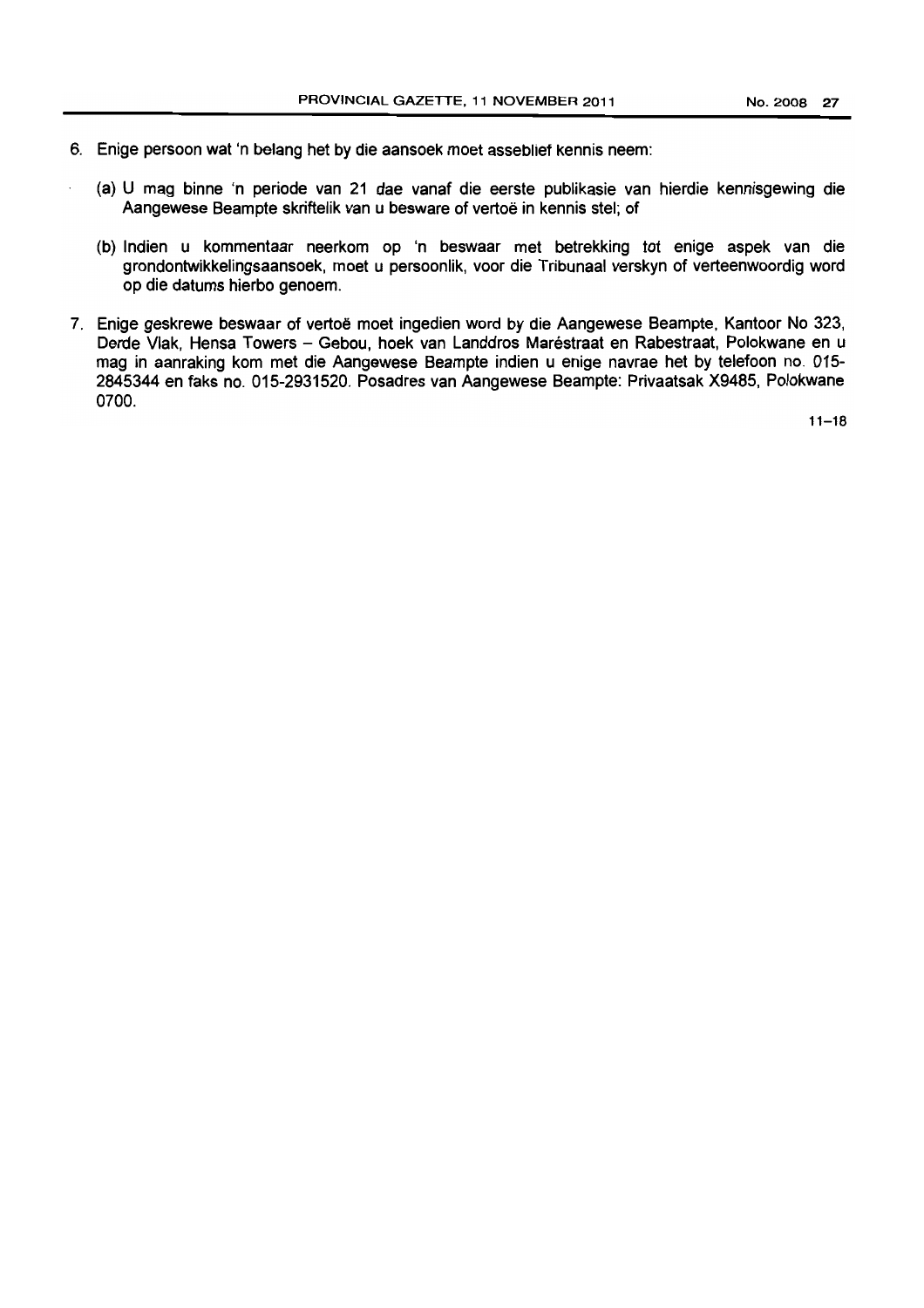6. Enige persoon wat 'n belang het by die aansoek moet asseblief kennis neem:

   (a) U mag binne 'n periode van 21 dae vanaf die eerste publikasie van hierdie kennisgewing die Aangewese Beampte skriftelik van u besware of vertoë in kennis stel; of

   (b) Indien u kommentaar neerkom op 'n beswaar met betrekking tot enige aspek van die grondontwikkelingsaansoek, moet u persoonlik, voor die Tribunaal verskyn of verteenwoordig word op die datums hierbo genoem.

7. Enige geskrewe beswaar of vertoë moet ingedien word by die Aangewese Beampte, Kantoor No 323, Derde Vlak, Hensa Towers – Gebou, hoek van Landdros Maréstraat en Rabestraat, Polokwane en u mag in aanraking kom met die Aangewese Beampte indien u enige navrae het by telefoon no. 015-2845344 en faks no. 015-2931520. Posadres van Aangewese Beampte: Privaatsak X9485, Polokwane 0700.

11–18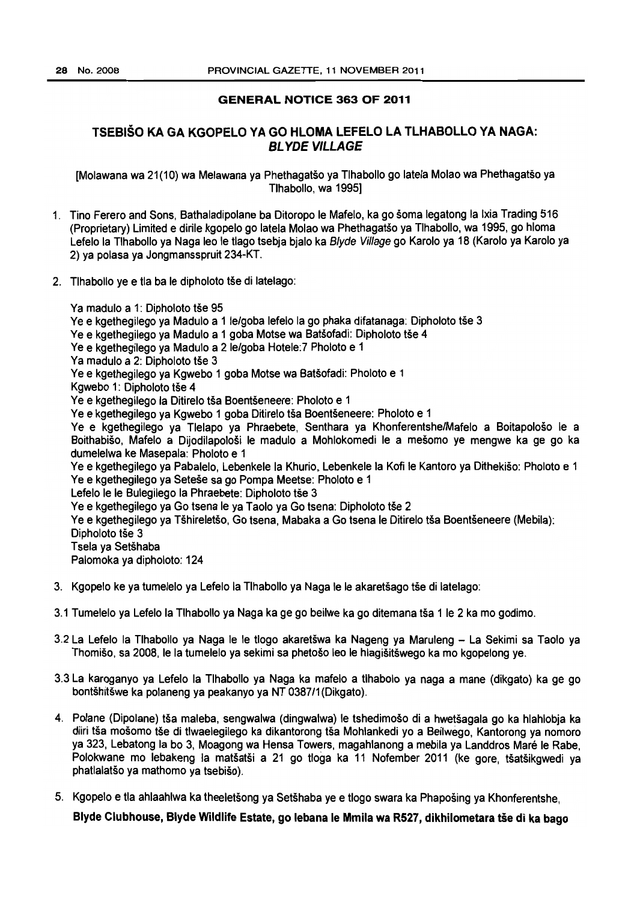## GENERAL NOTICE 363 OF 2011

## TSEBIŠO KA GA KGOPELO YA GO HLOMA LEFELO LA TLHABOLLO YA NAGA: *BLYDE VILLAGE*

[Molawana wa 21(10) wa Melawana ya Phethagatšo ya Tlhabollo go latela Molao wa Phethagatšo ya Tlhabollo, wa 1995]

1. Tino Ferero and Sons, Bathaladipolane ba Ditoropo le Mafelo, ka go šoma legatong la Ixia Trading 516 (Proprietary) Limited e dirile kgopelo go latela Molao wa Phethagatšo ya Tlhabollo, wa 1995, go hloma Lefelo la Tlhabollo ya Naga leo le tlago tsebja bjalo ka *Blyde Village* go Karolo ya 18 (Karolo ya Karolo ya 2) ya polasa ya Jongmansspruit 234-KT.

2. Tlhabollo ye e tla ba le dipholoto tše di latelago:

   Ya madulo a 1: Dipholoto tše 95
   Ye e kgethegilego ya Madulo a 1 le/goba lefelo la go phaka difatanaga: Dipholoto tše 3
   Ye e kgethegilego ya Madulo a 1 goba Motse wa Batšofadi: Dipholoto tše 4
   Ye e kgethegilego ya Madulo a 2 le/goba Hotele:7 Pholoto e 1
   Ya madulo a 2: Dipholoto tše 3
   Ye e kgethegilego ya Kgwebo 1 goba Motse wa Batšofadi: Pholoto e 1
   Kgwebo 1: Dipholoto tše 4
   Ye e kgethegilego la Ditirelo tša Boentšeneere: Pholoto e 1
   Ye e kgethegilego ya Kgwebo 1 goba Ditirelo tša Boentšeneere: Pholoto e 1
   Ye e kgethegilego ya Tlelapo ya Phraebete, Senthara ya Khonferentshe/Mafelo a Boitapološo le a Boithabišo, Mafelo a Dijodilapološi le madulo a Mohlokomedi le a mešomo ye mengwe ka ge go ka dumelelwa ke Masepala: Pholoto e 1
   Ye e kgethegilego ya Pabalelo, Lebenkele la Khurio, Lebenkele la Kofi le Kantoro ya Dithekišo: Pholoto e 1
   Ye e kgethegilego ya Seteše sa go Pompa Meetse: Pholoto e 1
   Lefelo le le Bulegilego la Phraebete: Dipholoto tše 3
   Ye e kgethegilego ya Go tsena le ya Taolo ya Go tsena: Dipholoto tše 2
   Ye e kgethegilego ya Tšhireletšo, Go tsena, Mabaka a Go tsena le Ditirelo tša Boentšeneere (Mebila): Dipholoto tše 3
   Tsela ya Setšhaba
   Palomoka ya dipholoto: 124

3. Kgopelo ke ya tumelelo ya Lefelo la Tlhabollo ya Naga le le akaretšago tše di latelago:

3.1 Tumelelo ya Lefelo la Tlhabollo ya Naga ka ge go beilwe ka go ditemana tša 1 le 2 ka mo godimo.

3.2 La Lefelo la Tlhabollo ya Naga le le tlogo akaretšwa ka Nageng ya Maruleng – La Sekimi sa Taolo ya Thomišo, sa 2008, le la tumelelo ya sekimi sa phetošo leo le hlagišitšwego ka mo kgopelong ye.

3.3 La karoganyo ya Lefelo la Tlhabollo ya Naga ka mafelo a tlhabolo ya naga a mane (dikgato) ka ge go bontšhitšwe ka polaneng ya peakanyo ya NT 0387/1(Dikgato).

4. Polane (Dipolane) tša maleba, sengwalwa (dingwalwa) le tshedimošo di a hwetšagala go ka hlahlobja ka diiri tša mošomo tše di tlwaelegilego ka dikantorong tša Mohlankedi yo a Beilwego, Kantorong ya nomoro ya 323, Lebatong la bo 3, Moagong wa Hensa Towers, magahlanong a mebila ya Landdros Maré le Rabe, Polokwane mo lebakeng la matšatši a 21 go tloga ka 11 Nofember 2011 (ke gore, tšatšikgwedi ya phatlalatšo ya mathomo ya tsebišo).

5. Kgopelo e tla ahlaahlwa ka theeletšong ya Setšhaba ye e tlogo swara ka Phapošing ya Khonferentshe, **Blyde Clubhouse, Blyde Wildlife Estate, go lebana le Mmila wa R527, dikhilometara tše di ka bago**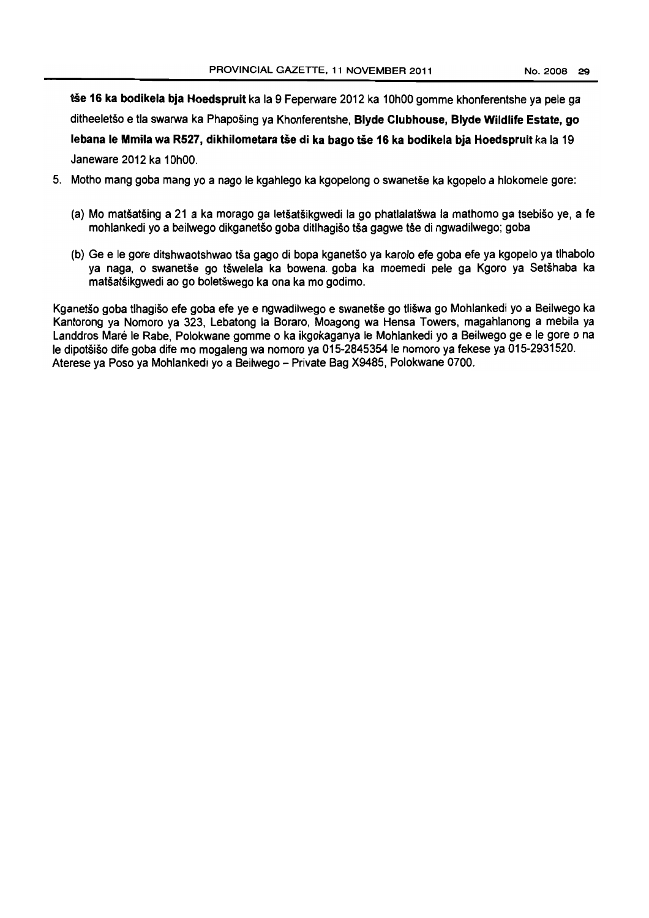**tše 16 ka bodikela bja Hoedspruit** ka la 9 Feperware 2012 ka 10h00 gomme khonferentshe ya pele ga ditheeletšo e tla swarwa ka Phapošing ya Khonferentshe, **Blyde Clubhouse, Blyde Wildlife Estate, go lebana le Mmila wa R527, dikhilometara tše di ka bago tše 16 ka bodikela bja Hoedspruit** ka la 19 Janeware 2012 ka 10h00.

5. Motho mang goba mang yo a nago le kgahlego ka kgopelong o swanetše ka kgopelo a hlokomele gore:

   (a) Mo matšatšing a 21 a ka morago ga letšatšikgwedi la go phatlalatšwa la mathomo ga tsebišo ye, a fe mohlankedi yo a beilwego dikganetšo goba ditlhagišo tša gagwe tše di ngwadilwego; goba

   (b) Ge e le gore ditshwaotshwao tša gago di bopa kganetšo ya karolo efe goba efe ya kgopelo ya tlhabolo ya naga, o swanetše go tšwelela ka bowena goba ka moemedi pele ga Kgoro ya Setšhaba ka matšatšikgwedi ao go boletšwego ka ona ka mo godimo.

Kganetšo goba tlhagišo efe goba efe ye e ngwadilwego e swanetše go tlišwa go Mohlankedi yo a Beilwego ka Kantorong ya Nomoro ya 323, Lebatong la Boraro, Moagong wa Hensa Towers, magahlanong a mebila ya Landdros Maré le Rabe, Polokwane gomme o ka ikgokaganya le Mohlankedi yo a Beilwego ge e le gore o na le dipotšišo dife goba dife mo mogaleng wa nomoro ya 015-2845354 le nomoro ya fekese ya 015-2931520. Aterese ya Poso ya Mohlankedi yo a Beilwego – Private Bag X9485, Polokwane 0700.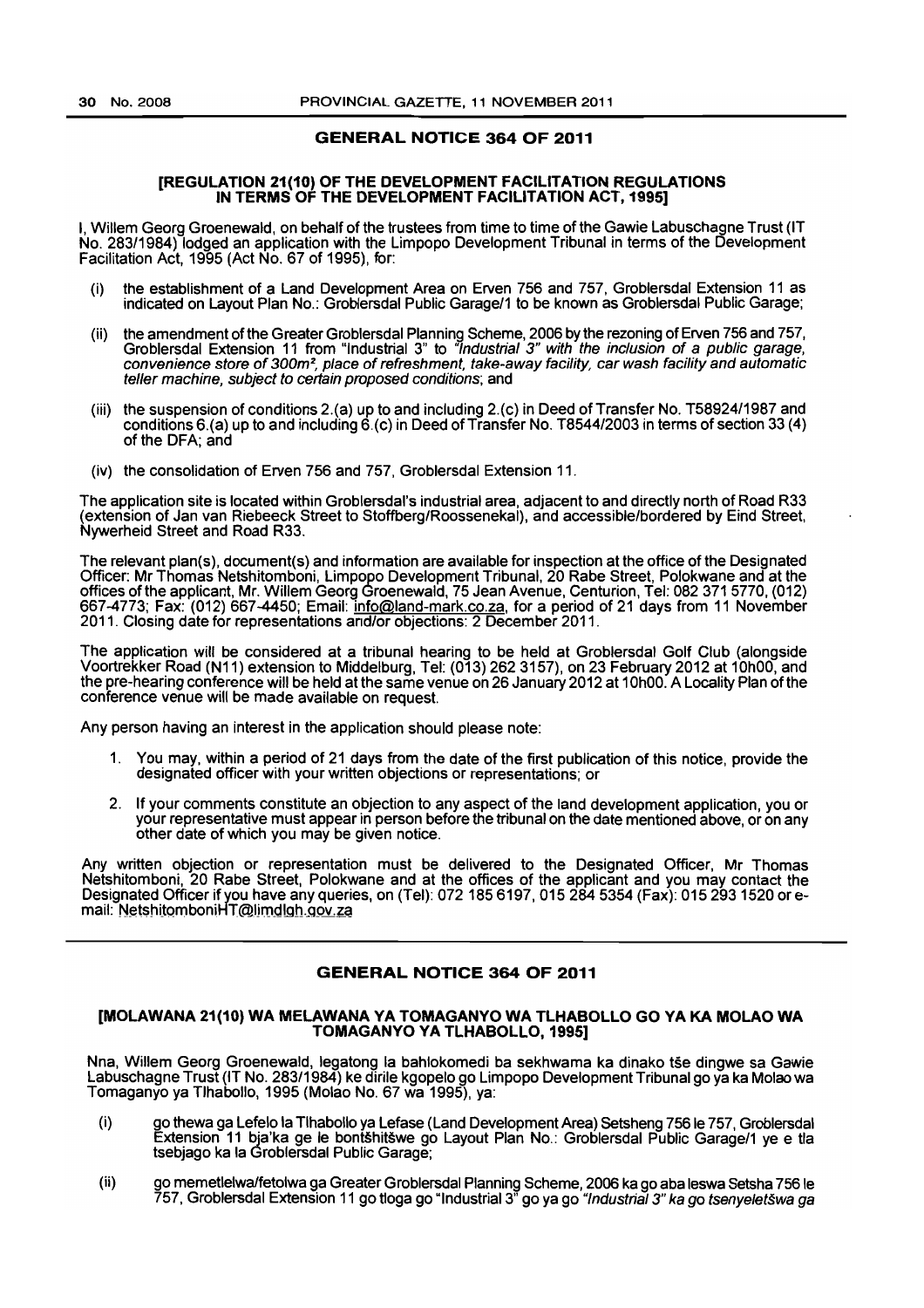## GENERAL NOTICE 364 OF 2011

### [REGULATION 21(10) OF THE DEVELOPMENT FACILITATION REGULATIONS IN TERMS OF THE DEVELOPMENT FACILITATION ACT, 1995]

I, Willem Georg Groenewald, on behalf of the trustees from time to time of the Gawie Labuschagne Trust (IT No. 283/1984) lodged an application with the Limpopo Development Tribunal in terms of the Development Facilitation Act, 1995 (Act No. 67 of 1995), for:

(i) the establishment of a Land Development Area on Erven 756 and 757, Groblersdal Extension 11 as indicated on Layout Plan No.: Groblersdal Public Garage/1 to be known as Groblersdal Public Garage;

(ii) the amendment of the Greater Groblersdal Planning Scheme, 2006 by the rezoning of Erven 756 and 757, Groblersdal Extension 11 from "Industrial 3" to *"Industrial 3" with the inclusion of a public garage, convenience store of 300m², place of refreshment, take-away facility, car wash facility and automatic teller machine, subject to certain proposed conditions*; and

(iii) the suspension of conditions 2.(a) up to and including 2.(c) in Deed of Transfer No. T58924/1987 and conditions 6.(a) up to and including 6.(c) in Deed of Transfer No. T8544/2003 in terms of section 33 (4) of the DFA; and

(iv) the consolidation of Erven 756 and 757, Groblersdal Extension 11.

The application site is located within Groblersdal's industrial area, adjacent to and directly north of Road R33 (extension of Jan van Riebeeck Street to Stoffberg/Roossenekal), and accessible/bordered by Eind Street, Nywerheid Street and Road R33.

The relevant plan(s), document(s) and information are available for inspection at the office of the Designated Officer: Mr Thomas Netshitomboni, Limpopo Development Tribunal, 20 Rabe Street, Polokwane and at the offices of the applicant, Mr. Willem Georg Groenewald, 75 Jean Avenue, Centurion, Tel: 082 371 5770, (012) 667-4773; Fax: (012) 667-4450; Email: info@land-mark.co.za, for a period of 21 days from 11 November 2011. Closing date for representations and/or objections: 2 December 2011.

The application will be considered at a tribunal hearing to be held at Groblersdal Golf Club (alongside Voortrekker Road (N11) extension to Middelburg, Tel: (013) 262 3157), on 23 February 2012 at 10h00, and the pre-hearing conference will be held at the same venue on 26 January 2012 at 10h00. A Locality Plan of the conference venue will be made available on request.

Any person having an interest in the application should please note:

1. You may, within a period of 21 days from the date of the first publication of this notice, provide the designated officer with your written objections or representations; or

2. If your comments constitute an objection to any aspect of the land development application, you or your representative must appear in person before the tribunal on the date mentioned above, or on any other date of which you may be given notice.

Any written objection or representation must be delivered to the Designated Officer, Mr Thomas Netshitomboni, 20 Rabe Street, Polokwane and at the offices of the applicant and you may contact the Designated Officer if you have any queries, on (Tel): 072 185 6197, 015 284 5354 (Fax): 015 293 1520 or e-mail: NetshitomboniHT@limdlgh.gov.za

---

## GENERAL NOTICE 364 OF 2011

### [MOLAWANA 21(10) WA MELAWANA YA TOMAGANYO WA TLHABOLLO GO YA KA MOLAO WA TOMAGANYO YA TLHABOLLO, 1995]

Nna, Willem Georg Groenewald, legatong la bahlokomedi ba sekhwama ka dinako tše dingwe sa Gawie Labuschagne Trust (IT No. 283/1984) ke dirile kgopelo go Limpopo Development Tribunal go ya ka Molao wa Tomaganyo ya Tlhabollo, 1995 (Molao No. 67 wa 1995), ya:

(i) go thewa ga Lefelo la Tlhabollo ya Lefase (Land Development Area) Setsheng 756 le 757, Groblersdal Extension 11 bja'ka ge le bontšhitšwe go Layout Plan No.: Groblersdal Public Garage/1 ye e tla tsebjago ka la Groblersdal Public Garage;

(ii) go memetlelwa/fetolwa ga Greater Groblersdal Planning Scheme, 2006 ka go aba leswa Setsha 756 le 757, Groblersdal Extension 11 go tloga go "Industrial 3" go ya go *"Industrial 3" ka go tsenyeletšwa ga*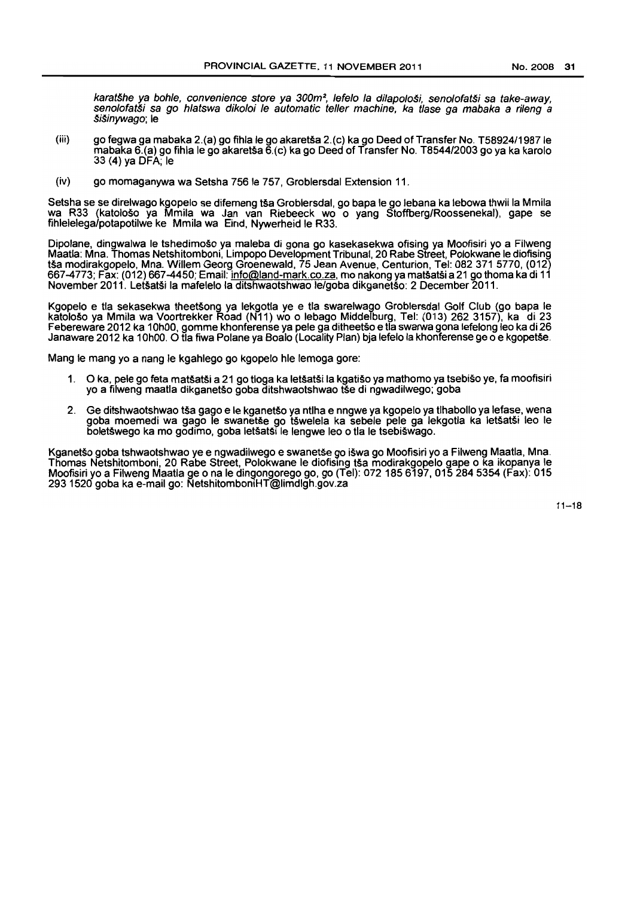*karatšhe ya bohle, convenience store ya 300m², lefelo la dilapološi, senolofatši sa take-away, senolofatši sa go hlatswa dikoloi le automatic teller machine, ka tlase ga mabaka a rileng a šišinywago*; le

(iii) go fegwa ga mabaka 2.(a) go fihla le go akaretša 2.(c) ka go Deed of Transfer No. T58924/1987 le mabaka 6.(a) go fihla le go akaretša 6.(c) ka go Deed of Transfer No. T8544/2003 go ya ka karolo 33 (4) ya DFA; le

(iv) go momaganywa wa Setsha 756 le 757, Groblersdal Extension 11.

Setsha se se direlwago kgopelo se difemeng tša Groblersdal, go bapa le go lebana ka lebowa thwii la Mmila wa R33 (katološo ya Mmila wa Jan van Riebeeck wo o yang Stoffberg/Roossenekal), gape se fihlelelega/potapotilwe ke Mmila wa Eind, Nywerheid le R33.

Dipolane, dingwalwa le tshedimošo ya maleba di gona go kasekasekwa ofising ya Moofisiri yo a Filweng Maatla: Mna. Thomas Netshitomboni, Limpopo Development Tribunal, 20 Rabe Street, Polokwane le diofising tša modirakgopelo, Mna. Willem Georg Groenewald, 75 Jean Avenue, Centurion, Tel: 082 371 5770, (012) 667-4773; Fax: (012) 667-4450; Email: info@land-mark.co.za, mo nakong ya matšatši a 21 go thoma ka di 11 November 2011. Letšatši la mafelelo la ditshwaotshwao le/goba dikganetšo: 2 December 2011.

Kgopelo e tla sekasekwa theetšong ya lekgotla ye e tla swarelwago Groblersdal Golf Club (go bapa le katološo ya Mmila wa Voortrekker Road (N11) wo o lebago Middelburg, Tel: (013) 262 3157), ka di 23 Febereware 2012 ka 10h00, gomme khonferense ya pele ga ditheetšo e tla swarwa gona lefelong leo ka di 26 Janaware 2012 ka 10h00. O tla fiwa Polane ya Boalo (Locality Plan) bja lefelo la khonferense ge o e kgopetše.

Mang le mang yo a nang le kgahlego go kgopelo hle lemoga gore:

1. O ka, pele go feta matšatši a 21 go tloga ka letšatši la kgatišo ya mathomo ya tsebišo ye, fa moofisiri yo a filweng maatla dikganetšo goba ditshwaotshwao tše di ngwadilwego; goba

2. Ge ditshwaotshwao tša gago e le kganetšo ya ntlha e nngwe ya kgopelo ya tlhabollo ya lefase, wena goba moemedi wa gago le swanetše go tšwelela ka sebele pele ga lekgotla ka letšatši leo le boletšwego ka mo godimo, goba letšatši le lengwe leo o tla le tsebišwago.

Kganetšo goba tshwaotshwao ye e ngwadilwego e swanetše go išwa go Moofisiri yo a Filweng Maatla, Mna. Thomas Netshitomboni, 20 Rabe Street, Polokwane le diofising tša modirakgopelo gape o ka ikopanya le Moofisiri yo a Filweng Maatla ge o na le dingongorego go, go (Tel): 072 185 6197, 015 284 5354 (Fax): 015 293 1520 goba ka e-mail go: NetshitomboniHT@limdlgh.gov.za

11–18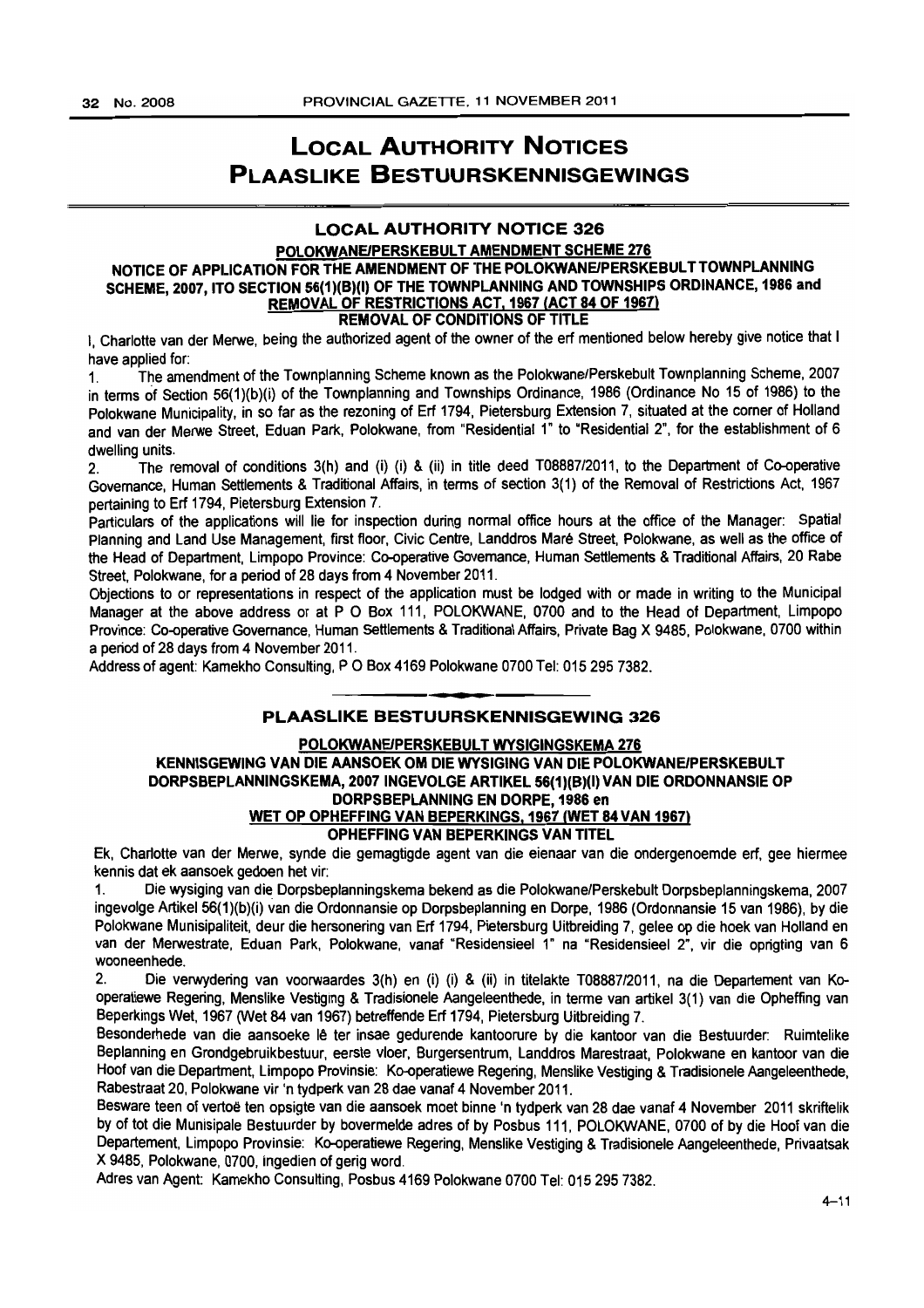# LOCAL AUTHORITY NOTICES
# PLAASLIKE BESTUURSKENNISGEWINGS

## LOCAL AUTHORITY NOTICE 326

**POLOKWANE/PERSKEBULT AMENDMENT SCHEME 276**

**NOTICE OF APPLICATION FOR THE AMENDMENT OF THE POLOKWANE/PERSKEBULT TOWNPLANNING SCHEME, 2007, ITO SECTION 56(1)(B)(I) OF THE TOWNPLANNING AND TOWNSHIPS ORDINANCE, 1986 and REMOVAL OF RESTRICTIONS ACT, 1967 (ACT 84 OF 1967)**

**REMOVAL OF CONDITIONS OF TITLE**

I, Charlotte van der Merwe, being the authorized agent of the owner of the erf mentioned below hereby give notice that I have applied for:

1. The amendment of the Townplanning Scheme known as the Polokwane/Perskebult Townplanning Scheme, 2007 in terms of Section 56(1)(b)(i) of the Townplanning and Townships Ordinance, 1986 (Ordinance No 15 of 1986) to the Polokwane Municipality, in so far as the rezoning of Erf 1794, Pietersburg Extension 7, situated at the corner of Holland and van der Merwe Street, Eduan Park, Polokwane, from "Residential 1" to "Residential 2", for the establishment of 6 dwelling units.
2. The removal of conditions 3(h) and (i) (i) & (ii) in title deed T08887/2011, to the Department of Co-operative Governance, Human Settlements & Traditional Affairs, in terms of section 3(1) of the Removal of Restrictions Act, 1967 pertaining to Erf 1794, Pietersburg Extension 7.

Particulars of the applications will lie for inspection during normal office hours at the office of the Manager: Spatial Planning and Land Use Management, first floor, Civic Centre, Landdros Maré Street, Polokwane, as well as the office of the Head of Department, Limpopo Province: Co-operative Governance, Human Settlements & Traditional Affairs, 20 Rabe Street, Polokwane, for a period of 28 days from 4 November 2011.

Objections to or representations in respect of the application must be lodged with or made in writing to the Municipal Manager at the above address or at P O Box 111, POLOKWANE, 0700 and to the Head of Department, Limpopo Province: Co-operative Governance, Human Settlements & Traditional Affairs, Private Bag X 9485, Polokwane, 0700 within a period of 28 days from 4 November 2011.

Address of agent: Kamekho Consulting, P O Box 4169 Polokwane 0700 Tel: 015 295 7382.

## PLAASLIKE BESTUURSKENNISGEWING 326

**POLOKWANE/PERSKEBULT WYSIGINGSKEMA 276**

**KENNISGEWING VAN DIE AANSOEK OM DIE WYSIGING VAN DIE POLOKWANE/PERSKEBULT DORPSBEPLANNINGSKEMA, 2007 INGEVOLGE ARTIKEL 56(1)(B)(I) VAN DIE ORDONNANSIE OP DORPSBEPLANNING EN DORPE, 1986 en WET OP OPHEFFING VAN BEPERKINGS, 1967 (WET 84 VAN 1967)**

**OPHEFFING VAN BEPERKINGS VAN TITEL**

Ek, Charlotte van der Merwe, synde die gemagtigde agent van die eienaar van die ondergenoemde erf, gee hiermee kennis dat ek aansoek gedoen het vir:

1. Die wysiging van die Dorpsbeplanningskema bekend as die Polokwane/Perskebult Dorpsbeplanningskema, 2007 ingevolge Artikel 56(1)(b)(i) van die Ordonnansie op Dorpsbeplanning en Dorpe, 1986 (Ordonnansie 15 van 1986), by die Polokwane Munisipaliteit, deur die hersonering van Erf 1794, Pietersburg Uitbreiding 7, gelee op die hoek van Holland en van der Merwestrate, Eduan Park, Polokwane, vanaf "Residensieel 1" na "Residensieel 2", vir die oprigting van 6 wooneenhede.
2. Die verwydering van voorwaardes 3(h) en (i) (i) & (ii) in titelakte T08887/2011, na die Departement van Kooperatiewe Regering, Menslike Vestiging & Tradisionele Aangeleenthede, in terme van artikel 3(1) van die Opheffing van Beperkings Wet, 1967 (Wet 84 van 1967) betreffende Erf 1794, Pietersburg Uitbreiding 7.

Besonderhede van die aansoeke lê ter insae gedurende kantoorure by die kantoor van die Bestuurder: Ruimtelike Beplanning en Grondgebruikbestuur, eerste vloer, Burgersentrum, Landdros Marestraat, Polokwane en kantoor van die Hoof van die Department, Limpopo Provinsie: Ko-operatiewe Regering, Menslike Vestiging & Tradisionele Aangeleenthede, Rabestraat 20, Polokwane vir 'n tydperk van 28 dae vanaf 4 November 2011.

Besware teen of vertoë ten opsigte van die aansoek moet binne 'n tydperk van 28 dae vanaf 4 November 2011 skriftelik by of tot die Munisipale Bestuurder by bovermelde adres of by Posbus 111, POLOKWANE, 0700 of by die Hoof van die Departement, Limpopo Provinsie: Ko-operatiewe Regering, Menslike Vestiging & Tradisionele Aangeleenthede, Privaatsak X 9485, Polokwane, 0700, ingedien of gerig word.

Adres van Agent: Kamekho Consulting, Posbus 4169 Polokwane 0700 Tel: 015 295 7382.

4–11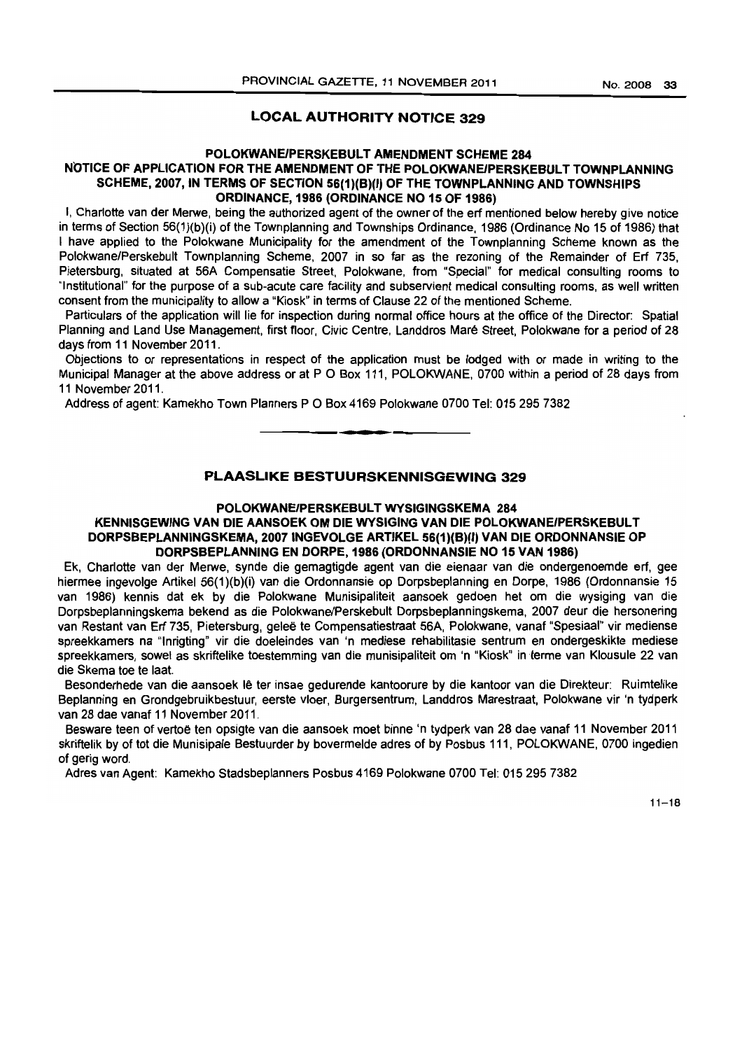## LOCAL AUTHORITY NOTICE 329

### POLOKWANE/PERSKEBULT AMENDMENT SCHEME 284

### NOTICE OF APPLICATION FOR THE AMENDMENT OF THE POLOKWANE/PERSKEBULT TOWNPLANNING SCHEME, 2007, IN TERMS OF SECTION 56(1)(B)(I) OF THE TOWNPLANNING AND TOWNSHIPS ORDINANCE, 1986 (ORDINANCE NO 15 OF 1986)

I, Charlotte van der Merwe, being the authorized agent of the owner of the erf mentioned below hereby give notice in terms of Section 56(1)(b)(i) of the Townplanning and Townships Ordinance, 1986 (Ordinance No 15 of 1986) that I have applied to the Polokwane Municipality for the amendment of the Townplanning Scheme known as the Polokwane/Perskebult Townplanning Scheme, 2007 in so far as the rezoning of the Remainder of Erf 735, Pietersburg, situated at 56A Compensatie Street, Polokwane, from "Special" for medical consulting rooms to "Institutional" for the purpose of a sub-acute care facility and subservient medical consulting rooms, as well written consent from the municipality to allow a "Kiosk" in terms of Clause 22 of the mentioned Scheme.

Particulars of the application will lie for inspection during normal office hours at the office of the Director: Spatial Planning and Land Use Management, first floor, Civic Centre, Landdros Maré Street, Polokwane for a period of 28 days from 11 November 2011.

Objections to or representations in respect of the application must be lodged with or made in writing to the Municipal Manager at the above address or at P O Box 111, POLOKWANE, 0700 within a period of 28 days from 11 November 2011.

Address of agent: Kamekho Town Planners P O Box 4169 Polokwane 0700 Tel: 015 295 7382

---

## PLAASLIKE BESTUURSKENNISGEWING 329

### POLOKWANE/PERSKEBULT WYSIGINGSKEMA 284

### KENNISGEWING VAN DIE AANSOEK OM DIE WYSIGING VAN DIE POLOKWANE/PERSKEBULT DORPSBEPLANNINGSKEMA, 2007 INGEVOLGE ARTIKEL 56(1)(B)(I) VAN DIE ORDONNANSIE OP DORPSBEPLANNING EN DORPE, 1986 (ORDONNANSIE NO 15 VAN 1986)

Ek, Charlotte van der Merwe, synde die gemagtigde agent van die eienaar van die ondergenoemde erf, gee hiermee ingevolge Artikel 56(1)(b)(i) van die Ordonnansie op Dorpsbeplanning en Dorpe, 1986 (Ordonnansie 15 van 1986) kennis dat ek by die Polokwane Munisipaliteit aansoek gedoen het om die wysiging van die Dorpsbeplanningskema bekend as die Polokwane/Perskebult Dorpsbeplanningskema, 2007 deur die hersonering van Restant van Erf 735, Pietersburg, geleë te Compensatiestraat 56A, Polokwane, vanaf "Spesiaal" vir mediense spreekkamers na "Inrigting" vir die doeleindes van 'n mediese rehabilitasie sentrum en ondergeskikte mediese spreekkamers, sowel as skriftelike toestemming van die munisipaliteit om 'n "Kiosk" in terme van Klousule 22 van die Skema toe te laat.

Besonderhede van die aansoek lê ter insae gedurende kantoorure by die kantoor van die Direkteur: Ruimtelike Beplanning en Grondgebruikbestuur, eerste vloer, Burgersentrum, Landdros Marestraat, Polokwane vir 'n tydperk van 28 dae vanaf 11 November 2011.

Besware teen of vertoë ten opsigte van die aansoek moet binne 'n tydperk van 28 dae vanaf 11 November 2011 skriftelik by of tot die Munisipale Bestuurder by bovermelde adres of by Posbus 111, POLOKWANE, 0700 ingedien of gerig word.

Adres van Agent: Kamekho Stadsbeplanners Posbus 4169 Polokwane 0700 Tel: 015 295 7382

11–18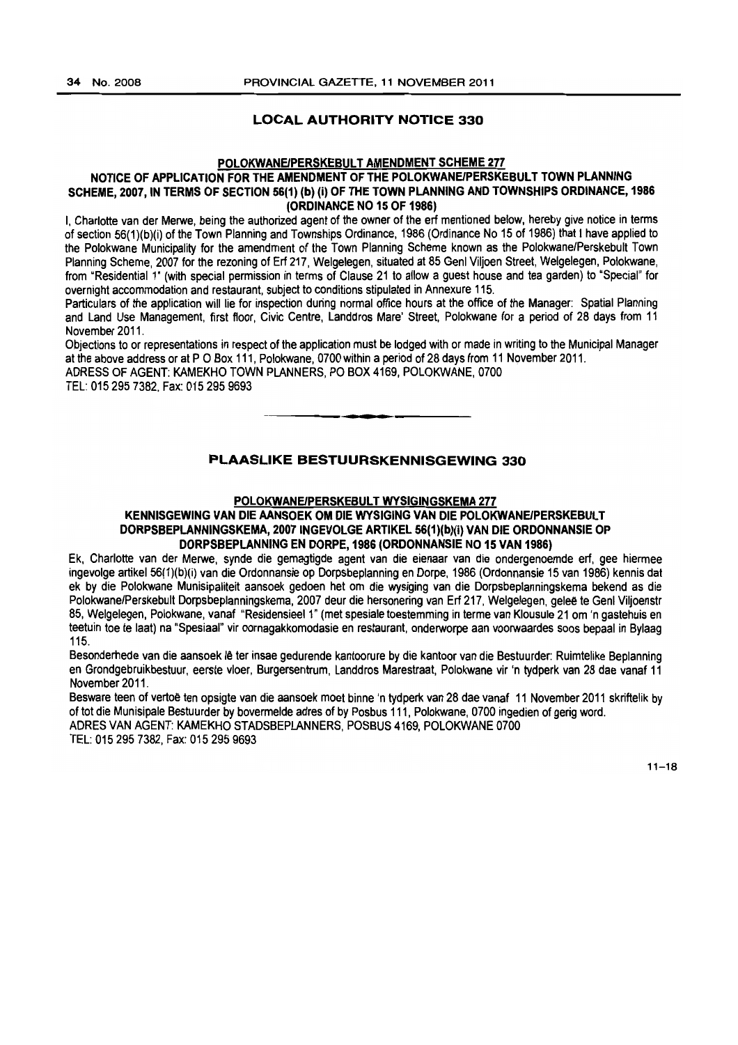## LOCAL AUTHORITY NOTICE 330

### POLOKWANE/PERSKEBULT AMENDMENT SCHEME 277

### NOTICE OF APPLICATION FOR THE AMENDMENT OF THE POLOKWANE/PERSKEBULT TOWN PLANNING SCHEME, 2007, IN TERMS OF SECTION 56(1) (b) (i) OF THE TOWN PLANNING AND TOWNSHIPS ORDINANCE, 1986 (ORDINANCE NO 15 OF 1986)

I, Charlotte van der Merwe, being the authorized agent of the owner of the erf mentioned below, hereby give notice in terms of section 56(1)(b)(i) of the Town Planning and Townships Ordinance, 1986 (Ordinance No 15 of 1986) that I have applied to the Polokwane Municipality for the amendment of the Town Planning Scheme known as the Polokwane/Perskebult Town Planning Scheme, 2007 for the rezoning of Erf 217, Welgelegen, situated at 85 Genl Viljoen Street, Welgelegen, Polokwane, from "Residential 1" (with special permission in terms of Clause 21 to allow a guest house and tea garden) to "Special" for overnight accommodation and restaurant, subject to conditions stipulated in Annexure 115.

Particulars of the application will lie for inspection during normal office hours at the office of the Manager: Spatial Planning and Land Use Management, first floor, Civic Centre, Landdros Mare' Street, Polokwane for a period of 28 days from 11 November 2011.

Objections to or representations in respect of the application must be lodged with or made in writing to the Municipal Manager at the above address or at P O Box 111, Polokwane, 0700 within a period of 28 days from 11 November 2011.

ADRESS OF AGENT: KAMEKHO TOWN PLANNERS, PO BOX 4169, POLOKWANE, 0700

TEL: 015 295 7382, Fax: 015 295 9693

---

## PLAASLIKE BESTUURSKENNISGEWING 330

### POLOKWANE/PERSKEBULT WYSIGINGSKEMA 277

### KENNISGEWING VAN DIE AANSOEK OM DIE WYSIGING VAN DIE POLOKWANE/PERSKEBULT DORPSBEPLANNINGSKEMA, 2007 INGEVOLGE ARTIKEL 56(1)(b)(i) VAN DIE ORDONNANSIE OP DORPSBEPLANNING EN DORPE, 1986 (ORDONNANSIE NO 15 VAN 1986)

Ek, Charlotte van der Merwe, synde die gemagtigde agent van die eienaar van die ondergenoemde erf, gee hiermee ingevolge artikel 56(1)(b)(i) van die Ordonnansie op Dorpsbeplanning en Dorpe, 1986 (Ordonnansie 15 van 1986) kennis dat ek by die Polokwane Munisipaliteit aansoek gedoen het om die wysiging van die Dorpsbeplanningskema bekend as die Polokwane/Perskebult Dorpsbeplanningskema, 2007 deur die hersonering van Erf 217, Welgelegen, geleë te Genl Viljoenstr 85, Welgelegen, Polokwane, vanaf "Residensieel 1" (met spesiale toestemming in terme van Klousule 21 om 'n gastehuis en teetuin toe te laat) na "Spesiaal" vir oornagakkomodasie en restaurant, onderworpe aan voorwaardes soos bepaal in Bylaag 115.

Besonderhede van die aansoek lê ter insae gedurende kantoorure by die kantoor van die Bestuurder: Ruimtelike Beplanning en Grondgebruikbestuur, eerste vloer, Burgersentrum, Landdros Marestraat, Polokwane vir 'n tydperk van 28 dae vanaf 11 November 2011.

Besware teen of vertoë ten opsigte van die aansoek moet binne 'n tydperk van 28 dae vanaf 11 November 2011 skriftelik by of tot die Munisipale Bestuurder by bovermelde adres of by Posbus 111, Polokwane, 0700 ingedien of gerig word.

ADRES VAN AGENT: KAMEKHO STADSBEPLANNERS, POSBUS 4169, POLOKWANE 0700

TEL: 015 295 7382, Fax: 015 295 9693

11–18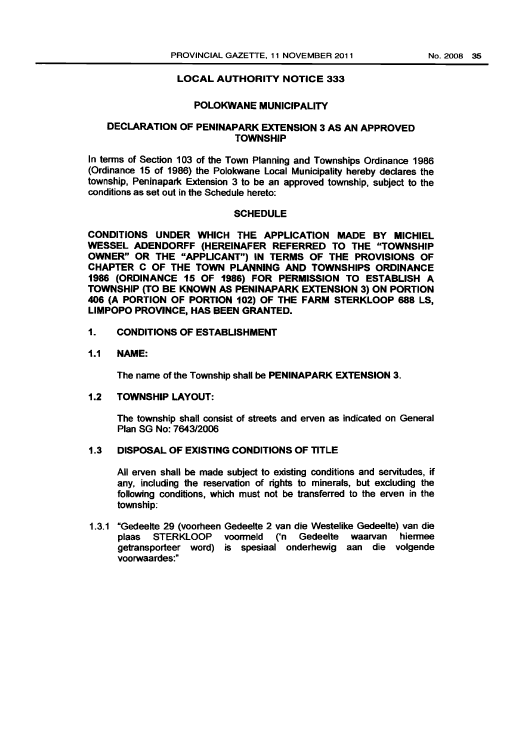## LOCAL AUTHORITY NOTICE 333

## POLOKWANE MUNICIPALITY

## DECLARATION OF PENINAPARK EXTENSION 3 AS AN APPROVED TOWNSHIP

In terms of Section 103 of the Town Planning and Townships Ordinance 1986 (Ordinance 15 of 1986) the Polokwane Local Municipality hereby declares the township, Peninapark Extension 3 to be an approved township, subject to the conditions as set out in the Schedule hereto:

### SCHEDULE

**CONDITIONS UNDER WHICH THE APPLICATION MADE BY MICHIEL WESSEL ADENDORFF (HEREINAFER REFERRED TO THE "TOWNSHIP OWNER" OR THE "APPLICANT") IN TERMS OF THE PROVISIONS OF CHAPTER C OF THE TOWN PLANNING AND TOWNSHIPS ORDINANCE 1986 (ORDINANCE 15 OF 1986) FOR PERMISSION TO ESTABLISH A TOWNSHIP (TO BE KNOWN AS PENINAPARK EXTENSION 3) ON PORTION 406 (A PORTION OF PORTION 102) OF THE FARM STERKLOOP 688 LS, LIMPOPO PROVINCE, HAS BEEN GRANTED.**

**1. CONDITIONS OF ESTABLISHMENT**

**1.1 NAME:**

The name of the Township shall be **PENINAPARK EXTENSION 3.**

**1.2 TOWNSHIP LAYOUT:**

The township shall consist of streets and erven as indicated on General Plan SG No: 7643/2006

**1.3 DISPOSAL OF EXISTING CONDITIONS OF TITLE**

All erven shall be made subject to existing conditions and servitudes, if any, including the reservation of rights to minerals, but excluding the following conditions, which must not be transferred to the erven in the township:

1.3.1 "Gedeelte 29 (voorheen Gedeelte 2 van die Westelike Gedeelte) van die plaas STERKLOOP voormeld ('n Gedeelte waarvan hiermee getransporteer word) is spesiaal onderhewig aan die volgende voorwaardes:"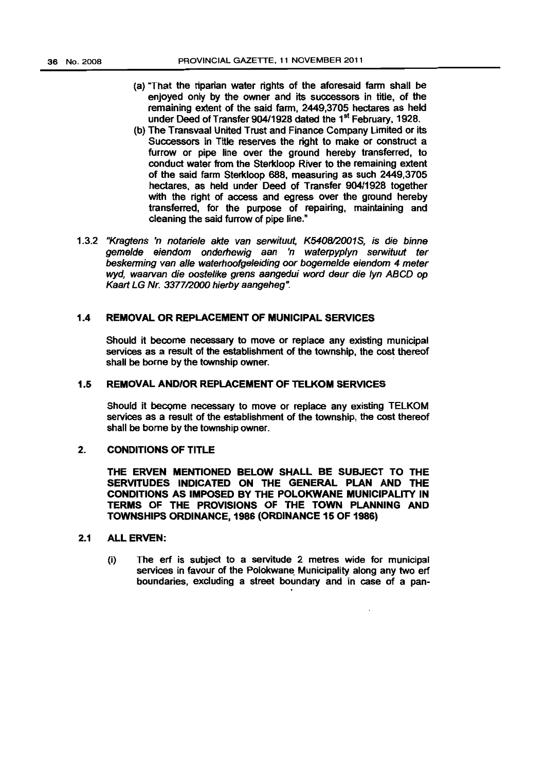(a) "That the riparian water rights of the aforesaid farm shall be enjoyed only by the owner and its successors in title, of the remaining extent of the said farm, 2449,3705 hectares as held under Deed of Transfer 904/1928 dated the 1st February, 1928.

(b) The Transvaal United Trust and Finance Company Limited or its Successors in Title reserves the right to make or construct a furrow or pipe line over the ground hereby transferred, to conduct water from the Sterkloop River to the remaining extent of the said farm Sterkloop 688, measuring as such 2449,3705 hectares, as held under Deed of Transfer 904/1928 together with the right of access and egress over the ground hereby transferred, for the purpose of repairing, maintaining and cleaning the said furrow of pipe line."

1.3.2 *"Kragtens 'n notariele akte van serwituut, K5408/2001S, is die binne gemelde eiendom onderhewig aan 'n waterpyplyn serwituut ter beskerming van alle waterhoofgeleiding oor bogemelde eiendom 4 meter wyd, waarvan die oostelike grens aangedui word deur die lyn ABCD op Kaart LG Nr. 3377/2000 hierby aangeheg".*

### 1.4 REMOVAL OR REPLACEMENT OF MUNICIPAL SERVICES

Should it become necessary to move or replace any existing municipal services as a result of the establishment of the township, the cost thereof shall be borne by the township owner.

### 1.5 REMOVAL AND/OR REPLACEMENT OF TELKOM SERVICES

Should it become necessary to move or replace any existing TELKOM services as a result of the establishment of the township, the cost thereof shall be borne by the township owner.

## 2. CONDITIONS OF TITLE

**THE ERVEN MENTIONED BELOW SHALL BE SUBJECT TO THE SERVITUDES INDICATED ON THE GENERAL PLAN AND THE CONDITIONS AS IMPOSED BY THE POLOKWANE MUNICIPALITY IN TERMS OF THE PROVISIONS OF THE TOWN PLANNING AND TOWNSHIPS ORDINANCE, 1986 (ORDINANCE 15 OF 1986)**

### 2.1 ALL ERVEN:

(i) The erf is subject to a servitude 2 metres wide for municipal services in favour of the Polokwane Municipality along any two erf boundaries, excluding a street boundary and in case of a pan-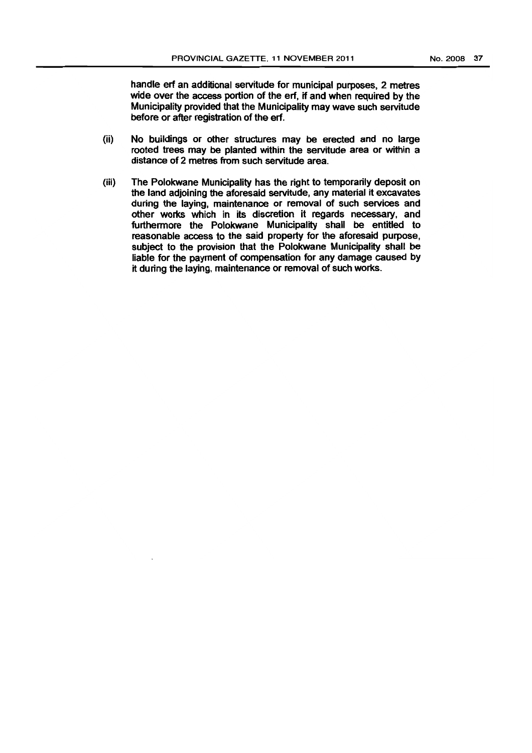handle erf an additional servitude for municipal purposes, 2 metres wide over the access portion of the erf, if and when required by the Municipality provided that the Municipality may wave such servitude before or after registration of the erf.

(ii) No buildings or other structures may be erected and no large rooted trees may be planted within the servitude area or within a distance of 2 metres from such servitude area.

(iii) The Polokwane Municipality has the right to temporarily deposit on the land adjoining the aforesaid servitude, any material it excavates during the laying, maintenance or removal of such services and other works which in its discretion it regards necessary, and furthermore the Polokwane Municipality shall be entitled to reasonable access to the said property for the aforesaid purpose, subject to the provision that the Polokwane Municipality shall be liable for the payment of compensation for any damage caused by it during the laying, maintenance or removal of such works.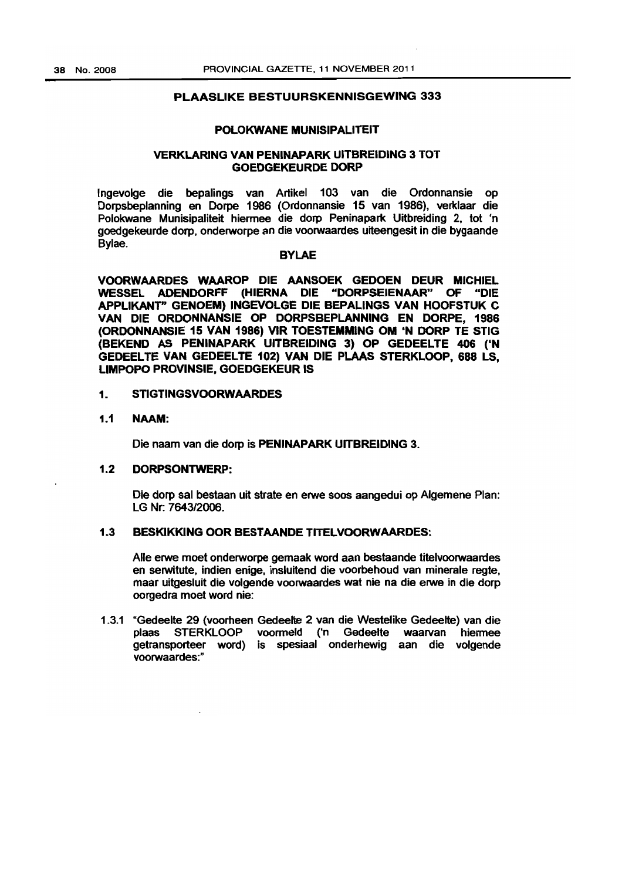## PLAASLIKE BESTUURSKENNISGEWING 333

### POLOKWANE MUNISIPALITEIT

### VERKLARING VAN PENINAPARK UITBREIDING 3 TOT GOEDGEKEURDE DORP

Ingevolge die bepalings van Artikel 103 van die Ordonnansie op Dorpsbeplanning en Dorpe 1986 (Ordonnansie 15 van 1986), verklaar die Polokwane Munisipaliteit hiermee die dorp Peninapark Uitbreiding 2, tot 'n goedgekeurde dorp, onderworpe an die voorwaardes uiteengesit in die bygaande Bylae.

### BYLAE

**VOORWAARDES WAAROP DIE AANSOEK GEDOEN DEUR MICHIEL WESSEL ADENDORFF (HIERNA DIE "DORPSEIENAAR" OF "DIE APPLIKANT" GENOEM) INGEVOLGE DIE BEPALINGS VAN HOOFSTUK C VAN DIE ORDONNANSIE OP DORPSBEPLANNING EN DORPE, 1986 (ORDONNANSIE 15 VAN 1986) VIR TOESTEMMING OM 'N DORP TE STIG (BEKEND AS PENINAPARK UITBREIDING 3) OP GEDEELTE 406 ('N GEDEELTE VAN GEDEELTE 102) VAN DIE PLAAS STERKLOOP, 688 LS, LIMPOPO PROVINSIE, GOEDGEKEUR IS**

**1. STIGTINGSVOORWAARDES**

**1.1 NAAM:**

Die naam van die dorp is **PENINAPARK UITBREIDING 3**.

**1.2 DORPSONTWERP:**

Die dorp sal bestaan uit strate en erwe soos aangedui op Algemene Plan: LG Nr: 7643/2006.

**1.3 BESKIKKING OOR BESTAANDE TITELVOORWAARDES:**

Alle erwe moet onderworpe gemaak word aan bestaande titelvoorwaardes en serwitute, indien enige, insluitend die voorbehoud van minerale regte, maar uitgesluit die volgende voorwaardes wat nie na die erwe in die dorp oorgedra moet word nie:

1.3.1 "Gedeelte 29 (voorheen Gedeelte 2 van die Westelike Gedeelte) van die plaas STERKLOOP voormeld ('n Gedeelte waarvan hiermee getransporteer word) is spesiaal onderhewig aan die volgende voorwaardes:"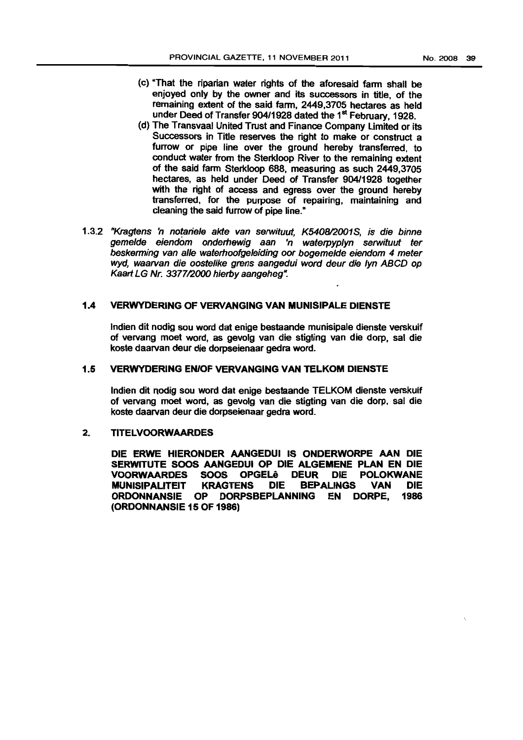(c) "That the riparian water rights of the aforesaid farm shall be enjoyed only by the owner and its successors in title, of the remaining extent of the said farm, 2449,3705 hectares as held under Deed of Transfer 904/1928 dated the 1st February, 1928.

(d) The Transvaal United Trust and Finance Company Limited or its Successors in Title reserves the right to make or construct a furrow or pipe line over the ground hereby transferred, to conduct water from the Sterkloop River to the remaining extent of the said farm Sterkloop 688, measuring as such 2449,3705 hectares, as held under Deed of Transfer 904/1928 together with the right of access and egress over the ground hereby transferred, for the purpose of repairing, maintaining and cleaning the said furrow of pipe line."

1.3.2 *"Kragtens 'n notariele akte van serwituut, K5408/2001S, is die binne gemelde eiendom onderhewig aan 'n waterpyplyn serwituut ter beskerming van alle waterhoofgeleiding oor bogemelde eiendom 4 meter wyd, waarvan die oostelike grens aangedui word deur die lyn ABCD op Kaart LG Nr. 3377/2000 hierby aangeheg".*

### 1.4 VERWYDERING OF VERVANGING VAN MUNISIPALE DIENSTE

Indien dit nodig sou word dat enige bestaande munisipale dienste verskuif of vervang moet word, as gevolg van die stigting van die dorp, sal die koste daarvan deur die dorpseienaar gedra word.

### 1.5 VERWYDERING EN/OF VERVANGING VAN TELKOM DIENSTE

Indien dit nodig sou word dat enige bestaande TELKOM dienste verskuif of vervang moet word, as gevolg van die stigting van die dorp, sal die koste daarvan deur die dorpseienaar gedra word.

## 2. TITELVOORWAARDES

**DIE ERWE HIERONDER AANGEDUI IS ONDERWORPE AAN DIE SERWITUTE SOOS AANGEDUI OP DIE ALGEMENE PLAN EN DIE VOORWAARDES SOOS OPGELê DEUR DIE POLOKWANE MUNISIPALITEIT KRAGTENS DIE BEPALINGS VAN DIE ORDONNANSIE OP DORPSBEPLANNING EN DORPE, 1986 (ORDONNANSIE 15 OF 1986)**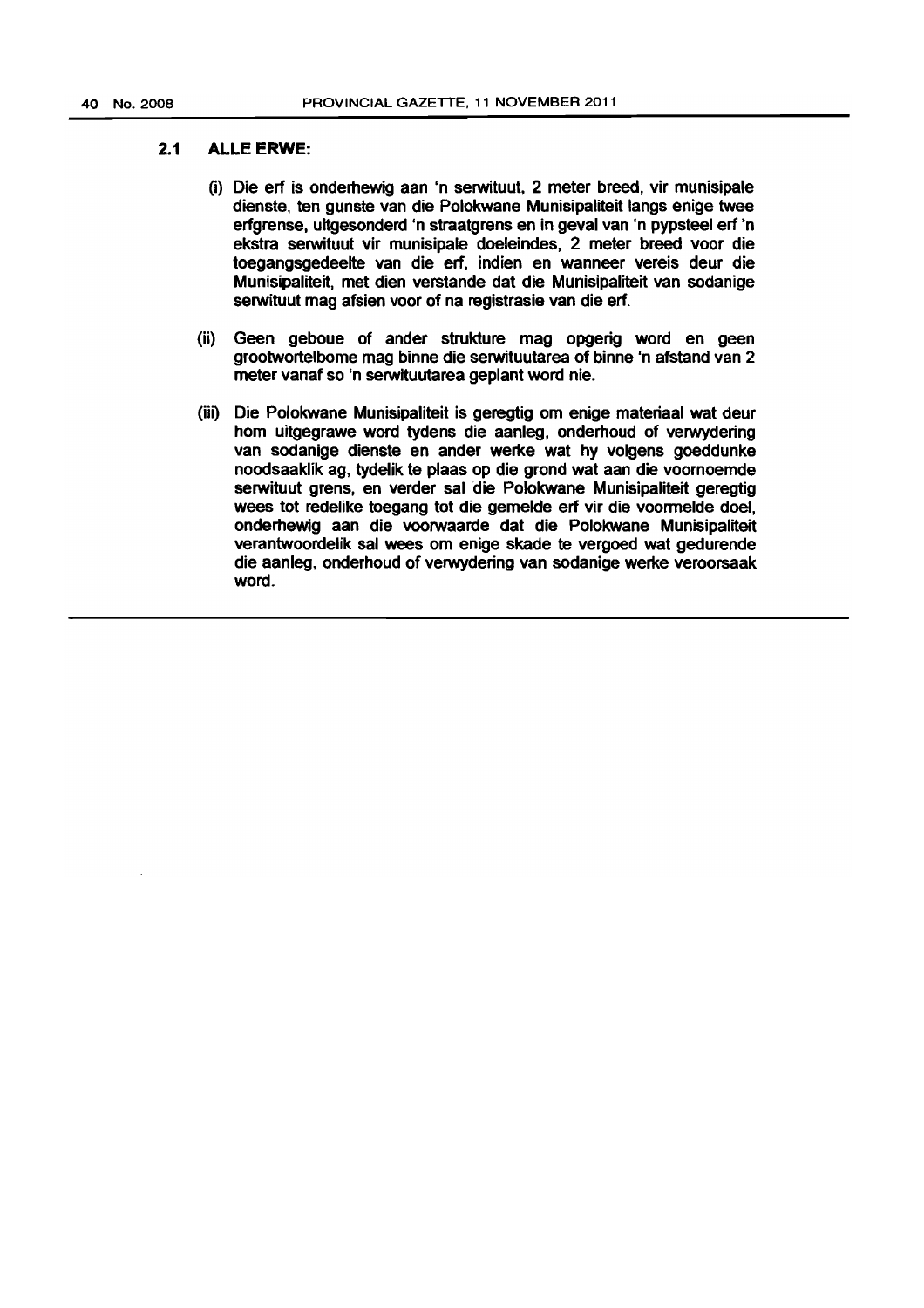### 2.1 ALLE ERWE:

(i) Die erf is onderhewig aan 'n serwituut, 2 meter breed, vir munisipale dienste, ten gunste van die Polokwane Munisipaliteit langs enige twee erfgrense, uitgesonderd 'n straatgrens en in geval van 'n pypsteel erf 'n ekstra serwituut vir munisipale doeleindes, 2 meter breed voor die toegangsgedeelte van die erf, indien en wanneer vereis deur die Munisipaliteit, met dien verstande dat die Munisipaliteit van sodanige serwituut mag afsien voor of na registrasie van die erf.

(ii) Geen geboue of ander strukture mag opgerig word en geen grootwortelbome mag binne die serwituutarea of binne 'n afstand van 2 meter vanaf so 'n serwituutarea geplant word nie.

(iii) Die Polokwane Munisipaliteit is geregtig om enige materiaal wat deur hom uitgegrawe word tydens die aanleg, onderhoud of verwydering van sodanige dienste en ander werke wat hy volgens goeddunke noodsaaklik ag, tydelik te plaas op die grond wat aan die voornoemde serwituut grens, en verder sal die Polokwane Munisipaliteit geregtig wees tot redelike toegang tot die gemelde erf vir die voormelde doel, onderhewig aan die voorwaarde dat die Polokwane Munisipaliteit verantwoordelik sal wees om enige skade te vergoed wat gedurende die aanleg, onderhoud of verwydering van sodanige werke veroorsaak word.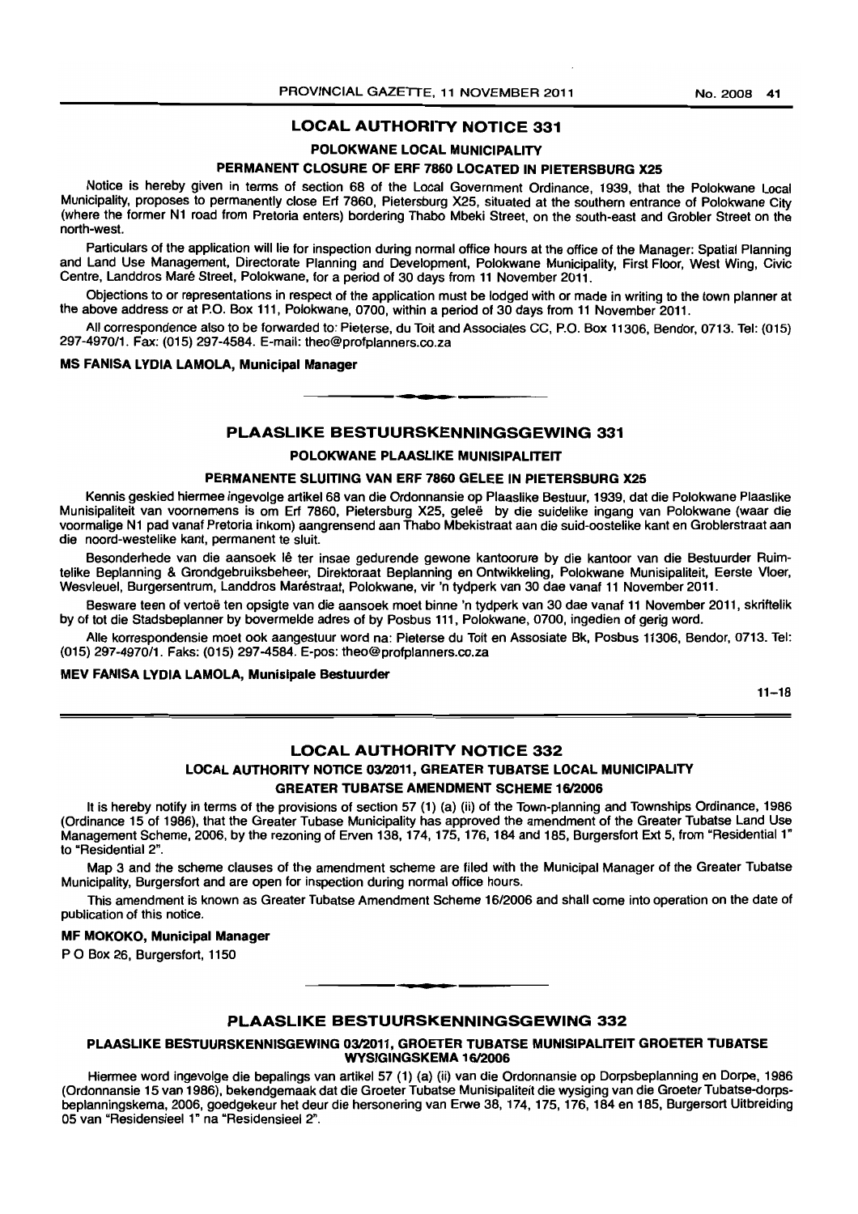## LOCAL AUTHORITY NOTICE 331

### POLOKWANE LOCAL MUNICIPALITY

### PERMANENT CLOSURE OF ERF 7860 LOCATED IN PIETERSBURG X25

Notice is hereby given in terms of section 68 of the Local Government Ordinance, 1939, that the Polokwane Local Municipality, proposes to permanently close Erf 7860, Pietersburg X25, situated at the southern entrance of Polokwane City (where the former N1 road from Pretoria enters) bordering Thabo Mbeki Street, on the south-east and Grobler Street on the north-west.

Particulars of the application will lie for inspection during normal office hours at the office of the Manager: Spatial Planning and Land Use Management, Directorate Planning and Development, Polokwane Municipality, First Floor, West Wing, Civic Centre, Landdros Maré Street, Polokwane, for a period of 30 days from 11 November 2011.

Objections to or representations in respect of the application must be lodged with or made in writing to the town planner at the above address or at P.O. Box 111, Polokwane, 0700, within a period of 30 days from 11 November 2011.

All correspondence also to be forwarded to: Pieterse, du Toit and Associates CC, P.O. Box 11306, Bendor, 0713. Tel: (015) 297-4970/1. Fax: (015) 297-4584. E-mail: theo@profplanners.co.za

**MS FANISA LYDIA LAMOLA, Municipal Manager**

---

## PLAASLIKE BESTUURSKENNINGSGEWING 331

### POLOKWANE PLAASLIKE MUNISIPALITEIT

### PERMANENTE SLUITING VAN ERF 7860 GELEE IN PIETERSBURG X25

Kennis geskied hiermee ingevolge artikel 68 van die Ordonnansie op Plaaslike Bestuur, 1939, dat die Polokwane Plaaslike Munisipaliteit van voornemens is om Erf 7860, Pietersburg X25, geleë by die suidelike ingang van Polokwane (waar die voormalige N1 pad vanaf Pretoria inkom) aangrensend aan Thabo Mbekistraat aan die suid-oostelike kant en Groblerstraat aan die noord-westelike kant, permanent te sluit.

Besonderhede van die aansoek lê ter insae gedurende gewone kantoorure by die kantoor van die Bestuurder Ruimtelike Beplanning & Grondgebruiksbeheer, Direktoraat Beplanning en Ontwikkeling, Polokwane Munisipaliteit, Eerste Vloer, Wesvleuel, Burgersentrum, Landdros Maréstraat, Polokwane, vir 'n tydperk van 30 dae vanaf 11 November 2011.

Besware teen of vertoë ten opsigte van die aansoek moet binne 'n tydperk van 30 dae vanaf 11 November 2011, skriftelik by of tot die Stadsbeplanner by bovermelde adres of by Posbus 111, Polokwane, 0700, ingedien of gerig word.

Alle korrespondensie moet ook aangestuur word na: Pieterse du Toit en Assosiate Bk, Posbus 11306, Bendor, 0713. Tel: (015) 297-4970/1. Faks: (015) 297-4584. E-pos: theo@profplanners.co.za

**MEV FANISA LYDIA LAMOLA, Munisipale Bestuurder**

11–18

---

## LOCAL AUTHORITY NOTICE 332

### LOCAL AUTHORITY NOTICE 03/2011, GREATER TUBATSE LOCAL MUNICIPALITY

### GREATER TUBATSE AMENDMENT SCHEME 16/2006

It is hereby notify in terms of the provisions of section 57 (1) (a) (ii) of the Town-planning and Townships Ordinance, 1986 (Ordinance 15 of 1986), that the Greater Tubase Municipality has approved the amendment of the Greater Tubatse Land Use Management Scheme, 2006, by the rezoning of Erven 138, 174, 175, 176, 184 and 185, Burgersfort Ext 5, from "Residential 1" to "Residential 2".

Map 3 and the scheme clauses of the amendment scheme are filed with the Municipal Manager of the Greater Tubatse Municipality, Burgersfort and are open for inspection during normal office hours.

This amendment is known as Greater Tubatse Amendment Scheme 16/2006 and shall come into operation on the date of publication of this notice.

**MF MOKOKO, Municipal Manager**

P O Box 26, Burgersfort, 1150

---

## PLAASLIKE BESTUURSKENNINGSGEWING 332

### PLAASLIKE BESTUURSKENNISGEWING 03/2011, GROETER TUBATSE MUNISIPALITEIT GROETER TUBATSE WYSIGINGSKEMA 16/2006

Hiermee word ingevolge die bepalings van artikel 57 (1) (a) (ii) van die Ordonnansie op Dorpsbeplanning en Dorpe, 1986 (Ordonnansie 15 van 1986), bekendgemaak dat die Groeter Tubatse Munisipaliteit die wysiging van die Groeter Tubatse-dorpsbeplanningskema, 2006, goedgekeur het deur die hersonering van Erwe 38, 174, 175, 176, 184 en 185, Burgersort Uitbreiding 05 van "Residensieel 1" na "Residensieel 2".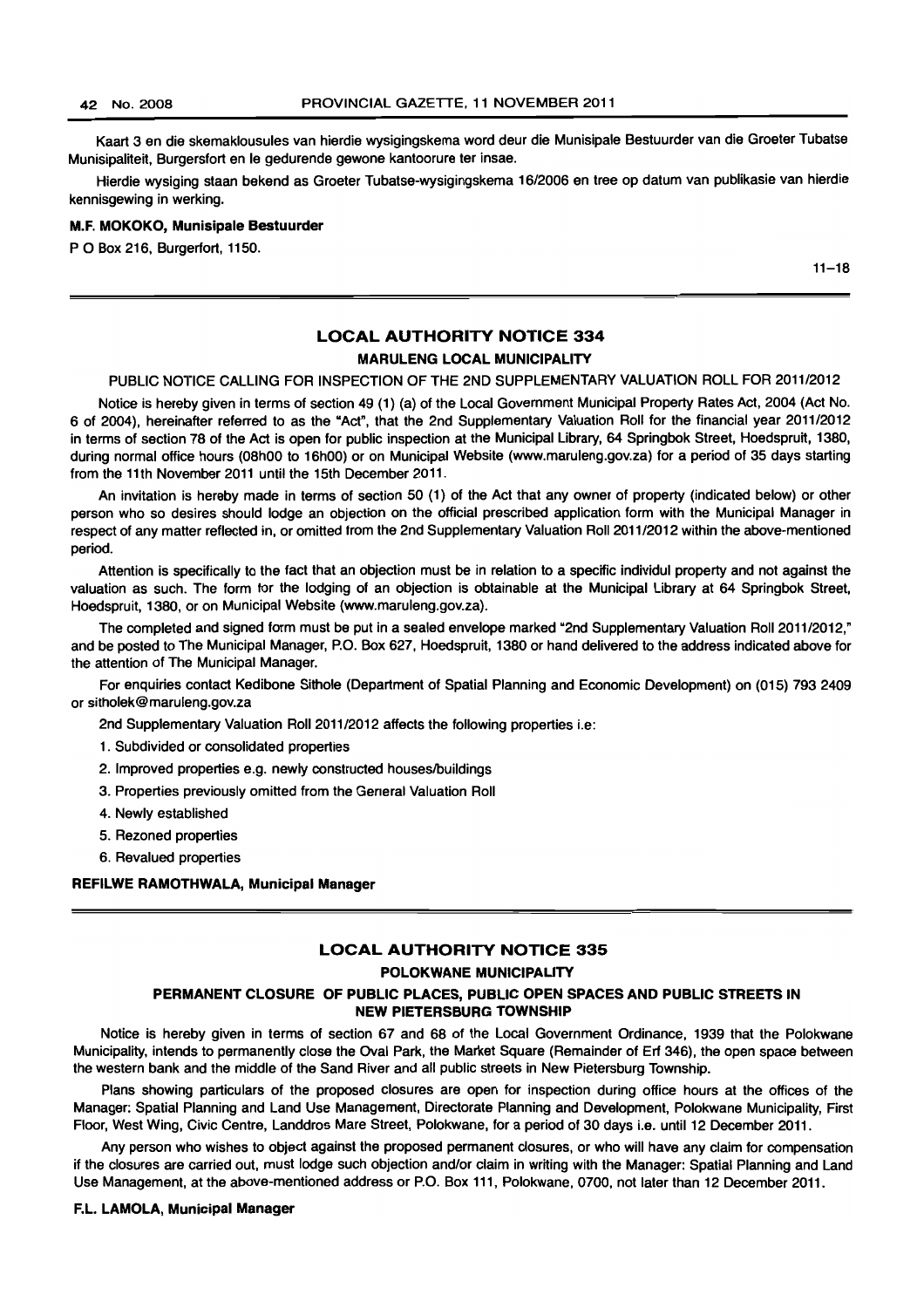Kaart 3 en die skemaklousules van hierdie wysigingskema word deur die Munisipale Bestuurder van die Groeter Tubatse Munisipaliteit, Burgersfort en le gedurende gewone kantoorure ter insae.

Hierdie wysiging staan bekend as Groeter Tubatse-wysigingskema 16/2006 en tree op datum van publikasie van hierdie kennisgewing in werking.

**M.F. MOKOKO, Munisipale Bestuurder**

P O Box 216, Burgerfort, 1150.

11–18

---

## LOCAL AUTHORITY NOTICE 334

### MARULENG LOCAL MUNICIPALITY

PUBLIC NOTICE CALLING FOR INSPECTION OF THE 2ND SUPPLEMENTARY VALUATION ROLL FOR 2011/2012

Notice is hereby given in terms of section 49 (1) (a) of the Local Government Municipal Property Rates Act, 2004 (Act No. 6 of 2004), hereinafter referred to as the "Act", that the 2nd Supplementary Valuation Roll for the financial year 2011/2012 in terms of section 78 of the Act is open for public inspection at the Municipal Library, 64 Springbok Street, Hoedspruit, 1380, during normal office hours (08h00 to 16h00) or on Municipal Website (www.maruleng.gov.za) for a period of 35 days starting from the 11th November 2011 until the 15th December 2011.

An invitation is hereby made in terms of section 50 (1) of the Act that any owner of property (indicated below) or other person who so desires should lodge an objection on the official prescribed application form with the Municipal Manager in respect of any matter reflected in, or omitted from the 2nd Supplementary Valuation Roll 2011/2012 within the above-mentioned period.

Attention is specifically to the fact that an objection must be in relation to a specific individul property and not against the valuation as such. The form for the lodging of an objection is obtainable at the Municipal Library at 64 Springbok Street, Hoedspruit, 1380, or on Municipal Website (www.maruleng.gov.za).

The completed and signed form must be put in a sealed envelope marked "2nd Supplementary Valuation Roll 2011/2012," and be posted to The Municipal Manager, P.O. Box 627, Hoedspruit, 1380 or hand delivered to the address indicated above for the attention of The Municipal Manager.

For enquiries contact Kedibone Sithole (Department of Spatial Planning and Economic Development) on (015) 793 2409 or sitholek@maruleng.gov.za

2nd Supplementary Valuation Roll 2011/2012 affects the following properties i.e:

1. Subdivided or consolidated properties
2. Improved properties e.g. newly constructed houses/buildings
3. Properties previously omitted from the General Valuation Roll
4. Newly established
5. Rezoned properties
6. Revalued properties

**REFILWE RAMOTHWALA, Municipal Manager**

---

## LOCAL AUTHORITY NOTICE 335

### POLOKWANE MUNICIPALITY

### PERMANENT CLOSURE OF PUBLIC PLACES, PUBLIC OPEN SPACES AND PUBLIC STREETS IN NEW PIETERSBURG TOWNSHIP

Notice is hereby given in terms of section 67 and 68 of the Local Government Ordinance, 1939 that the Polokwane Municipality, intends to permanently close the Oval Park, the Market Square (Remainder of Erf 346), the open space between the western bank and the middle of the Sand River and all public streets in New Pietersburg Township.

Plans showing particulars of the proposed closures are open for inspection during office hours at the offices of the Manager: Spatial Planning and Land Use Management, Directorate Planning and Development, Polokwane Municipality, First Floor, West Wing, Civic Centre, Landdros Mare Street, Polokwane, for a period of 30 days i.e. until 12 December 2011.

Any person who wishes to object against the proposed permanent closures, or who will have any claim for compensation if the closures are carried out, must lodge such objection and/or claim in writing with the Manager: Spatial Planning and Land Use Management, at the above-mentioned address or P.O. Box 111, Polokwane, 0700, not later than 12 December 2011.

**F.L. LAMOLA, Municipal Manager**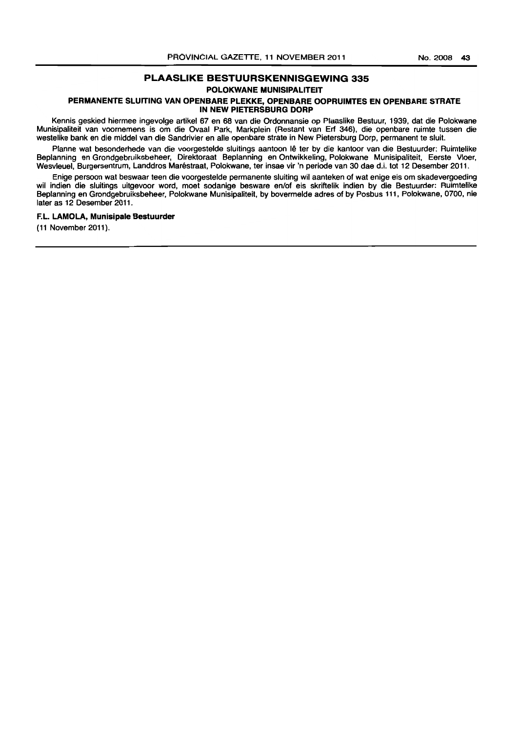## PLAASLIKE BESTUURSKENNISGEWING 335

### POLOKWANE MUNISIPALITEIT

### PERMANENTE SLUITING VAN OPENBARE PLEKKE, OPENBARE OOPRUIMTES EN OPENBARE STRATE IN NEW PIETERSBURG DORP

Kennis geskied hiermee ingevolge artikel 67 en 68 van die Ordonnansie op Plaaslike Bestuur, 1939, dat die Polokwane Munisipaliteit van voornemens is om die Ovaal Park, Markplein (Restant van Erf 346), die openbare ruimte tussen die westelike bank en die middel van die Sandrivier en alle openbare strate in New Pietersburg Dorp, permanent te sluit.

Planne wat besonderhede van die voorgestelde sluitings aantoon lê ter by die kantoor van die Bestuurder: Ruimtelike Beplanning en Grondgebruiksbeheer, Direktoraat Beplanning en Ontwikkeling, Polokwane Munisipaliteit, Eerste Vloer, Wesvleuel, Burgersentrum, Landdros Maréstraat, Polokwane, ter insae vir 'n periode van 30 dae d.i. tot 12 Desember 2011.

Enige persoon wat beswaar teen die voorgestelde permanente sluiting wil aanteken of wat enige eis om skadevergoeding wil indien die sluitings uitgevoer word, moet sodanige besware en/of eis skriftelik indien by die Bestuurder: Ruimtelike Beplanning en Grondgebruiksbeheer, Polokwane Munisipaliteit, by bovermelde adres of by Posbus 111, Polokwane, 0700, nie later as 12 Desember 2011.

**F.L. LAMOLA, Munisipale Bestuurder**

(11 November 2011).